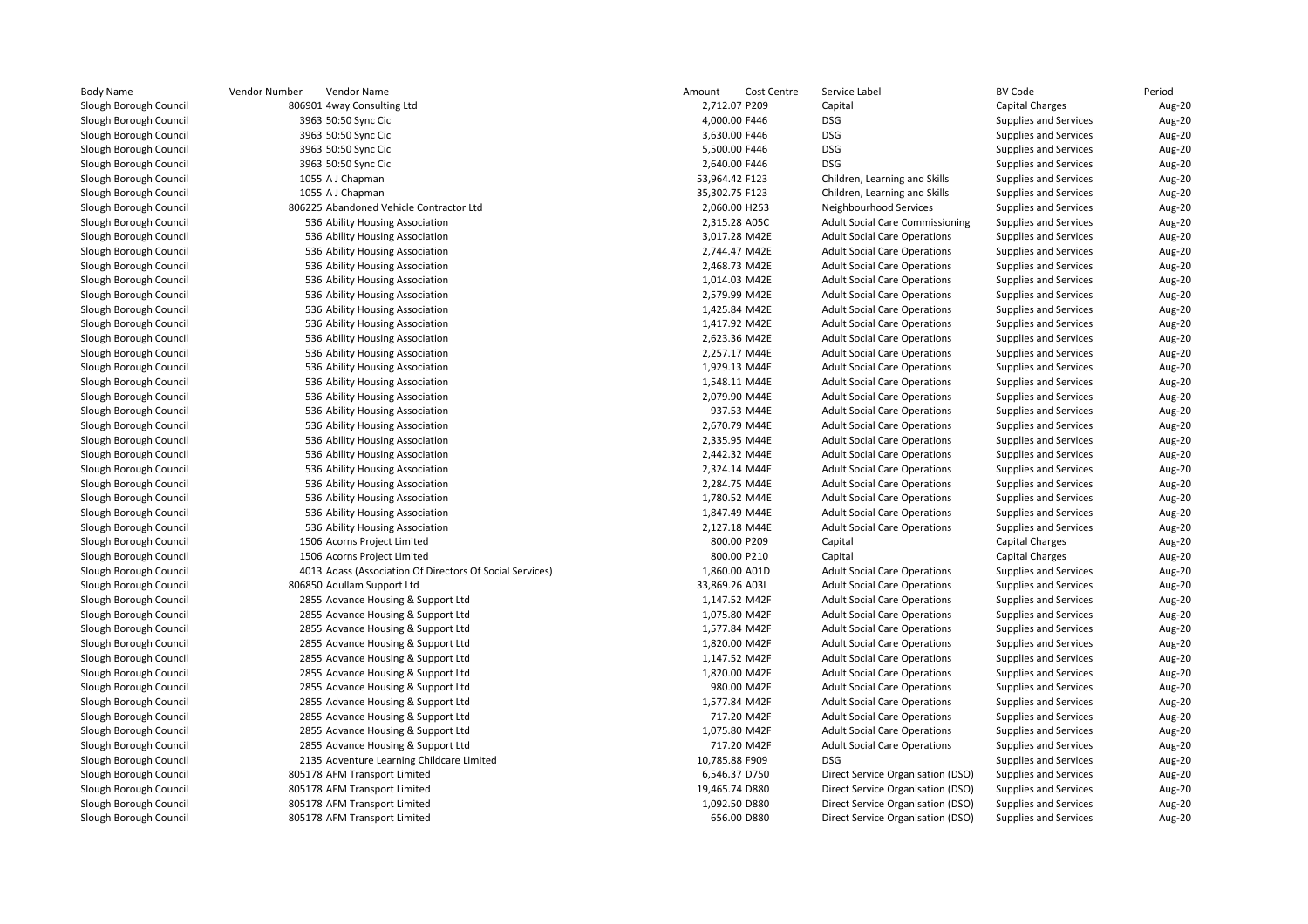| Body Name | Vendor Number | Vendor Name | Amount | Cost Centre | Service Label | BV Code | Period |
|---|---|---|---|---|---|---|---|
| Slough Borough Council | 806901 | 4way Consulting Ltd | 2,712.07 | P209 | Capital | Capital Charges | Aug-20 |
| Slough Borough Council | 3963 | 50:50 Sync Cic | 4,000.00 | F446 | DSG | Supplies and Services | Aug-20 |
| Slough Borough Council | 3963 | 50:50 Sync Cic | 3,630.00 | F446 | DSG | Supplies and Services | Aug-20 |
| Slough Borough Council | 3963 | 50:50 Sync Cic | 5,500.00 | F446 | DSG | Supplies and Services | Aug-20 |
| Slough Borough Council | 3963 | 50:50 Sync Cic | 2,640.00 | F446 | DSG | Supplies and Services | Aug-20 |
| Slough Borough Council | 1055 | A J Chapman | 53,964.42 | F123 | Children, Learning and Skills | Supplies and Services | Aug-20 |
| Slough Borough Council | 1055 | A J Chapman | 35,302.75 | F123 | Children, Learning and Skills | Supplies and Services | Aug-20 |
| Slough Borough Council | 806225 | Abandoned Vehicle Contractor Ltd | 2,060.00 | H253 | Neighbourhood Services | Supplies and Services | Aug-20 |
| Slough Borough Council | 536 | Ability Housing Association | 2,315.28 | A05C | Adult Social Care Commissioning | Supplies and Services | Aug-20 |
| Slough Borough Council | 536 | Ability Housing Association | 3,017.28 | M42E | Adult Social Care Operations | Supplies and Services | Aug-20 |
| Slough Borough Council | 536 | Ability Housing Association | 2,744.47 | M42E | Adult Social Care Operations | Supplies and Services | Aug-20 |
| Slough Borough Council | 536 | Ability Housing Association | 2,468.73 | M42E | Adult Social Care Operations | Supplies and Services | Aug-20 |
| Slough Borough Council | 536 | Ability Housing Association | 1,014.03 | M42E | Adult Social Care Operations | Supplies and Services | Aug-20 |
| Slough Borough Council | 536 | Ability Housing Association | 2,579.99 | M42E | Adult Social Care Operations | Supplies and Services | Aug-20 |
| Slough Borough Council | 536 | Ability Housing Association | 1,425.84 | M42E | Adult Social Care Operations | Supplies and Services | Aug-20 |
| Slough Borough Council | 536 | Ability Housing Association | 1,417.92 | M42E | Adult Social Care Operations | Supplies and Services | Aug-20 |
| Slough Borough Council | 536 | Ability Housing Association | 2,623.36 | M42E | Adult Social Care Operations | Supplies and Services | Aug-20 |
| Slough Borough Council | 536 | Ability Housing Association | 2,257.17 | M44E | Adult Social Care Operations | Supplies and Services | Aug-20 |
| Slough Borough Council | 536 | Ability Housing Association | 1,929.13 | M44E | Adult Social Care Operations | Supplies and Services | Aug-20 |
| Slough Borough Council | 536 | Ability Housing Association | 1,548.11 | M44E | Adult Social Care Operations | Supplies and Services | Aug-20 |
| Slough Borough Council | 536 | Ability Housing Association | 2,079.90 | M44E | Adult Social Care Operations | Supplies and Services | Aug-20 |
| Slough Borough Council | 536 | Ability Housing Association | 937.53 | M44E | Adult Social Care Operations | Supplies and Services | Aug-20 |
| Slough Borough Council | 536 | Ability Housing Association | 2,670.79 | M44E | Adult Social Care Operations | Supplies and Services | Aug-20 |
| Slough Borough Council | 536 | Ability Housing Association | 2,335.95 | M44E | Adult Social Care Operations | Supplies and Services | Aug-20 |
| Slough Borough Council | 536 | Ability Housing Association | 2,442.32 | M44E | Adult Social Care Operations | Supplies and Services | Aug-20 |
| Slough Borough Council | 536 | Ability Housing Association | 2,324.14 | M44E | Adult Social Care Operations | Supplies and Services | Aug-20 |
| Slough Borough Council | 536 | Ability Housing Association | 2,284.75 | M44E | Adult Social Care Operations | Supplies and Services | Aug-20 |
| Slough Borough Council | 536 | Ability Housing Association | 1,780.52 | M44E | Adult Social Care Operations | Supplies and Services | Aug-20 |
| Slough Borough Council | 536 | Ability Housing Association | 1,847.49 | M44E | Adult Social Care Operations | Supplies and Services | Aug-20 |
| Slough Borough Council | 536 | Ability Housing Association | 2,127.18 | M44E | Adult Social Care Operations | Supplies and Services | Aug-20 |
| Slough Borough Council | 1506 | Acorns Project Limited | 800.00 | P209 | Capital | Capital Charges | Aug-20 |
| Slough Borough Council | 1506 | Acorns Project Limited | 800.00 | P210 | Capital | Capital Charges | Aug-20 |
| Slough Borough Council | 4013 | Adass (Association Of Directors Of Social Services) | 1,860.00 | A01D | Adult Social Care Operations | Supplies and Services | Aug-20 |
| Slough Borough Council | 806850 | Adullam Support Ltd | 33,869.26 | A03L | Adult Social Care Operations | Supplies and Services | Aug-20 |
| Slough Borough Council | 2855 | Advance Housing & Support Ltd | 1,147.52 | M42F | Adult Social Care Operations | Supplies and Services | Aug-20 |
| Slough Borough Council | 2855 | Advance Housing & Support Ltd | 1,075.80 | M42F | Adult Social Care Operations | Supplies and Services | Aug-20 |
| Slough Borough Council | 2855 | Advance Housing & Support Ltd | 1,577.84 | M42F | Adult Social Care Operations | Supplies and Services | Aug-20 |
| Slough Borough Council | 2855 | Advance Housing & Support Ltd | 1,820.00 | M42F | Adult Social Care Operations | Supplies and Services | Aug-20 |
| Slough Borough Council | 2855 | Advance Housing & Support Ltd | 1,147.52 | M42F | Adult Social Care Operations | Supplies and Services | Aug-20 |
| Slough Borough Council | 2855 | Advance Housing & Support Ltd | 1,820.00 | M42F | Adult Social Care Operations | Supplies and Services | Aug-20 |
| Slough Borough Council | 2855 | Advance Housing & Support Ltd | 980.00 | M42F | Adult Social Care Operations | Supplies and Services | Aug-20 |
| Slough Borough Council | 2855 | Advance Housing & Support Ltd | 1,577.84 | M42F | Adult Social Care Operations | Supplies and Services | Aug-20 |
| Slough Borough Council | 2855 | Advance Housing & Support Ltd | 717.20 | M42F | Adult Social Care Operations | Supplies and Services | Aug-20 |
| Slough Borough Council | 2855 | Advance Housing & Support Ltd | 1,075.80 | M42F | Adult Social Care Operations | Supplies and Services | Aug-20 |
| Slough Borough Council | 2855 | Advance Housing & Support Ltd | 717.20 | M42F | Adult Social Care Operations | Supplies and Services | Aug-20 |
| Slough Borough Council | 2135 | Adventure Learning Childcare Limited | 10,785.88 | F909 | DSG | Supplies and Services | Aug-20 |
| Slough Borough Council | 805178 | AFM Transport Limited | 6,546.37 | D750 | Direct Service Organisation (DSO) | Supplies and Services | Aug-20 |
| Slough Borough Council | 805178 | AFM Transport Limited | 19,465.74 | D880 | Direct Service Organisation (DSO) | Supplies and Services | Aug-20 |
| Slough Borough Council | 805178 | AFM Transport Limited | 1,092.50 | D880 | Direct Service Organisation (DSO) | Supplies and Services | Aug-20 |
| Slough Borough Council | 805178 | AFM Transport Limited | 656.00 | D880 | Direct Service Organisation (DSO) | Supplies and Services | Aug-20 |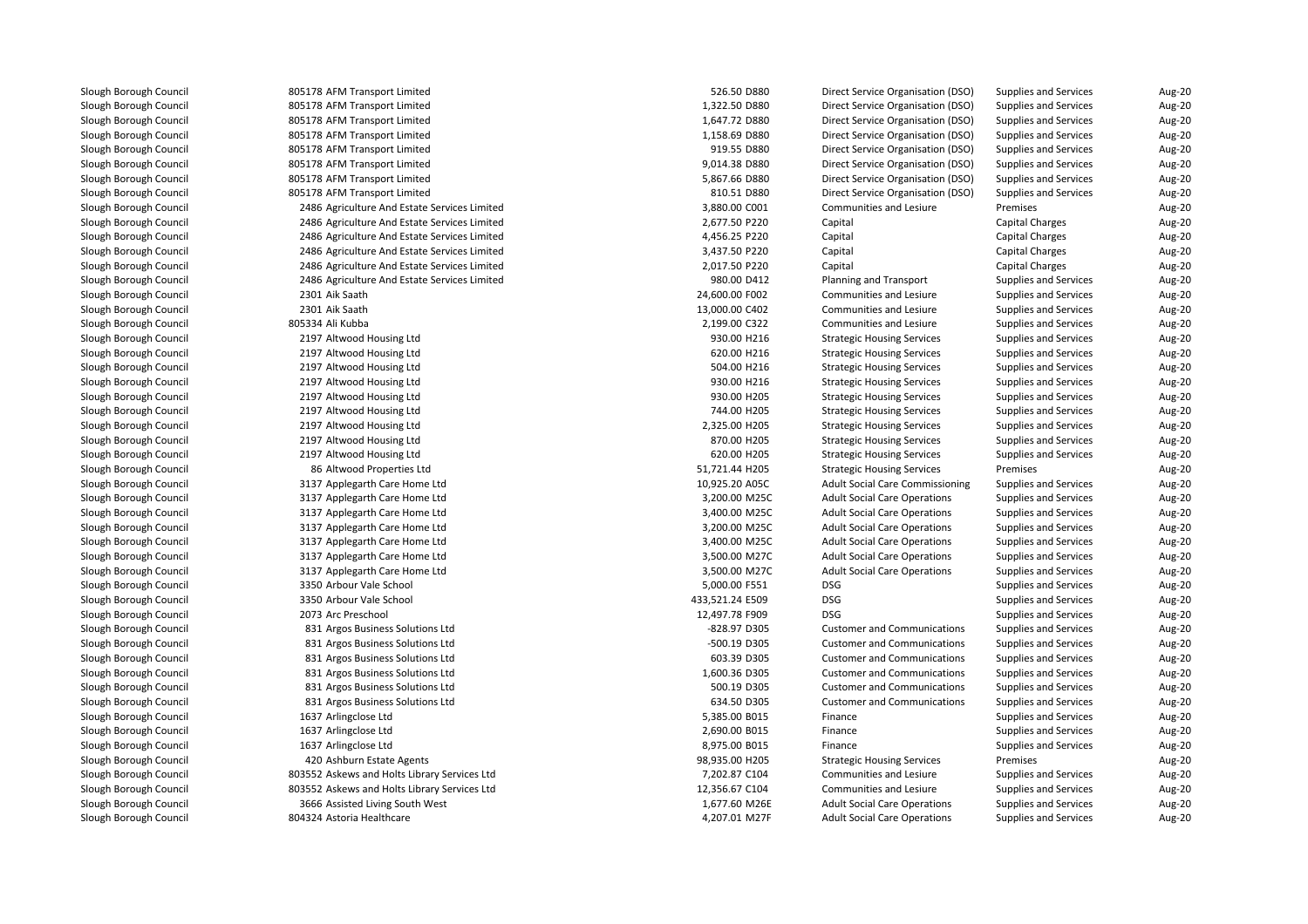| | | | | | | | |
|---|---|---|---|---|---|---|---|
| Slough Borough Council | 805178 AFM Transport Limited | 526.50 | D880 | Direct Service Organisation (DSO) | Supplies and Services | Aug-20 |
| Slough Borough Council | 805178 AFM Transport Limited | 1,322.50 | D880 | Direct Service Organisation (DSO) | Supplies and Services | Aug-20 |
| Slough Borough Council | 805178 AFM Transport Limited | 1,647.72 | D880 | Direct Service Organisation (DSO) | Supplies and Services | Aug-20 |
| Slough Borough Council | 805178 AFM Transport Limited | 1,158.69 | D880 | Direct Service Organisation (DSO) | Supplies and Services | Aug-20 |
| Slough Borough Council | 805178 AFM Transport Limited | 919.55 | D880 | Direct Service Organisation (DSO) | Supplies and Services | Aug-20 |
| Slough Borough Council | 805178 AFM Transport Limited | 9,014.38 | D880 | Direct Service Organisation (DSO) | Supplies and Services | Aug-20 |
| Slough Borough Council | 805178 AFM Transport Limited | 5,867.66 | D880 | Direct Service Organisation (DSO) | Supplies and Services | Aug-20 |
| Slough Borough Council | 805178 AFM Transport Limited | 810.51 | D880 | Direct Service Organisation (DSO) | Supplies and Services | Aug-20 |
| Slough Borough Council | 2486 Agriculture And Estate Services Limited | 3,880.00 | C001 | Communities and Lesiure | Premises | Aug-20 |
| Slough Borough Council | 2486 Agriculture And Estate Services Limited | 2,677.50 | P220 | Capital | Capital Charges | Aug-20 |
| Slough Borough Council | 2486 Agriculture And Estate Services Limited | 4,456.25 | P220 | Capital | Capital Charges | Aug-20 |
| Slough Borough Council | 2486 Agriculture And Estate Services Limited | 3,437.50 | P220 | Capital | Capital Charges | Aug-20 |
| Slough Borough Council | 2486 Agriculture And Estate Services Limited | 2,017.50 | P220 | Capital | Capital Charges | Aug-20 |
| Slough Borough Council | 2486 Agriculture And Estate Services Limited | 980.00 | D412 | Planning and Transport | Supplies and Services | Aug-20 |
| Slough Borough Council | 2301 Aik Saath | 24,600.00 | F002 | Communities and Lesiure | Supplies and Services | Aug-20 |
| Slough Borough Council | 2301 Aik Saath | 13,000.00 | C402 | Communities and Lesiure | Supplies and Services | Aug-20 |
| Slough Borough Council | 805334 Ali Kubba | 2,199.00 | C322 | Communities and Lesiure | Supplies and Services | Aug-20 |
| Slough Borough Council | 2197 Altwood Housing Ltd | 930.00 | H216 | Strategic Housing Services | Supplies and Services | Aug-20 |
| Slough Borough Council | 2197 Altwood Housing Ltd | 620.00 | H216 | Strategic Housing Services | Supplies and Services | Aug-20 |
| Slough Borough Council | 2197 Altwood Housing Ltd | 504.00 | H216 | Strategic Housing Services | Supplies and Services | Aug-20 |
| Slough Borough Council | 2197 Altwood Housing Ltd | 930.00 | H216 | Strategic Housing Services | Supplies and Services | Aug-20 |
| Slough Borough Council | 2197 Altwood Housing Ltd | 930.00 | H205 | Strategic Housing Services | Supplies and Services | Aug-20 |
| Slough Borough Council | 2197 Altwood Housing Ltd | 744.00 | H205 | Strategic Housing Services | Supplies and Services | Aug-20 |
| Slough Borough Council | 2197 Altwood Housing Ltd | 2,325.00 | H205 | Strategic Housing Services | Supplies and Services | Aug-20 |
| Slough Borough Council | 2197 Altwood Housing Ltd | 870.00 | H205 | Strategic Housing Services | Supplies and Services | Aug-20 |
| Slough Borough Council | 2197 Altwood Housing Ltd | 620.00 | H205 | Strategic Housing Services | Supplies and Services | Aug-20 |
| Slough Borough Council | 86 Altwood Properties Ltd | 51,721.44 | H205 | Strategic Housing Services | Premises | Aug-20 |
| Slough Borough Council | 3137 Applegarth Care Home Ltd | 10,925.20 | A05C | Adult Social Care Commissioning | Supplies and Services | Aug-20 |
| Slough Borough Council | 3137 Applegarth Care Home Ltd | 3,200.00 | M25C | Adult Social Care Operations | Supplies and Services | Aug-20 |
| Slough Borough Council | 3137 Applegarth Care Home Ltd | 3,400.00 | M25C | Adult Social Care Operations | Supplies and Services | Aug-20 |
| Slough Borough Council | 3137 Applegarth Care Home Ltd | 3,200.00 | M25C | Adult Social Care Operations | Supplies and Services | Aug-20 |
| Slough Borough Council | 3137 Applegarth Care Home Ltd | 3,400.00 | M25C | Adult Social Care Operations | Supplies and Services | Aug-20 |
| Slough Borough Council | 3137 Applegarth Care Home Ltd | 3,500.00 | M27C | Adult Social Care Operations | Supplies and Services | Aug-20 |
| Slough Borough Council | 3137 Applegarth Care Home Ltd | 3,500.00 | M27C | Adult Social Care Operations | Supplies and Services | Aug-20 |
| Slough Borough Council | 3350 Arbour Vale School | 5,000.00 | F551 | DSG | Supplies and Services | Aug-20 |
| Slough Borough Council | 3350 Arbour Vale School | 433,521.24 | E509 | DSG | Supplies and Services | Aug-20 |
| Slough Borough Council | 2073 Arc Preschool | 12,497.78 | F909 | DSG | Supplies and Services | Aug-20 |
| Slough Borough Council | 831 Argos Business Solutions Ltd | -828.97 | D305 | Customer and Communications | Supplies and Services | Aug-20 |
| Slough Borough Council | 831 Argos Business Solutions Ltd | -500.19 | D305 | Customer and Communications | Supplies and Services | Aug-20 |
| Slough Borough Council | 831 Argos Business Solutions Ltd | 603.39 | D305 | Customer and Communications | Supplies and Services | Aug-20 |
| Slough Borough Council | 831 Argos Business Solutions Ltd | 1,600.36 | D305 | Customer and Communications | Supplies and Services | Aug-20 |
| Slough Borough Council | 831 Argos Business Solutions Ltd | 500.19 | D305 | Customer and Communications | Supplies and Services | Aug-20 |
| Slough Borough Council | 831 Argos Business Solutions Ltd | 634.50 | D305 | Customer and Communications | Supplies and Services | Aug-20 |
| Slough Borough Council | 1637 Arlingclose Ltd | 5,385.00 | B015 | Finance | Supplies and Services | Aug-20 |
| Slough Borough Council | 1637 Arlingclose Ltd | 2,690.00 | B015 | Finance | Supplies and Services | Aug-20 |
| Slough Borough Council | 1637 Arlingclose Ltd | 8,975.00 | B015 | Finance | Supplies and Services | Aug-20 |
| Slough Borough Council | 420 Ashburn Estate Agents | 98,935.00 | H205 | Strategic Housing Services | Premises | Aug-20 |
| Slough Borough Council | 803552 Askews and Holts Library Services Ltd | 7,202.87 | C104 | Communities and Lesiure | Supplies and Services | Aug-20 |
| Slough Borough Council | 803552 Askews and Holts Library Services Ltd | 12,356.67 | C104 | Communities and Lesiure | Supplies and Services | Aug-20 |
| Slough Borough Council | 3666 Assisted Living South West | 1,677.60 | M26E | Adult Social Care Operations | Supplies and Services | Aug-20 |
| Slough Borough Council | 804324 Astoria Healthcare | 4,207.01 | M27F | Adult Social Care Operations | Supplies and Services | Aug-20 |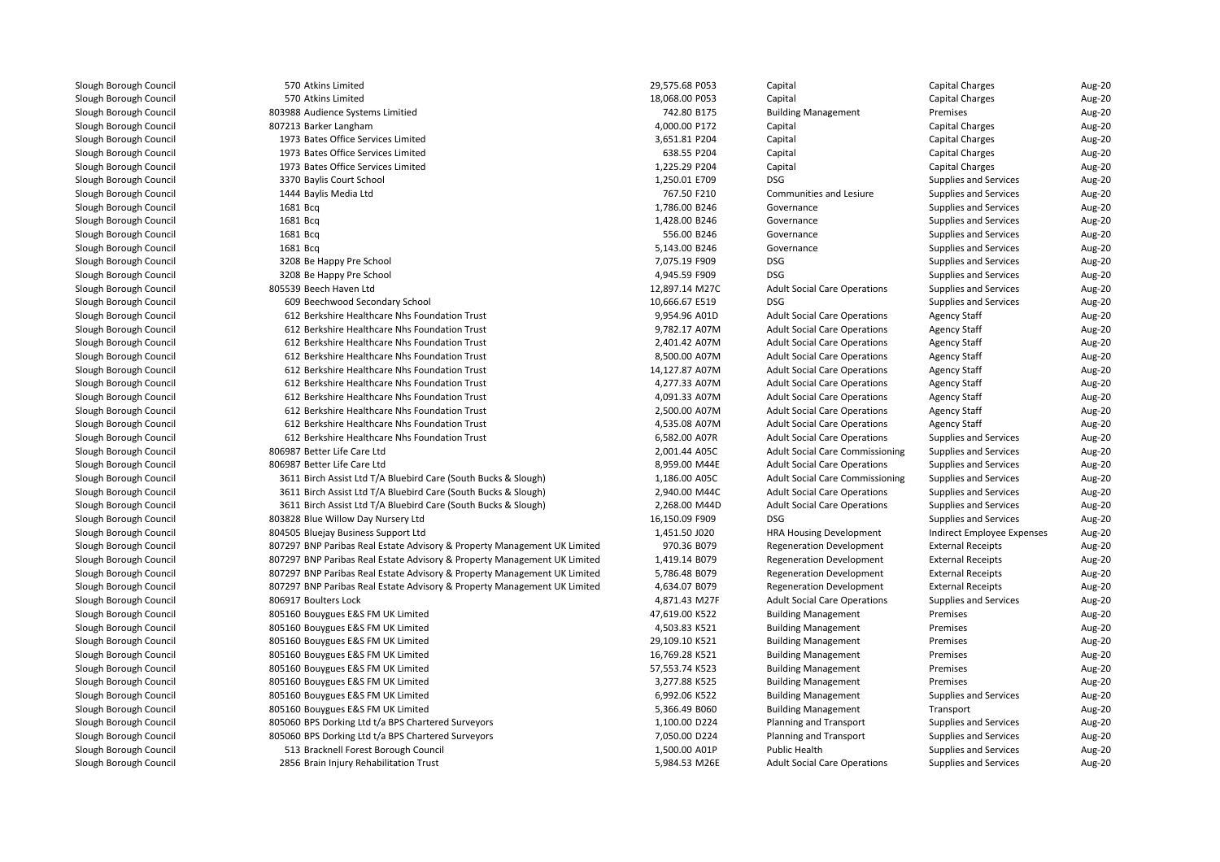| | | | | | | | |
|---|---|---|---|---|---|---|---|
| Slough Borough Council | 570 | Atkins Limited | 29,575.68 | P053 | Capital | Capital Charges | Aug-20 |
| Slough Borough Council | 570 | Atkins Limited | 18,068.00 | P053 | Capital | Capital Charges | Aug-20 |
| Slough Borough Council | 803988 | Audience Systems Limitied | 742.80 | B175 | Building Management | Premises | Aug-20 |
| Slough Borough Council | 807213 | Barker Langham | 4,000.00 | P172 | Capital | Capital Charges | Aug-20 |
| Slough Borough Council | 1973 | Bates Office Services Limited | 3,651.81 | P204 | Capital | Capital Charges | Aug-20 |
| Slough Borough Council | 1973 | Bates Office Services Limited | 638.55 | P204 | Capital | Capital Charges | Aug-20 |
| Slough Borough Council | 1973 | Bates Office Services Limited | 1,225.29 | P204 | Capital | Capital Charges | Aug-20 |
| Slough Borough Council | 3370 | Baylis Court School | 1,250.01 | E709 | DSG | Supplies and Services | Aug-20 |
| Slough Borough Council | 1444 | Baylis Media Ltd | 767.50 | F210 | Communities and Lesiure | Supplies and Services | Aug-20 |
| Slough Borough Council | 1681 | Bcq | 1,786.00 | B246 | Governance | Supplies and Services | Aug-20 |
| Slough Borough Council | 1681 | Bcq | 1,428.00 | B246 | Governance | Supplies and Services | Aug-20 |
| Slough Borough Council | 1681 | Bcq | 556.00 | B246 | Governance | Supplies and Services | Aug-20 |
| Slough Borough Council | 1681 | Bcq | 5,143.00 | B246 | Governance | Supplies and Services | Aug-20 |
| Slough Borough Council | 3208 | Be Happy Pre School | 7,075.19 | F909 | DSG | Supplies and Services | Aug-20 |
| Slough Borough Council | 3208 | Be Happy Pre School | 4,945.59 | F909 | DSG | Supplies and Services | Aug-20 |
| Slough Borough Council | 805539 | Beech Haven Ltd | 12,897.14 | M27C | Adult Social Care Operations | Supplies and Services | Aug-20 |
| Slough Borough Council | 609 | Beechwood Secondary School | 10,666.67 | E519 | DSG | Supplies and Services | Aug-20 |
| Slough Borough Council | 612 | Berkshire Healthcare Nhs Foundation Trust | 9,954.96 | A01D | Adult Social Care Operations | Agency Staff | Aug-20 |
| Slough Borough Council | 612 | Berkshire Healthcare Nhs Foundation Trust | 9,782.17 | A07M | Adult Social Care Operations | Agency Staff | Aug-20 |
| Slough Borough Council | 612 | Berkshire Healthcare Nhs Foundation Trust | 2,401.42 | A07M | Adult Social Care Operations | Agency Staff | Aug-20 |
| Slough Borough Council | 612 | Berkshire Healthcare Nhs Foundation Trust | 8,500.00 | A07M | Adult Social Care Operations | Agency Staff | Aug-20 |
| Slough Borough Council | 612 | Berkshire Healthcare Nhs Foundation Trust | 14,127.87 | A07M | Adult Social Care Operations | Agency Staff | Aug-20 |
| Slough Borough Council | 612 | Berkshire Healthcare Nhs Foundation Trust | 4,277.33 | A07M | Adult Social Care Operations | Agency Staff | Aug-20 |
| Slough Borough Council | 612 | Berkshire Healthcare Nhs Foundation Trust | 4,091.33 | A07M | Adult Social Care Operations | Agency Staff | Aug-20 |
| Slough Borough Council | 612 | Berkshire Healthcare Nhs Foundation Trust | 2,500.00 | A07M | Adult Social Care Operations | Agency Staff | Aug-20 |
| Slough Borough Council | 612 | Berkshire Healthcare Nhs Foundation Trust | 4,535.08 | A07M | Adult Social Care Operations | Agency Staff | Aug-20 |
| Slough Borough Council | 612 | Berkshire Healthcare Nhs Foundation Trust | 6,582.00 | A07R | Adult Social Care Operations | Supplies and Services | Aug-20 |
| Slough Borough Council | 806987 | Better Life Care Ltd | 2,001.44 | A05C | Adult Social Care Commissioning | Supplies and Services | Aug-20 |
| Slough Borough Council | 806987 | Better Life Care Ltd | 8,959.00 | M44E | Adult Social Care Operations | Supplies and Services | Aug-20 |
| Slough Borough Council | 3611 | Birch Assist Ltd T/A Bluebird Care (South Bucks & Slough) | 1,186.00 | A05C | Adult Social Care Commissioning | Supplies and Services | Aug-20 |
| Slough Borough Council | 3611 | Birch Assist Ltd T/A Bluebird Care (South Bucks & Slough) | 2,940.00 | M44C | Adult Social Care Operations | Supplies and Services | Aug-20 |
| Slough Borough Council | 3611 | Birch Assist Ltd T/A Bluebird Care (South Bucks & Slough) | 2,268.00 | M44D | Adult Social Care Operations | Supplies and Services | Aug-20 |
| Slough Borough Council | 803828 | Blue Willow Day Nursery Ltd | 16,150.09 | F909 | DSG | Supplies and Services | Aug-20 |
| Slough Borough Council | 804505 | Bluejay Business Support Ltd | 1,451.50 | J020 | HRA Housing Development | Indirect Employee Expenses | Aug-20 |
| Slough Borough Council | 807297 | BNP Paribas Real Estate Advisory & Property Management UK Limited | 970.36 | B079 | Regeneration Development | External Receipts | Aug-20 |
| Slough Borough Council | 807297 | BNP Paribas Real Estate Advisory & Property Management UK Limited | 1,419.14 | B079 | Regeneration Development | External Receipts | Aug-20 |
| Slough Borough Council | 807297 | BNP Paribas Real Estate Advisory & Property Management UK Limited | 5,786.48 | B079 | Regeneration Development | External Receipts | Aug-20 |
| Slough Borough Council | 807297 | BNP Paribas Real Estate Advisory & Property Management UK Limited | 4,634.07 | B079 | Regeneration Development | External Receipts | Aug-20 |
| Slough Borough Council | 806917 | Boulters Lock | 4,871.43 | M27F | Adult Social Care Operations | Supplies and Services | Aug-20 |
| Slough Borough Council | 805160 | Bouygues E&S FM UK Limited | 47,619.00 | K522 | Building Management | Premises | Aug-20 |
| Slough Borough Council | 805160 | Bouygues E&S FM UK Limited | 4,503.83 | K521 | Building Management | Premises | Aug-20 |
| Slough Borough Council | 805160 | Bouygues E&S FM UK Limited | 29,109.10 | K521 | Building Management | Premises | Aug-20 |
| Slough Borough Council | 805160 | Bouygues E&S FM UK Limited | 16,769.28 | K521 | Building Management | Premises | Aug-20 |
| Slough Borough Council | 805160 | Bouygues E&S FM UK Limited | 57,553.74 | K523 | Building Management | Premises | Aug-20 |
| Slough Borough Council | 805160 | Bouygues E&S FM UK Limited | 3,277.88 | K525 | Building Management | Premises | Aug-20 |
| Slough Borough Council | 805160 | Bouygues E&S FM UK Limited | 6,992.06 | K522 | Building Management | Supplies and Services | Aug-20 |
| Slough Borough Council | 805160 | Bouygues E&S FM UK Limited | 5,366.49 | B060 | Building Management | Transport | Aug-20 |
| Slough Borough Council | 805060 | BPS Dorking Ltd t/a BPS Chartered Surveyors | 1,100.00 | D224 | Planning and Transport | Supplies and Services | Aug-20 |
| Slough Borough Council | 805060 | BPS Dorking Ltd t/a BPS Chartered Surveyors | 7,050.00 | D224 | Planning and Transport | Supplies and Services | Aug-20 |
| Slough Borough Council | 513 | Bracknell Forest Borough Council | 1,500.00 | A01P | Public Health | Supplies and Services | Aug-20 |
| Slough Borough Council | 2856 | Brain Injury Rehabilitation Trust | 5,984.53 | M26E | Adult Social Care Operations | Supplies and Services | Aug-20 |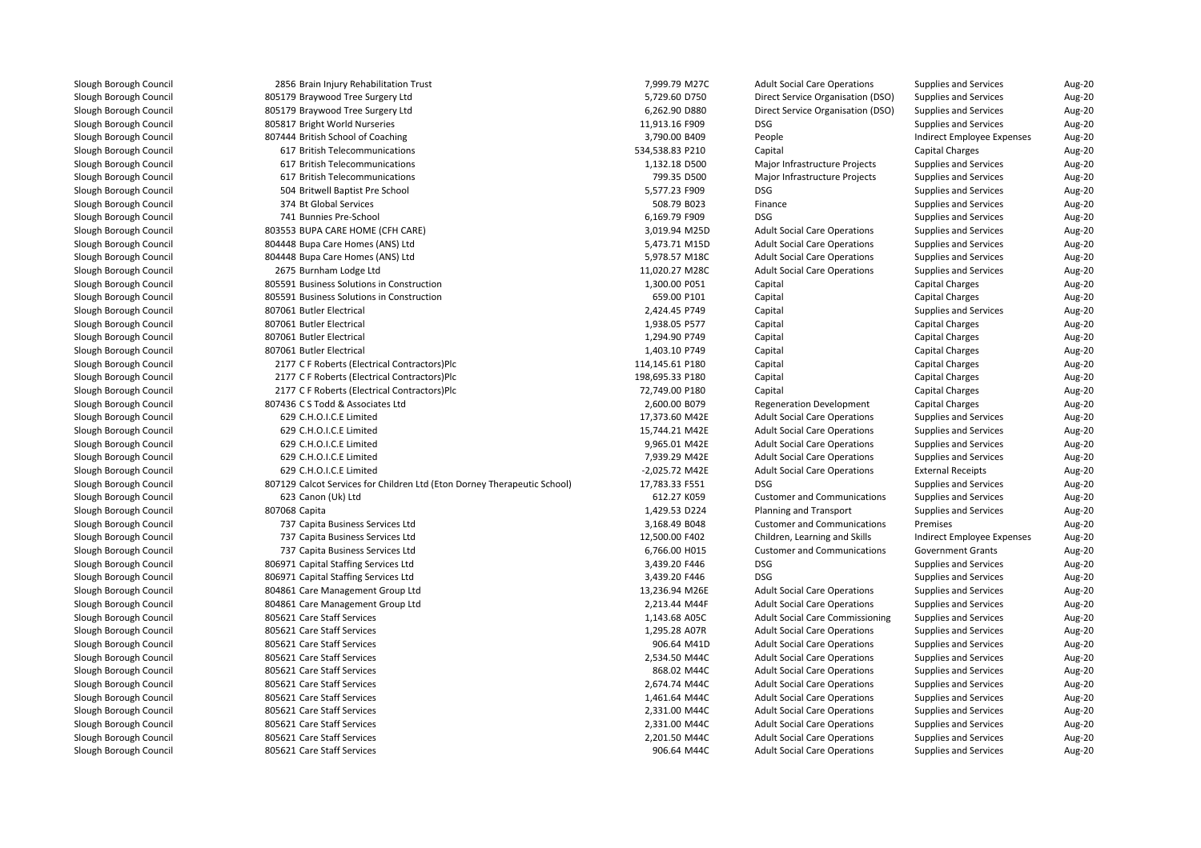| | | | | | | |
|---|---|---|---|---|---|---|
| Slough Borough Council | 2856 Brain Injury Rehabilitation Trust | 7,999.79 M27C | Adult Social Care Operations | Supplies and Services | Aug-20 |
| Slough Borough Council | 805179 Braywood Tree Surgery Ltd | 5,729.60 D750 | Direct Service Organisation (DSO) | Supplies and Services | Aug-20 |
| Slough Borough Council | 805179 Braywood Tree Surgery Ltd | 6,262.90 D880 | Direct Service Organisation (DSO) | Supplies and Services | Aug-20 |
| Slough Borough Council | 805817 Bright World Nurseries | 11,913.16 F909 | DSG | Supplies and Services | Aug-20 |
| Slough Borough Council | 807444 British School of Coaching | 3,790.00 B409 | People | Indirect Employee Expenses | Aug-20 |
| Slough Borough Council | 617 British Telecommunications | 534,538.83 P210 | Capital | Capital Charges | Aug-20 |
| Slough Borough Council | 617 British Telecommunications | 1,132.18 D500 | Major Infrastructure Projects | Supplies and Services | Aug-20 |
| Slough Borough Council | 617 British Telecommunications | 799.35 D500 | Major Infrastructure Projects | Supplies and Services | Aug-20 |
| Slough Borough Council | 504 Britwell Baptist Pre School | 5,577.23 F909 | DSG | Supplies and Services | Aug-20 |
| Slough Borough Council | 374 Bt Global Services | 508.79 B023 | Finance | Supplies and Services | Aug-20 |
| Slough Borough Council | 741 Bunnies Pre-School | 6,169.79 F909 | DSG | Supplies and Services | Aug-20 |
| Slough Borough Council | 803553 BUPA CARE HOME (CFH CARE) | 3,019.94 M25D | Adult Social Care Operations | Supplies and Services | Aug-20 |
| Slough Borough Council | 804448 Bupa Care Homes (ANS) Ltd | 5,473.71 M15D | Adult Social Care Operations | Supplies and Services | Aug-20 |
| Slough Borough Council | 804448 Bupa Care Homes (ANS) Ltd | 5,978.57 M18C | Adult Social Care Operations | Supplies and Services | Aug-20 |
| Slough Borough Council | 2675 Burnham Lodge Ltd | 11,020.27 M28C | Adult Social Care Operations | Supplies and Services | Aug-20 |
| Slough Borough Council | 805591 Business Solutions in Construction | 1,300.00 P051 | Capital | Capital Charges | Aug-20 |
| Slough Borough Council | 805591 Business Solutions in Construction | 659.00 P101 | Capital | Capital Charges | Aug-20 |
| Slough Borough Council | 807061 Butler Electrical | 2,424.45 P749 | Capital | Supplies and Services | Aug-20 |
| Slough Borough Council | 807061 Butler Electrical | 1,938.05 P577 | Capital | Capital Charges | Aug-20 |
| Slough Borough Council | 807061 Butler Electrical | 1,294.90 P749 | Capital | Capital Charges | Aug-20 |
| Slough Borough Council | 807061 Butler Electrical | 1,403.10 P749 | Capital | Capital Charges | Aug-20 |
| Slough Borough Council | 2177 C F Roberts (Electrical Contractors)Plc | 114,145.61 P180 | Capital | Capital Charges | Aug-20 |
| Slough Borough Council | 2177 C F Roberts (Electrical Contractors)Plc | 198,695.33 P180 | Capital | Capital Charges | Aug-20 |
| Slough Borough Council | 2177 C F Roberts (Electrical Contractors)Plc | 72,749.00 P180 | Capital | Capital Charges | Aug-20 |
| Slough Borough Council | 807436 C S Todd & Associates Ltd | 2,600.00 B079 | Regeneration Development | Capital Charges | Aug-20 |
| Slough Borough Council | 629 C.H.O.I.C.E Limited | 17,373.60 M42E | Adult Social Care Operations | Supplies and Services | Aug-20 |
| Slough Borough Council | 629 C.H.O.I.C.E Limited | 15,744.21 M42E | Adult Social Care Operations | Supplies and Services | Aug-20 |
| Slough Borough Council | 629 C.H.O.I.C.E Limited | 9,965.01 M42E | Adult Social Care Operations | Supplies and Services | Aug-20 |
| Slough Borough Council | 629 C.H.O.I.C.E Limited | 7,939.29 M42E | Adult Social Care Operations | Supplies and Services | Aug-20 |
| Slough Borough Council | 629 C.H.O.I.C.E Limited | -2,025.72 M42E | Adult Social Care Operations | External Receipts | Aug-20 |
| Slough Borough Council | 807129 Calcot Services for Children Ltd (Eton Dorney Therapeutic School) | 17,783.33 F551 | DSG | Supplies and Services | Aug-20 |
| Slough Borough Council | 623 Canon (Uk) Ltd | 612.27 K059 | Customer and Communications | Supplies and Services | Aug-20 |
| Slough Borough Council | 807068 Capita | 1,429.53 D224 | Planning and Transport | Supplies and Services | Aug-20 |
| Slough Borough Council | 737 Capita Business Services Ltd | 3,168.49 B048 | Customer and Communications | Premises | Aug-20 |
| Slough Borough Council | 737 Capita Business Services Ltd | 12,500.00 F402 | Children, Learning and Skills | Indirect Employee Expenses | Aug-20 |
| Slough Borough Council | 737 Capita Business Services Ltd | 6,766.00 H015 | Customer and Communications | Government Grants | Aug-20 |
| Slough Borough Council | 806971 Capital Staffing Services Ltd | 3,439.20 F446 | DSG | Supplies and Services | Aug-20 |
| Slough Borough Council | 806971 Capital Staffing Services Ltd | 3,439.20 F446 | DSG | Supplies and Services | Aug-20 |
| Slough Borough Council | 804861 Care Management Group Ltd | 13,236.94 M26E | Adult Social Care Operations | Supplies and Services | Aug-20 |
| Slough Borough Council | 804861 Care Management Group Ltd | 2,213.44 M44F | Adult Social Care Operations | Supplies and Services | Aug-20 |
| Slough Borough Council | 805621 Care Staff Services | 1,143.68 A05C | Adult Social Care Commissioning | Supplies and Services | Aug-20 |
| Slough Borough Council | 805621 Care Staff Services | 1,295.28 A07R | Adult Social Care Operations | Supplies and Services | Aug-20 |
| Slough Borough Council | 805621 Care Staff Services | 906.64 M41D | Adult Social Care Operations | Supplies and Services | Aug-20 |
| Slough Borough Council | 805621 Care Staff Services | 2,534.50 M44C | Adult Social Care Operations | Supplies and Services | Aug-20 |
| Slough Borough Council | 805621 Care Staff Services | 868.02 M44C | Adult Social Care Operations | Supplies and Services | Aug-20 |
| Slough Borough Council | 805621 Care Staff Services | 2,674.74 M44C | Adult Social Care Operations | Supplies and Services | Aug-20 |
| Slough Borough Council | 805621 Care Staff Services | 1,461.64 M44C | Adult Social Care Operations | Supplies and Services | Aug-20 |
| Slough Borough Council | 805621 Care Staff Services | 2,331.00 M44C | Adult Social Care Operations | Supplies and Services | Aug-20 |
| Slough Borough Council | 805621 Care Staff Services | 2,331.00 M44C | Adult Social Care Operations | Supplies and Services | Aug-20 |
| Slough Borough Council | 805621 Care Staff Services | 2,201.50 M44C | Adult Social Care Operations | Supplies and Services | Aug-20 |
| Slough Borough Council | 805621 Care Staff Services | 906.64 M44C | Adult Social Care Operations | Supplies and Services | Aug-20 |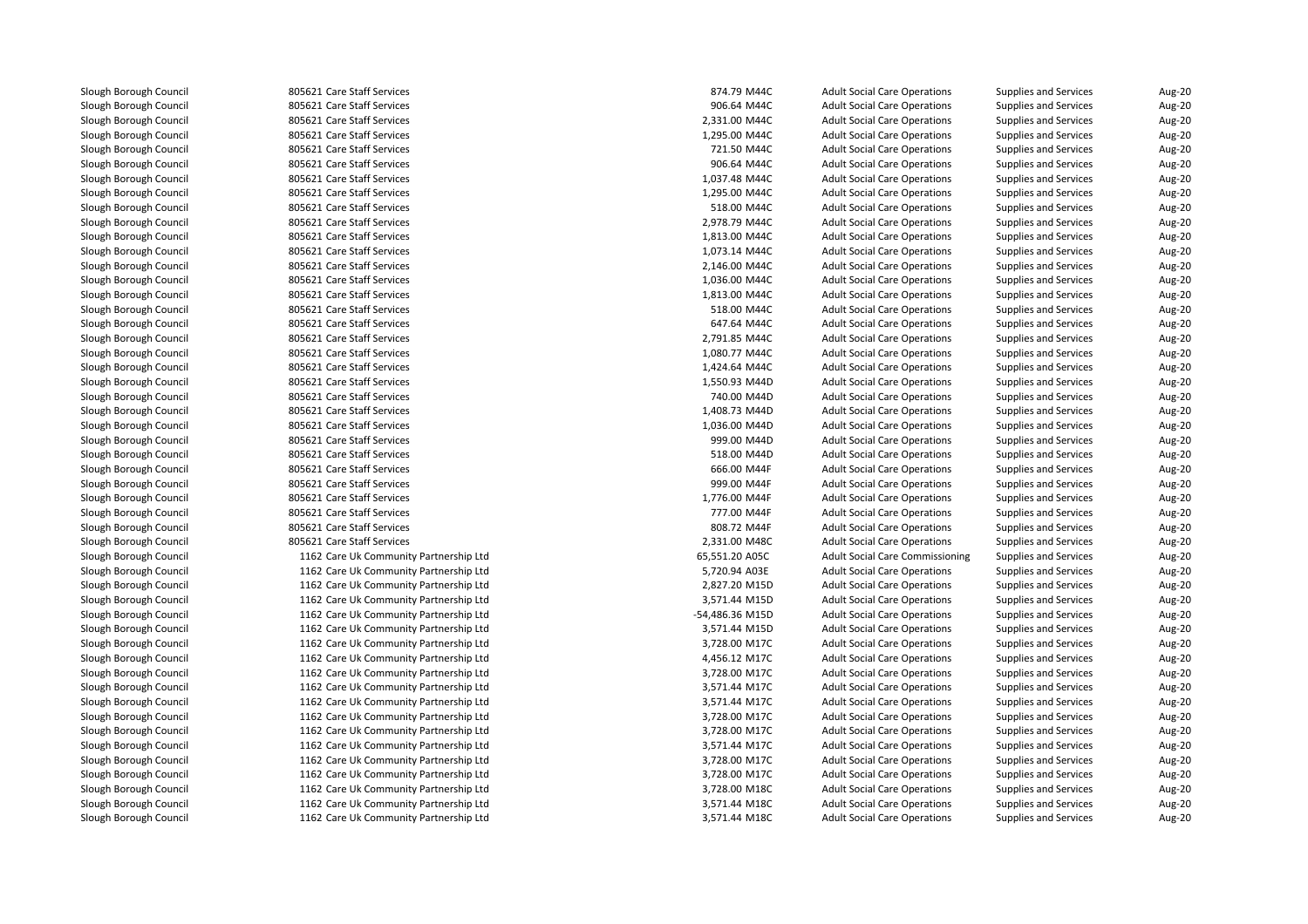| | | | | | | |
|---|---|---|---|---|---|---|
| Slough Borough Council | 805621 Care Staff Services | 874.79 M44C | Adult Social Care Operations | Supplies and Services | Aug-20 |
| Slough Borough Council | 805621 Care Staff Services | 906.64 M44C | Adult Social Care Operations | Supplies and Services | Aug-20 |
| Slough Borough Council | 805621 Care Staff Services | 2,331.00 M44C | Adult Social Care Operations | Supplies and Services | Aug-20 |
| Slough Borough Council | 805621 Care Staff Services | 1,295.00 M44C | Adult Social Care Operations | Supplies and Services | Aug-20 |
| Slough Borough Council | 805621 Care Staff Services | 721.50 M44C | Adult Social Care Operations | Supplies and Services | Aug-20 |
| Slough Borough Council | 805621 Care Staff Services | 906.64 M44C | Adult Social Care Operations | Supplies and Services | Aug-20 |
| Slough Borough Council | 805621 Care Staff Services | 1,037.48 M44C | Adult Social Care Operations | Supplies and Services | Aug-20 |
| Slough Borough Council | 805621 Care Staff Services | 1,295.00 M44C | Adult Social Care Operations | Supplies and Services | Aug-20 |
| Slough Borough Council | 805621 Care Staff Services | 518.00 M44C | Adult Social Care Operations | Supplies and Services | Aug-20 |
| Slough Borough Council | 805621 Care Staff Services | 2,978.79 M44C | Adult Social Care Operations | Supplies and Services | Aug-20 |
| Slough Borough Council | 805621 Care Staff Services | 1,813.00 M44C | Adult Social Care Operations | Supplies and Services | Aug-20 |
| Slough Borough Council | 805621 Care Staff Services | 1,073.14 M44C | Adult Social Care Operations | Supplies and Services | Aug-20 |
| Slough Borough Council | 805621 Care Staff Services | 2,146.00 M44C | Adult Social Care Operations | Supplies and Services | Aug-20 |
| Slough Borough Council | 805621 Care Staff Services | 1,036.00 M44C | Adult Social Care Operations | Supplies and Services | Aug-20 |
| Slough Borough Council | 805621 Care Staff Services | 1,813.00 M44C | Adult Social Care Operations | Supplies and Services | Aug-20 |
| Slough Borough Council | 805621 Care Staff Services | 518.00 M44C | Adult Social Care Operations | Supplies and Services | Aug-20 |
| Slough Borough Council | 805621 Care Staff Services | 647.64 M44C | Adult Social Care Operations | Supplies and Services | Aug-20 |
| Slough Borough Council | 805621 Care Staff Services | 2,791.85 M44C | Adult Social Care Operations | Supplies and Services | Aug-20 |
| Slough Borough Council | 805621 Care Staff Services | 1,080.77 M44C | Adult Social Care Operations | Supplies and Services | Aug-20 |
| Slough Borough Council | 805621 Care Staff Services | 1,424.64 M44C | Adult Social Care Operations | Supplies and Services | Aug-20 |
| Slough Borough Council | 805621 Care Staff Services | 1,550.93 M44D | Adult Social Care Operations | Supplies and Services | Aug-20 |
| Slough Borough Council | 805621 Care Staff Services | 740.00 M44D | Adult Social Care Operations | Supplies and Services | Aug-20 |
| Slough Borough Council | 805621 Care Staff Services | 1,408.73 M44D | Adult Social Care Operations | Supplies and Services | Aug-20 |
| Slough Borough Council | 805621 Care Staff Services | 1,036.00 M44D | Adult Social Care Operations | Supplies and Services | Aug-20 |
| Slough Borough Council | 805621 Care Staff Services | 999.00 M44D | Adult Social Care Operations | Supplies and Services | Aug-20 |
| Slough Borough Council | 805621 Care Staff Services | 518.00 M44D | Adult Social Care Operations | Supplies and Services | Aug-20 |
| Slough Borough Council | 805621 Care Staff Services | 666.00 M44F | Adult Social Care Operations | Supplies and Services | Aug-20 |
| Slough Borough Council | 805621 Care Staff Services | 999.00 M44F | Adult Social Care Operations | Supplies and Services | Aug-20 |
| Slough Borough Council | 805621 Care Staff Services | 1,776.00 M44F | Adult Social Care Operations | Supplies and Services | Aug-20 |
| Slough Borough Council | 805621 Care Staff Services | 777.00 M44F | Adult Social Care Operations | Supplies and Services | Aug-20 |
| Slough Borough Council | 805621 Care Staff Services | 808.72 M44F | Adult Social Care Operations | Supplies and Services | Aug-20 |
| Slough Borough Council | 805621 Care Staff Services | 2,331.00 M48C | Adult Social Care Operations | Supplies and Services | Aug-20 |
| Slough Borough Council | 1162 Care Uk Community Partnership Ltd | 65,551.20 A05C | Adult Social Care Commissioning | Supplies and Services | Aug-20 |
| Slough Borough Council | 1162 Care Uk Community Partnership Ltd | 5,720.94 A03E | Adult Social Care Operations | Supplies and Services | Aug-20 |
| Slough Borough Council | 1162 Care Uk Community Partnership Ltd | 2,827.20 M15D | Adult Social Care Operations | Supplies and Services | Aug-20 |
| Slough Borough Council | 1162 Care Uk Community Partnership Ltd | 3,571.44 M15D | Adult Social Care Operations | Supplies and Services | Aug-20 |
| Slough Borough Council | 1162 Care Uk Community Partnership Ltd | -54,486.36 M15D | Adult Social Care Operations | Supplies and Services | Aug-20 |
| Slough Borough Council | 1162 Care Uk Community Partnership Ltd | 3,571.44 M15D | Adult Social Care Operations | Supplies and Services | Aug-20 |
| Slough Borough Council | 1162 Care Uk Community Partnership Ltd | 3,728.00 M17C | Adult Social Care Operations | Supplies and Services | Aug-20 |
| Slough Borough Council | 1162 Care Uk Community Partnership Ltd | 4,456.12 M17C | Adult Social Care Operations | Supplies and Services | Aug-20 |
| Slough Borough Council | 1162 Care Uk Community Partnership Ltd | 3,728.00 M17C | Adult Social Care Operations | Supplies and Services | Aug-20 |
| Slough Borough Council | 1162 Care Uk Community Partnership Ltd | 3,571.44 M17C | Adult Social Care Operations | Supplies and Services | Aug-20 |
| Slough Borough Council | 1162 Care Uk Community Partnership Ltd | 3,571.44 M17C | Adult Social Care Operations | Supplies and Services | Aug-20 |
| Slough Borough Council | 1162 Care Uk Community Partnership Ltd | 3,728.00 M17C | Adult Social Care Operations | Supplies and Services | Aug-20 |
| Slough Borough Council | 1162 Care Uk Community Partnership Ltd | 3,728.00 M17C | Adult Social Care Operations | Supplies and Services | Aug-20 |
| Slough Borough Council | 1162 Care Uk Community Partnership Ltd | 3,571.44 M17C | Adult Social Care Operations | Supplies and Services | Aug-20 |
| Slough Borough Council | 1162 Care Uk Community Partnership Ltd | 3,728.00 M17C | Adult Social Care Operations | Supplies and Services | Aug-20 |
| Slough Borough Council | 1162 Care Uk Community Partnership Ltd | 3,728.00 M17C | Adult Social Care Operations | Supplies and Services | Aug-20 |
| Slough Borough Council | 1162 Care Uk Community Partnership Ltd | 3,728.00 M18C | Adult Social Care Operations | Supplies and Services | Aug-20 |
| Slough Borough Council | 1162 Care Uk Community Partnership Ltd | 3,571.44 M18C | Adult Social Care Operations | Supplies and Services | Aug-20 |
| Slough Borough Council | 1162 Care Uk Community Partnership Ltd | 3,571.44 M18C | Adult Social Care Operations | Supplies and Services | Aug-20 |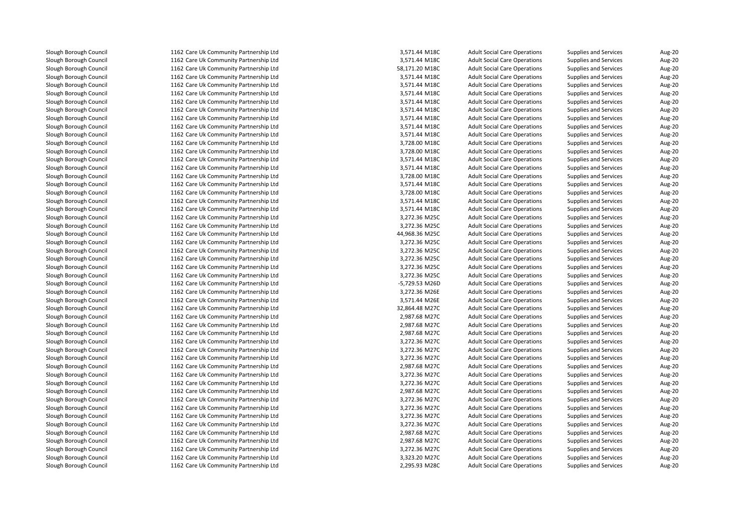| | | | | | | |
|---|---|---|---|---|---|---|
| Slough Borough Council | 1162 Care Uk Community Partnership Ltd | 3,571.44 | M18C | Adult Social Care Operations | Supplies and Services | Aug-20 |
| Slough Borough Council | 1162 Care Uk Community Partnership Ltd | 3,571.44 | M18C | Adult Social Care Operations | Supplies and Services | Aug-20 |
| Slough Borough Council | 1162 Care Uk Community Partnership Ltd | 58,171.20 | M18C | Adult Social Care Operations | Supplies and Services | Aug-20 |
| Slough Borough Council | 1162 Care Uk Community Partnership Ltd | 3,571.44 | M18C | Adult Social Care Operations | Supplies and Services | Aug-20 |
| Slough Borough Council | 1162 Care Uk Community Partnership Ltd | 3,571.44 | M18C | Adult Social Care Operations | Supplies and Services | Aug-20 |
| Slough Borough Council | 1162 Care Uk Community Partnership Ltd | 3,571.44 | M18C | Adult Social Care Operations | Supplies and Services | Aug-20 |
| Slough Borough Council | 1162 Care Uk Community Partnership Ltd | 3,571.44 | M18C | Adult Social Care Operations | Supplies and Services | Aug-20 |
| Slough Borough Council | 1162 Care Uk Community Partnership Ltd | 3,571.44 | M18C | Adult Social Care Operations | Supplies and Services | Aug-20 |
| Slough Borough Council | 1162 Care Uk Community Partnership Ltd | 3,571.44 | M18C | Adult Social Care Operations | Supplies and Services | Aug-20 |
| Slough Borough Council | 1162 Care Uk Community Partnership Ltd | 3,571.44 | M18C | Adult Social Care Operations | Supplies and Services | Aug-20 |
| Slough Borough Council | 1162 Care Uk Community Partnership Ltd | 3,571.44 | M18C | Adult Social Care Operations | Supplies and Services | Aug-20 |
| Slough Borough Council | 1162 Care Uk Community Partnership Ltd | 3,728.00 | M18C | Adult Social Care Operations | Supplies and Services | Aug-20 |
| Slough Borough Council | 1162 Care Uk Community Partnership Ltd | 3,728.00 | M18C | Adult Social Care Operations | Supplies and Services | Aug-20 |
| Slough Borough Council | 1162 Care Uk Community Partnership Ltd | 3,571.44 | M18C | Adult Social Care Operations | Supplies and Services | Aug-20 |
| Slough Borough Council | 1162 Care Uk Community Partnership Ltd | 3,571.44 | M18C | Adult Social Care Operations | Supplies and Services | Aug-20 |
| Slough Borough Council | 1162 Care Uk Community Partnership Ltd | 3,728.00 | M18C | Adult Social Care Operations | Supplies and Services | Aug-20 |
| Slough Borough Council | 1162 Care Uk Community Partnership Ltd | 3,571.44 | M18C | Adult Social Care Operations | Supplies and Services | Aug-20 |
| Slough Borough Council | 1162 Care Uk Community Partnership Ltd | 3,728.00 | M18C | Adult Social Care Operations | Supplies and Services | Aug-20 |
| Slough Borough Council | 1162 Care Uk Community Partnership Ltd | 3,571.44 | M18C | Adult Social Care Operations | Supplies and Services | Aug-20 |
| Slough Borough Council | 1162 Care Uk Community Partnership Ltd | 3,571.44 | M18C | Adult Social Care Operations | Supplies and Services | Aug-20 |
| Slough Borough Council | 1162 Care Uk Community Partnership Ltd | 3,272.36 | M25C | Adult Social Care Operations | Supplies and Services | Aug-20 |
| Slough Borough Council | 1162 Care Uk Community Partnership Ltd | 3,272.36 | M25C | Adult Social Care Operations | Supplies and Services | Aug-20 |
| Slough Borough Council | 1162 Care Uk Community Partnership Ltd | 44,968.36 | M25C | Adult Social Care Operations | Supplies and Services | Aug-20 |
| Slough Borough Council | 1162 Care Uk Community Partnership Ltd | 3,272.36 | M25C | Adult Social Care Operations | Supplies and Services | Aug-20 |
| Slough Borough Council | 1162 Care Uk Community Partnership Ltd | 3,272.36 | M25C | Adult Social Care Operations | Supplies and Services | Aug-20 |
| Slough Borough Council | 1162 Care Uk Community Partnership Ltd | 3,272.36 | M25C | Adult Social Care Operations | Supplies and Services | Aug-20 |
| Slough Borough Council | 1162 Care Uk Community Partnership Ltd | 3,272.36 | M25C | Adult Social Care Operations | Supplies and Services | Aug-20 |
| Slough Borough Council | 1162 Care Uk Community Partnership Ltd | 3,272.36 | M25C | Adult Social Care Operations | Supplies and Services | Aug-20 |
| Slough Borough Council | 1162 Care Uk Community Partnership Ltd | -5,729.53 | M26D | Adult Social Care Operations | Supplies and Services | Aug-20 |
| Slough Borough Council | 1162 Care Uk Community Partnership Ltd | 3,272.36 | M26E | Adult Social Care Operations | Supplies and Services | Aug-20 |
| Slough Borough Council | 1162 Care Uk Community Partnership Ltd | 3,571.44 | M26E | Adult Social Care Operations | Supplies and Services | Aug-20 |
| Slough Borough Council | 1162 Care Uk Community Partnership Ltd | 32,864.48 | M27C | Adult Social Care Operations | Supplies and Services | Aug-20 |
| Slough Borough Council | 1162 Care Uk Community Partnership Ltd | 2,987.68 | M27C | Adult Social Care Operations | Supplies and Services | Aug-20 |
| Slough Borough Council | 1162 Care Uk Community Partnership Ltd | 2,987.68 | M27C | Adult Social Care Operations | Supplies and Services | Aug-20 |
| Slough Borough Council | 1162 Care Uk Community Partnership Ltd | 2,987.68 | M27C | Adult Social Care Operations | Supplies and Services | Aug-20 |
| Slough Borough Council | 1162 Care Uk Community Partnership Ltd | 3,272.36 | M27C | Adult Social Care Operations | Supplies and Services | Aug-20 |
| Slough Borough Council | 1162 Care Uk Community Partnership Ltd | 3,272.36 | M27C | Adult Social Care Operations | Supplies and Services | Aug-20 |
| Slough Borough Council | 1162 Care Uk Community Partnership Ltd | 3,272.36 | M27C | Adult Social Care Operations | Supplies and Services | Aug-20 |
| Slough Borough Council | 1162 Care Uk Community Partnership Ltd | 2,987.68 | M27C | Adult Social Care Operations | Supplies and Services | Aug-20 |
| Slough Borough Council | 1162 Care Uk Community Partnership Ltd | 3,272.36 | M27C | Adult Social Care Operations | Supplies and Services | Aug-20 |
| Slough Borough Council | 1162 Care Uk Community Partnership Ltd | 3,272.36 | M27C | Adult Social Care Operations | Supplies and Services | Aug-20 |
| Slough Borough Council | 1162 Care Uk Community Partnership Ltd | 2,987.68 | M27C | Adult Social Care Operations | Supplies and Services | Aug-20 |
| Slough Borough Council | 1162 Care Uk Community Partnership Ltd | 3,272.36 | M27C | Adult Social Care Operations | Supplies and Services | Aug-20 |
| Slough Borough Council | 1162 Care Uk Community Partnership Ltd | 3,272.36 | M27C | Adult Social Care Operations | Supplies and Services | Aug-20 |
| Slough Borough Council | 1162 Care Uk Community Partnership Ltd | 3,272.36 | M27C | Adult Social Care Operations | Supplies and Services | Aug-20 |
| Slough Borough Council | 1162 Care Uk Community Partnership Ltd | 3,272.36 | M27C | Adult Social Care Operations | Supplies and Services | Aug-20 |
| Slough Borough Council | 1162 Care Uk Community Partnership Ltd | 2,987.68 | M27C | Adult Social Care Operations | Supplies and Services | Aug-20 |
| Slough Borough Council | 1162 Care Uk Community Partnership Ltd | 2,987.68 | M27C | Adult Social Care Operations | Supplies and Services | Aug-20 |
| Slough Borough Council | 1162 Care Uk Community Partnership Ltd | 3,272.36 | M27C | Adult Social Care Operations | Supplies and Services | Aug-20 |
| Slough Borough Council | 1162 Care Uk Community Partnership Ltd | 3,323.20 | M27C | Adult Social Care Operations | Supplies and Services | Aug-20 |
| Slough Borough Council | 1162 Care Uk Community Partnership Ltd | 2,295.93 | M28C | Adult Social Care Operations | Supplies and Services | Aug-20 |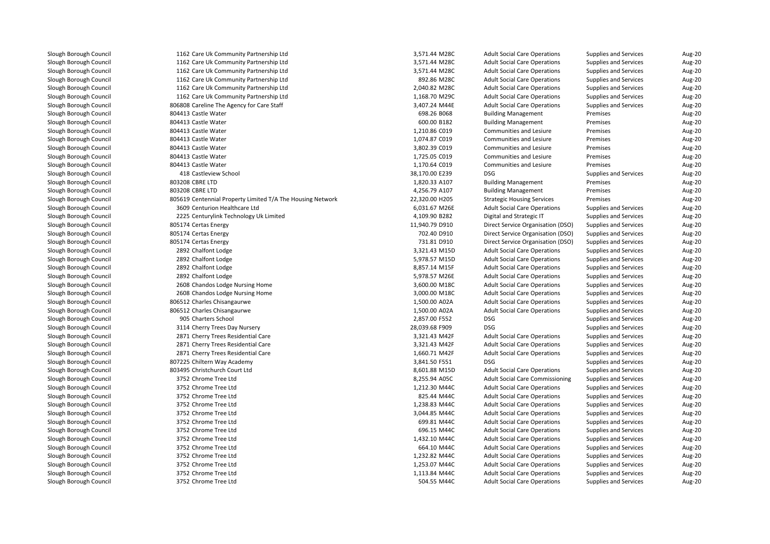| | | | | | | |
|---|---|---|---|---|---|---|
| Slough Borough Council | 1162 Care Uk Community Partnership Ltd | 3,571.44 M28C | Adult Social Care Operations | Supplies and Services | Aug-20 |
| Slough Borough Council | 1162 Care Uk Community Partnership Ltd | 3,571.44 M28C | Adult Social Care Operations | Supplies and Services | Aug-20 |
| Slough Borough Council | 1162 Care Uk Community Partnership Ltd | 3,571.44 M28C | Adult Social Care Operations | Supplies and Services | Aug-20 |
| Slough Borough Council | 1162 Care Uk Community Partnership Ltd | 892.86 M28C | Adult Social Care Operations | Supplies and Services | Aug-20 |
| Slough Borough Council | 1162 Care Uk Community Partnership Ltd | 2,040.82 M28C | Adult Social Care Operations | Supplies and Services | Aug-20 |
| Slough Borough Council | 1162 Care Uk Community Partnership Ltd | 1,168.70 M29C | Adult Social Care Operations | Supplies and Services | Aug-20 |
| Slough Borough Council | 806808 Careline The Agency for Care Staff | 3,407.24 M44E | Adult Social Care Operations | Supplies and Services | Aug-20 |
| Slough Borough Council | 804413 Castle Water | 698.26 B068 | Building Management | Premises | Aug-20 |
| Slough Borough Council | 804413 Castle Water | 600.00 B182 | Building Management | Premises | Aug-20 |
| Slough Borough Council | 804413 Castle Water | 1,210.86 C019 | Communities and Lesiure | Premises | Aug-20 |
| Slough Borough Council | 804413 Castle Water | 1,074.87 C019 | Communities and Lesiure | Premises | Aug-20 |
| Slough Borough Council | 804413 Castle Water | 3,802.39 C019 | Communities and Lesiure | Premises | Aug-20 |
| Slough Borough Council | 804413 Castle Water | 1,725.05 C019 | Communities and Lesiure | Premises | Aug-20 |
| Slough Borough Council | 804413 Castle Water | 1,170.64 C019 | Communities and Lesiure | Premises | Aug-20 |
| Slough Borough Council | 418 Castleview School | 38,170.00 E239 | DSG | Supplies and Services | Aug-20 |
| Slough Borough Council | 803208 CBRE LTD | 1,820.33 A107 | Building Management | Premises | Aug-20 |
| Slough Borough Council | 803208 CBRE LTD | 4,256.79 A107 | Building Management | Premises | Aug-20 |
| Slough Borough Council | 805619 Centennial Property Limited T/A The Housing Network | 22,320.00 H205 | Strategic Housing Services | Premises | Aug-20 |
| Slough Borough Council | 3609 Centurion Healthcare Ltd | 6,031.67 M26E | Adult Social Care Operations | Supplies and Services | Aug-20 |
| Slough Borough Council | 2225 Centurylink Technology Uk Limited | 4,109.90 B282 | Digital and Strategic IT | Supplies and Services | Aug-20 |
| Slough Borough Council | 805174 Certas Energy | 11,940.79 D910 | Direct Service Organisation (DSO) | Supplies and Services | Aug-20 |
| Slough Borough Council | 805174 Certas Energy | 702.40 D910 | Direct Service Organisation (DSO) | Supplies and Services | Aug-20 |
| Slough Borough Council | 805174 Certas Energy | 731.81 D910 | Direct Service Organisation (DSO) | Supplies and Services | Aug-20 |
| Slough Borough Council | 2892 Chalfont Lodge | 3,321.43 M15D | Adult Social Care Operations | Supplies and Services | Aug-20 |
| Slough Borough Council | 2892 Chalfont Lodge | 5,978.57 M15D | Adult Social Care Operations | Supplies and Services | Aug-20 |
| Slough Borough Council | 2892 Chalfont Lodge | 8,857.14 M15F | Adult Social Care Operations | Supplies and Services | Aug-20 |
| Slough Borough Council | 2892 Chalfont Lodge | 5,978.57 M26E | Adult Social Care Operations | Supplies and Services | Aug-20 |
| Slough Borough Council | 2608 Chandos Lodge Nursing Home | 3,600.00 M18C | Adult Social Care Operations | Supplies and Services | Aug-20 |
| Slough Borough Council | 2608 Chandos Lodge Nursing Home | 3,000.00 M18C | Adult Social Care Operations | Supplies and Services | Aug-20 |
| Slough Borough Council | 806512 Charles Chisangaurwe | 1,500.00 A02A | Adult Social Care Operations | Supplies and Services | Aug-20 |
| Slough Borough Council | 806512 Charles Chisangaurwe | 1,500.00 A02A | Adult Social Care Operations | Supplies and Services | Aug-20 |
| Slough Borough Council | 905 Charters School | 2,857.00 F552 | DSG | Supplies and Services | Aug-20 |
| Slough Borough Council | 3114 Cherry Trees Day Nursery | 28,039.68 F909 | DSG | Supplies and Services | Aug-20 |
| Slough Borough Council | 2871 Cherry Trees Residential Care | 3,321.43 M42F | Adult Social Care Operations | Supplies and Services | Aug-20 |
| Slough Borough Council | 2871 Cherry Trees Residential Care | 3,321.43 M42F | Adult Social Care Operations | Supplies and Services | Aug-20 |
| Slough Borough Council | 2871 Cherry Trees Residential Care | 1,660.71 M42F | Adult Social Care Operations | Supplies and Services | Aug-20 |
| Slough Borough Council | 807225 Chiltern Way Academy | 3,841.50 F551 | DSG | Supplies and Services | Aug-20 |
| Slough Borough Council | 803495 Christchurch Court Ltd | 8,601.88 M15D | Adult Social Care Operations | Supplies and Services | Aug-20 |
| Slough Borough Council | 3752 Chrome Tree Ltd | 8,255.94 A05C | Adult Social Care Commissioning | Supplies and Services | Aug-20 |
| Slough Borough Council | 3752 Chrome Tree Ltd | 1,212.30 M44C | Adult Social Care Operations | Supplies and Services | Aug-20 |
| Slough Borough Council | 3752 Chrome Tree Ltd | 825.44 M44C | Adult Social Care Operations | Supplies and Services | Aug-20 |
| Slough Borough Council | 3752 Chrome Tree Ltd | 1,238.83 M44C | Adult Social Care Operations | Supplies and Services | Aug-20 |
| Slough Borough Council | 3752 Chrome Tree Ltd | 3,044.85 M44C | Adult Social Care Operations | Supplies and Services | Aug-20 |
| Slough Borough Council | 3752 Chrome Tree Ltd | 699.81 M44C | Adult Social Care Operations | Supplies and Services | Aug-20 |
| Slough Borough Council | 3752 Chrome Tree Ltd | 696.15 M44C | Adult Social Care Operations | Supplies and Services | Aug-20 |
| Slough Borough Council | 3752 Chrome Tree Ltd | 1,432.10 M44C | Adult Social Care Operations | Supplies and Services | Aug-20 |
| Slough Borough Council | 3752 Chrome Tree Ltd | 664.10 M44C | Adult Social Care Operations | Supplies and Services | Aug-20 |
| Slough Borough Council | 3752 Chrome Tree Ltd | 1,232.82 M44C | Adult Social Care Operations | Supplies and Services | Aug-20 |
| Slough Borough Council | 3752 Chrome Tree Ltd | 1,253.07 M44C | Adult Social Care Operations | Supplies and Services | Aug-20 |
| Slough Borough Council | 3752 Chrome Tree Ltd | 1,113.84 M44C | Adult Social Care Operations | Supplies and Services | Aug-20 |
| Slough Borough Council | 3752 Chrome Tree Ltd | 504.55 M44C | Adult Social Care Operations | Supplies and Services | Aug-20 |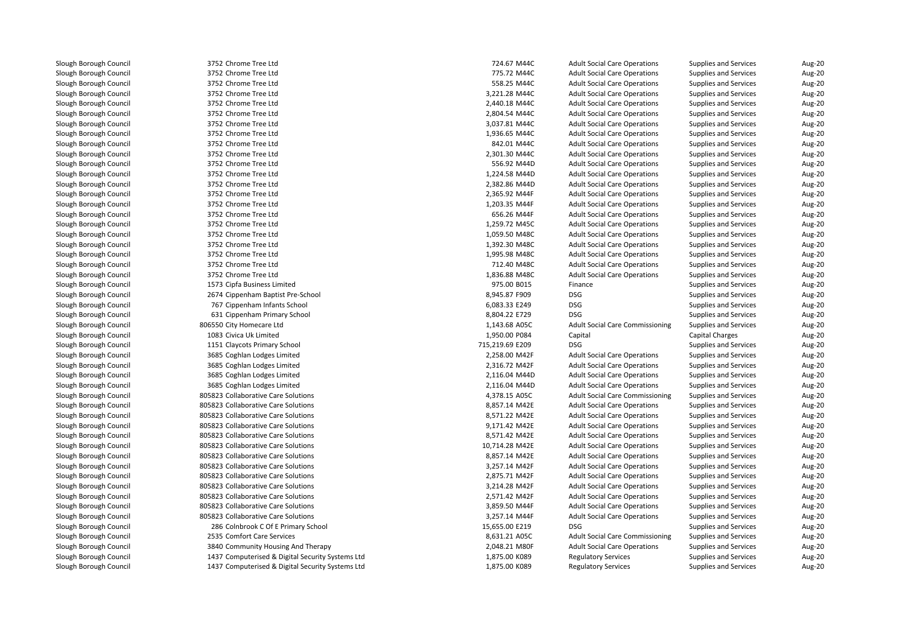| | | | | | | |
|---|---|---|---|---|---|---|
| Slough Borough Council | 3752 Chrome Tree Ltd | 724.67 M44C | Adult Social Care Operations | Supplies and Services | Aug-20 |
| Slough Borough Council | 3752 Chrome Tree Ltd | 775.72 M44C | Adult Social Care Operations | Supplies and Services | Aug-20 |
| Slough Borough Council | 3752 Chrome Tree Ltd | 558.25 M44C | Adult Social Care Operations | Supplies and Services | Aug-20 |
| Slough Borough Council | 3752 Chrome Tree Ltd | 3,221.28 M44C | Adult Social Care Operations | Supplies and Services | Aug-20 |
| Slough Borough Council | 3752 Chrome Tree Ltd | 2,440.18 M44C | Adult Social Care Operations | Supplies and Services | Aug-20 |
| Slough Borough Council | 3752 Chrome Tree Ltd | 2,804.54 M44C | Adult Social Care Operations | Supplies and Services | Aug-20 |
| Slough Borough Council | 3752 Chrome Tree Ltd | 3,037.81 M44C | Adult Social Care Operations | Supplies and Services | Aug-20 |
| Slough Borough Council | 3752 Chrome Tree Ltd | 1,936.65 M44C | Adult Social Care Operations | Supplies and Services | Aug-20 |
| Slough Borough Council | 3752 Chrome Tree Ltd | 842.01 M44C | Adult Social Care Operations | Supplies and Services | Aug-20 |
| Slough Borough Council | 3752 Chrome Tree Ltd | 2,301.30 M44C | Adult Social Care Operations | Supplies and Services | Aug-20 |
| Slough Borough Council | 3752 Chrome Tree Ltd | 556.92 M44D | Adult Social Care Operations | Supplies and Services | Aug-20 |
| Slough Borough Council | 3752 Chrome Tree Ltd | 1,224.58 M44D | Adult Social Care Operations | Supplies and Services | Aug-20 |
| Slough Borough Council | 3752 Chrome Tree Ltd | 2,382.86 M44D | Adult Social Care Operations | Supplies and Services | Aug-20 |
| Slough Borough Council | 3752 Chrome Tree Ltd | 2,365.92 M44F | Adult Social Care Operations | Supplies and Services | Aug-20 |
| Slough Borough Council | 3752 Chrome Tree Ltd | 1,203.35 M44F | Adult Social Care Operations | Supplies and Services | Aug-20 |
| Slough Borough Council | 3752 Chrome Tree Ltd | 656.26 M44F | Adult Social Care Operations | Supplies and Services | Aug-20 |
| Slough Borough Council | 3752 Chrome Tree Ltd | 1,259.72 M45C | Adult Social Care Operations | Supplies and Services | Aug-20 |
| Slough Borough Council | 3752 Chrome Tree Ltd | 1,059.50 M48C | Adult Social Care Operations | Supplies and Services | Aug-20 |
| Slough Borough Council | 3752 Chrome Tree Ltd | 1,392.30 M48C | Adult Social Care Operations | Supplies and Services | Aug-20 |
| Slough Borough Council | 3752 Chrome Tree Ltd | 1,995.98 M48C | Adult Social Care Operations | Supplies and Services | Aug-20 |
| Slough Borough Council | 3752 Chrome Tree Ltd | 712.40 M48C | Adult Social Care Operations | Supplies and Services | Aug-20 |
| Slough Borough Council | 3752 Chrome Tree Ltd | 1,836.88 M48C | Adult Social Care Operations | Supplies and Services | Aug-20 |
| Slough Borough Council | 1573 Cipfa Business Limited | 975.00 B015 | Finance | Supplies and Services | Aug-20 |
| Slough Borough Council | 2674 Cippenham Baptist Pre-School | 8,945.87 F909 | DSG | Supplies and Services | Aug-20 |
| Slough Borough Council | 767 Cippenham Infants School | 6,083.33 E249 | DSG | Supplies and Services | Aug-20 |
| Slough Borough Council | 631 Cippenham Primary School | 8,804.22 E729 | DSG | Supplies and Services | Aug-20 |
| Slough Borough Council | 806550 City Homecare Ltd | 1,143.68 A05C | Adult Social Care Commissioning | Supplies and Services | Aug-20 |
| Slough Borough Council | 1083 Civica Uk Limited | 1,950.00 P084 | Capital | Capital Charges | Aug-20 |
| Slough Borough Council | 1151 Claycots Primary School | 715,219.69 E209 | DSG | Supplies and Services | Aug-20 |
| Slough Borough Council | 3685 Coghlan Lodges Limited | 2,258.00 M42F | Adult Social Care Operations | Supplies and Services | Aug-20 |
| Slough Borough Council | 3685 Coghlan Lodges Limited | 2,316.72 M42F | Adult Social Care Operations | Supplies and Services | Aug-20 |
| Slough Borough Council | 3685 Coghlan Lodges Limited | 2,116.04 M44D | Adult Social Care Operations | Supplies and Services | Aug-20 |
| Slough Borough Council | 3685 Coghlan Lodges Limited | 2,116.04 M44D | Adult Social Care Operations | Supplies and Services | Aug-20 |
| Slough Borough Council | 805823 Collaborative Care Solutions | 4,378.15 A05C | Adult Social Care Commissioning | Supplies and Services | Aug-20 |
| Slough Borough Council | 805823 Collaborative Care Solutions | 8,857.14 M42E | Adult Social Care Operations | Supplies and Services | Aug-20 |
| Slough Borough Council | 805823 Collaborative Care Solutions | 8,571.22 M42E | Adult Social Care Operations | Supplies and Services | Aug-20 |
| Slough Borough Council | 805823 Collaborative Care Solutions | 9,171.42 M42E | Adult Social Care Operations | Supplies and Services | Aug-20 |
| Slough Borough Council | 805823 Collaborative Care Solutions | 8,571.42 M42E | Adult Social Care Operations | Supplies and Services | Aug-20 |
| Slough Borough Council | 805823 Collaborative Care Solutions | 10,714.28 M42E | Adult Social Care Operations | Supplies and Services | Aug-20 |
| Slough Borough Council | 805823 Collaborative Care Solutions | 8,857.14 M42E | Adult Social Care Operations | Supplies and Services | Aug-20 |
| Slough Borough Council | 805823 Collaborative Care Solutions | 3,257.14 M42F | Adult Social Care Operations | Supplies and Services | Aug-20 |
| Slough Borough Council | 805823 Collaborative Care Solutions | 2,875.71 M42F | Adult Social Care Operations | Supplies and Services | Aug-20 |
| Slough Borough Council | 805823 Collaborative Care Solutions | 3,214.28 M42F | Adult Social Care Operations | Supplies and Services | Aug-20 |
| Slough Borough Council | 805823 Collaborative Care Solutions | 2,571.42 M42F | Adult Social Care Operations | Supplies and Services | Aug-20 |
| Slough Borough Council | 805823 Collaborative Care Solutions | 3,859.50 M44F | Adult Social Care Operations | Supplies and Services | Aug-20 |
| Slough Borough Council | 805823 Collaborative Care Solutions | 3,257.14 M44F | Adult Social Care Operations | Supplies and Services | Aug-20 |
| Slough Borough Council | 286 Colnbrook C Of E Primary School | 15,655.00 E219 | DSG | Supplies and Services | Aug-20 |
| Slough Borough Council | 2535 Comfort Care Services | 8,631.21 A05C | Adult Social Care Commissioning | Supplies and Services | Aug-20 |
| Slough Borough Council | 3840 Community Housing And Therapy | 2,048.21 M80F | Adult Social Care Operations | Supplies and Services | Aug-20 |
| Slough Borough Council | 1437 Computerised & Digital Security Systems Ltd | 1,875.00 K089 | Regulatory Services | Supplies and Services | Aug-20 |
| Slough Borough Council | 1437 Computerised & Digital Security Systems Ltd | 1,875.00 K089 | Regulatory Services | Supplies and Services | Aug-20 |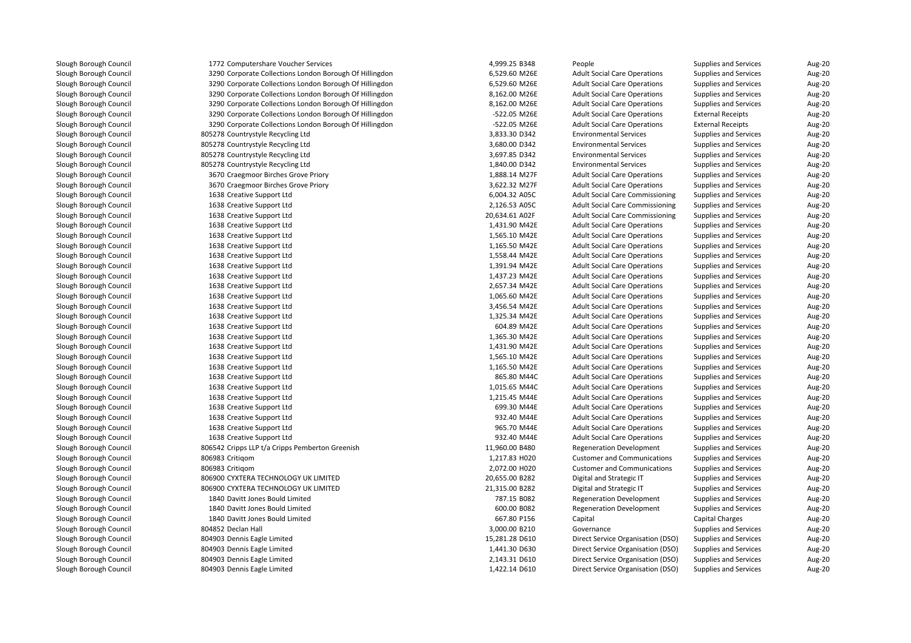| | | | | | | |
|---|---|---|---|---|---|---|
| Slough Borough Council | 1772 Computershare Voucher Services | 4,999.25 B348 | People | Supplies and Services | Aug-20 |
| Slough Borough Council | 3290 Corporate Collections London Borough Of Hillingdon | 6,529.60 M26E | Adult Social Care Operations | Supplies and Services | Aug-20 |
| Slough Borough Council | 3290 Corporate Collections London Borough Of Hillingdon | 6,529.60 M26E | Adult Social Care Operations | Supplies and Services | Aug-20 |
| Slough Borough Council | 3290 Corporate Collections London Borough Of Hillingdon | 8,162.00 M26E | Adult Social Care Operations | Supplies and Services | Aug-20 |
| Slough Borough Council | 3290 Corporate Collections London Borough Of Hillingdon | 8,162.00 M26E | Adult Social Care Operations | Supplies and Services | Aug-20 |
| Slough Borough Council | 3290 Corporate Collections London Borough Of Hillingdon | -522.05 M26E | Adult Social Care Operations | External Receipts | Aug-20 |
| Slough Borough Council | 3290 Corporate Collections London Borough Of Hillingdon | -522.05 M26E | Adult Social Care Operations | External Receipts | Aug-20 |
| Slough Borough Council | 805278 Countrystyle Recycling Ltd | 3,833.30 D342 | Environmental Services | Supplies and Services | Aug-20 |
| Slough Borough Council | 805278 Countrystyle Recycling Ltd | 3,680.00 D342 | Environmental Services | Supplies and Services | Aug-20 |
| Slough Borough Council | 805278 Countrystyle Recycling Ltd | 3,697.85 D342 | Environmental Services | Supplies and Services | Aug-20 |
| Slough Borough Council | 805278 Countrystyle Recycling Ltd | 1,840.00 D342 | Environmental Services | Supplies and Services | Aug-20 |
| Slough Borough Council | 3670 Craegmoor Birches Grove Priory | 1,888.14 M27F | Adult Social Care Operations | Supplies and Services | Aug-20 |
| Slough Borough Council | 3670 Craegmoor Birches Grove Priory | 3,622.32 M27F | Adult Social Care Operations | Supplies and Services | Aug-20 |
| Slough Borough Council | 1638 Creative Support Ltd | 6,004.32 A05C | Adult Social Care Commissioning | Supplies and Services | Aug-20 |
| Slough Borough Council | 1638 Creative Support Ltd | 2,126.53 A05C | Adult Social Care Commissioning | Supplies and Services | Aug-20 |
| Slough Borough Council | 1638 Creative Support Ltd | 20,634.61 A02F | Adult Social Care Commissioning | Supplies and Services | Aug-20 |
| Slough Borough Council | 1638 Creative Support Ltd | 1,431.90 M42E | Adult Social Care Operations | Supplies and Services | Aug-20 |
| Slough Borough Council | 1638 Creative Support Ltd | 1,565.10 M42E | Adult Social Care Operations | Supplies and Services | Aug-20 |
| Slough Borough Council | 1638 Creative Support Ltd | 1,165.50 M42E | Adult Social Care Operations | Supplies and Services | Aug-20 |
| Slough Borough Council | 1638 Creative Support Ltd | 1,558.44 M42E | Adult Social Care Operations | Supplies and Services | Aug-20 |
| Slough Borough Council | 1638 Creative Support Ltd | 1,391.94 M42E | Adult Social Care Operations | Supplies and Services | Aug-20 |
| Slough Borough Council | 1638 Creative Support Ltd | 1,437.23 M42E | Adult Social Care Operations | Supplies and Services | Aug-20 |
| Slough Borough Council | 1638 Creative Support Ltd | 2,657.34 M42E | Adult Social Care Operations | Supplies and Services | Aug-20 |
| Slough Borough Council | 1638 Creative Support Ltd | 1,065.60 M42E | Adult Social Care Operations | Supplies and Services | Aug-20 |
| Slough Borough Council | 1638 Creative Support Ltd | 3,456.54 M42E | Adult Social Care Operations | Supplies and Services | Aug-20 |
| Slough Borough Council | 1638 Creative Support Ltd | 1,325.34 M42E | Adult Social Care Operations | Supplies and Services | Aug-20 |
| Slough Borough Council | 1638 Creative Support Ltd | 604.89 M42E | Adult Social Care Operations | Supplies and Services | Aug-20 |
| Slough Borough Council | 1638 Creative Support Ltd | 1,365.30 M42E | Adult Social Care Operations | Supplies and Services | Aug-20 |
| Slough Borough Council | 1638 Creative Support Ltd | 1,431.90 M42E | Adult Social Care Operations | Supplies and Services | Aug-20 |
| Slough Borough Council | 1638 Creative Support Ltd | 1,565.10 M42E | Adult Social Care Operations | Supplies and Services | Aug-20 |
| Slough Borough Council | 1638 Creative Support Ltd | 1,165.50 M42E | Adult Social Care Operations | Supplies and Services | Aug-20 |
| Slough Borough Council | 1638 Creative Support Ltd | 865.80 M44C | Adult Social Care Operations | Supplies and Services | Aug-20 |
| Slough Borough Council | 1638 Creative Support Ltd | 1,015.65 M44C | Adult Social Care Operations | Supplies and Services | Aug-20 |
| Slough Borough Council | 1638 Creative Support Ltd | 1,215.45 M44E | Adult Social Care Operations | Supplies and Services | Aug-20 |
| Slough Borough Council | 1638 Creative Support Ltd | 699.30 M44E | Adult Social Care Operations | Supplies and Services | Aug-20 |
| Slough Borough Council | 1638 Creative Support Ltd | 932.40 M44E | Adult Social Care Operations | Supplies and Services | Aug-20 |
| Slough Borough Council | 1638 Creative Support Ltd | 965.70 M44E | Adult Social Care Operations | Supplies and Services | Aug-20 |
| Slough Borough Council | 1638 Creative Support Ltd | 932.40 M44E | Adult Social Care Operations | Supplies and Services | Aug-20 |
| Slough Borough Council | 806542 Cripps LLP t/a Cripps Pemberton Greenish | 11,960.00 B480 | Regeneration Development | Supplies and Services | Aug-20 |
| Slough Borough Council | 806983 Critiqom | 1,217.83 H020 | Customer and Communications | Supplies and Services | Aug-20 |
| Slough Borough Council | 806983 Critiqom | 2,072.00 H020 | Customer and Communications | Supplies and Services | Aug-20 |
| Slough Borough Council | 806900 CYXTERA TECHNOLOGY UK LIMITED | 20,655.00 B282 | Digital and Strategic IT | Supplies and Services | Aug-20 |
| Slough Borough Council | 806900 CYXTERA TECHNOLOGY UK LIMITED | 21,315.00 B282 | Digital and Strategic IT | Supplies and Services | Aug-20 |
| Slough Borough Council | 1840 Davitt Jones Bould Limited | 787.15 B082 | Regeneration Development | Supplies and Services | Aug-20 |
| Slough Borough Council | 1840 Davitt Jones Bould Limited | 600.00 B082 | Regeneration Development | Supplies and Services | Aug-20 |
| Slough Borough Council | 1840 Davitt Jones Bould Limited | 667.80 P156 | Capital | Capital Charges | Aug-20 |
| Slough Borough Council | 804852 Declan Hall | 3,000.00 B210 | Governance | Supplies and Services | Aug-20 |
| Slough Borough Council | 804903 Dennis Eagle Limited | 15,281.28 D610 | Direct Service Organisation (DSO) | Supplies and Services | Aug-20 |
| Slough Borough Council | 804903 Dennis Eagle Limited | 1,441.30 D630 | Direct Service Organisation (DSO) | Supplies and Services | Aug-20 |
| Slough Borough Council | 804903 Dennis Eagle Limited | 2,143.31 D610 | Direct Service Organisation (DSO) | Supplies and Services | Aug-20 |
| Slough Borough Council | 804903 Dennis Eagle Limited | 1,422.14 D610 | Direct Service Organisation (DSO) | Supplies and Services | Aug-20 |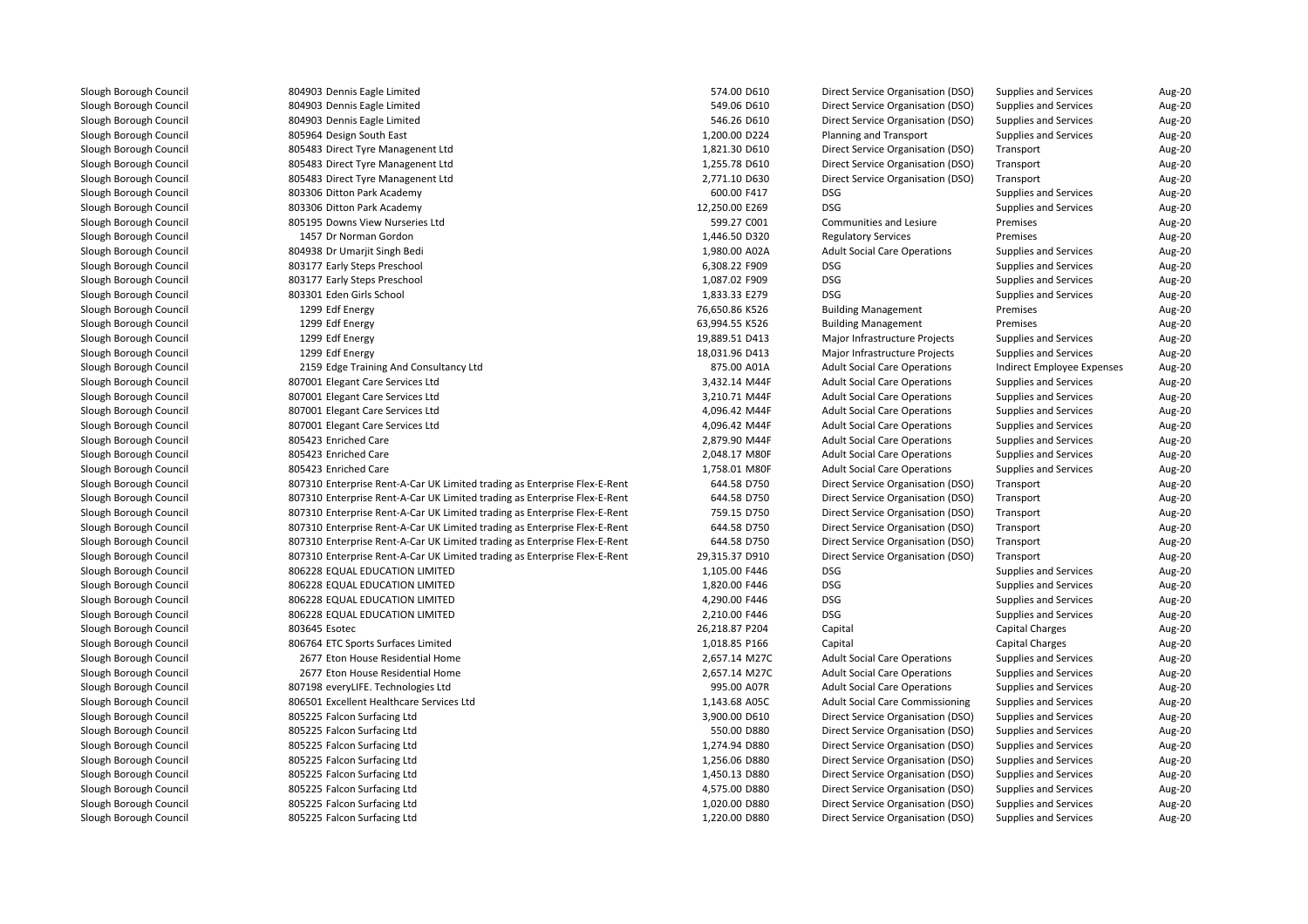| | | | | | | | |
|---|---|---|---|---|---|---|---|
| Slough Borough Council | 804903 Dennis Eagle Limited | 574.00 | D610 | Direct Service Organisation (DSO) | Supplies and Services | Aug-20 |
| Slough Borough Council | 804903 Dennis Eagle Limited | 549.06 | D610 | Direct Service Organisation (DSO) | Supplies and Services | Aug-20 |
| Slough Borough Council | 804903 Dennis Eagle Limited | 546.26 | D610 | Direct Service Organisation (DSO) | Supplies and Services | Aug-20 |
| Slough Borough Council | 805964 Design South East | 1,200.00 | D224 | Planning and Transport | Supplies and Services | Aug-20 |
| Slough Borough Council | 805483 Direct Tyre Management Ltd | 1,821.30 | D610 | Direct Service Organisation (DSO) | Transport | Aug-20 |
| Slough Borough Council | 805483 Direct Tyre Management Ltd | 1,255.78 | D610 | Direct Service Organisation (DSO) | Transport | Aug-20 |
| Slough Borough Council | 805483 Direct Tyre Management Ltd | 2,771.10 | D630 | Direct Service Organisation (DSO) | Transport | Aug-20 |
| Slough Borough Council | 803306 Ditton Park Academy | 600.00 | F417 | DSG | Supplies and Services | Aug-20 |
| Slough Borough Council | 803306 Ditton Park Academy | 12,250.00 | E269 | DSG | Supplies and Services | Aug-20 |
| Slough Borough Council | 805195 Downs View Nurseries Ltd | 599.27 | C001 | Communities and Lesiure | Premises | Aug-20 |
| Slough Borough Council | 1457 Dr Norman Gordon | 1,446.50 | D320 | Regulatory Services | Premises | Aug-20 |
| Slough Borough Council | 804938 Dr Umarjit Singh Bedi | 1,980.00 | A02A | Adult Social Care Operations | Supplies and Services | Aug-20 |
| Slough Borough Council | 803177 Early Steps Preschool | 6,308.22 | F909 | DSG | Supplies and Services | Aug-20 |
| Slough Borough Council | 803177 Early Steps Preschool | 1,087.02 | F909 | DSG | Supplies and Services | Aug-20 |
| Slough Borough Council | 803301 Eden Girls School | 1,833.33 | E279 | DSG | Supplies and Services | Aug-20 |
| Slough Borough Council | 1299 Edf Energy | 76,650.86 | K526 | Building Management | Premises | Aug-20 |
| Slough Borough Council | 1299 Edf Energy | 63,994.55 | K526 | Building Management | Premises | Aug-20 |
| Slough Borough Council | 1299 Edf Energy | 19,889.51 | D413 | Major Infrastructure Projects | Supplies and Services | Aug-20 |
| Slough Borough Council | 1299 Edf Energy | 18,031.96 | D413 | Major Infrastructure Projects | Supplies and Services | Aug-20 |
| Slough Borough Council | 2159 Edge Training And Consultancy Ltd | 875.00 | A01A | Adult Social Care Operations | Indirect Employee Expenses | Aug-20 |
| Slough Borough Council | 807001 Elegant Care Services Ltd | 3,432.14 | M44F | Adult Social Care Operations | Supplies and Services | Aug-20 |
| Slough Borough Council | 807001 Elegant Care Services Ltd | 3,210.71 | M44F | Adult Social Care Operations | Supplies and Services | Aug-20 |
| Slough Borough Council | 807001 Elegant Care Services Ltd | 4,096.42 | M44F | Adult Social Care Operations | Supplies and Services | Aug-20 |
| Slough Borough Council | 807001 Elegant Care Services Ltd | 4,096.42 | M44F | Adult Social Care Operations | Supplies and Services | Aug-20 |
| Slough Borough Council | 805423 Enriched Care | 2,879.90 | M44F | Adult Social Care Operations | Supplies and Services | Aug-20 |
| Slough Borough Council | 805423 Enriched Care | 2,048.17 | M80F | Adult Social Care Operations | Supplies and Services | Aug-20 |
| Slough Borough Council | 805423 Enriched Care | 1,758.01 | M80F | Adult Social Care Operations | Supplies and Services | Aug-20 |
| Slough Borough Council | 807310 Enterprise Rent-A-Car UK Limited trading as Enterprise Flex-E-Rent | 644.58 | D750 | Direct Service Organisation (DSO) | Transport | Aug-20 |
| Slough Borough Council | 807310 Enterprise Rent-A-Car UK Limited trading as Enterprise Flex-E-Rent | 644.58 | D750 | Direct Service Organisation (DSO) | Transport | Aug-20 |
| Slough Borough Council | 807310 Enterprise Rent-A-Car UK Limited trading as Enterprise Flex-E-Rent | 759.15 | D750 | Direct Service Organisation (DSO) | Transport | Aug-20 |
| Slough Borough Council | 807310 Enterprise Rent-A-Car UK Limited trading as Enterprise Flex-E-Rent | 644.58 | D750 | Direct Service Organisation (DSO) | Transport | Aug-20 |
| Slough Borough Council | 807310 Enterprise Rent-A-Car UK Limited trading as Enterprise Flex-E-Rent | 644.58 | D750 | Direct Service Organisation (DSO) | Transport | Aug-20 |
| Slough Borough Council | 807310 Enterprise Rent-A-Car UK Limited trading as Enterprise Flex-E-Rent | 29,315.37 | D910 | Direct Service Organisation (DSO) | Transport | Aug-20 |
| Slough Borough Council | 806228 EQUAL EDUCATION LIMITED | 1,105.00 | F446 | DSG | Supplies and Services | Aug-20 |
| Slough Borough Council | 806228 EQUAL EDUCATION LIMITED | 1,820.00 | F446 | DSG | Supplies and Services | Aug-20 |
| Slough Borough Council | 806228 EQUAL EDUCATION LIMITED | 4,290.00 | F446 | DSG | Supplies and Services | Aug-20 |
| Slough Borough Council | 806228 EQUAL EDUCATION LIMITED | 2,210.00 | F446 | DSG | Supplies and Services | Aug-20 |
| Slough Borough Council | 803645 Esotec | 26,218.87 | P204 | Capital | Capital Charges | Aug-20 |
| Slough Borough Council | 806764 ETC Sports Surfaces Limited | 1,018.85 | P166 | Capital | Capital Charges | Aug-20 |
| Slough Borough Council | 2677 Eton House Residential Home | 2,657.14 | M27C | Adult Social Care Operations | Supplies and Services | Aug-20 |
| Slough Borough Council | 2677 Eton House Residential Home | 2,657.14 | M27C | Adult Social Care Operations | Supplies and Services | Aug-20 |
| Slough Borough Council | 807198 everyLIFE. Technologies Ltd | 995.00 | A07R | Adult Social Care Operations | Supplies and Services | Aug-20 |
| Slough Borough Council | 806501 Excellent Healthcare Services Ltd | 1,143.68 | A05C | Adult Social Care Commissioning | Supplies and Services | Aug-20 |
| Slough Borough Council | 805225 Falcon Surfacing Ltd | 3,900.00 | D610 | Direct Service Organisation (DSO) | Supplies and Services | Aug-20 |
| Slough Borough Council | 805225 Falcon Surfacing Ltd | 550.00 | D880 | Direct Service Organisation (DSO) | Supplies and Services | Aug-20 |
| Slough Borough Council | 805225 Falcon Surfacing Ltd | 1,274.94 | D880 | Direct Service Organisation (DSO) | Supplies and Services | Aug-20 |
| Slough Borough Council | 805225 Falcon Surfacing Ltd | 1,256.06 | D880 | Direct Service Organisation (DSO) | Supplies and Services | Aug-20 |
| Slough Borough Council | 805225 Falcon Surfacing Ltd | 1,450.13 | D880 | Direct Service Organisation (DSO) | Supplies and Services | Aug-20 |
| Slough Borough Council | 805225 Falcon Surfacing Ltd | 4,575.00 | D880 | Direct Service Organisation (DSO) | Supplies and Services | Aug-20 |
| Slough Borough Council | 805225 Falcon Surfacing Ltd | 1,020.00 | D880 | Direct Service Organisation (DSO) | Supplies and Services | Aug-20 |
| Slough Borough Council | 805225 Falcon Surfacing Ltd | 1,220.00 | D880 | Direct Service Organisation (DSO) | Supplies and Services | Aug-20 |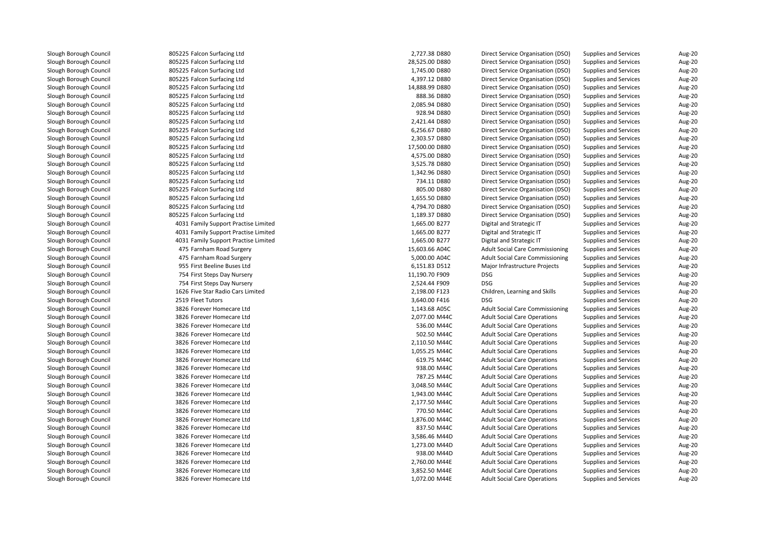| | | | | | | |
|---|---|---|---|---|---|---|
| Slough Borough Council | 805225 Falcon Surfacing Ltd | 2,727.38 D880 | Direct Service Organisation (DSO) | Supplies and Services | Aug-20 |
| Slough Borough Council | 805225 Falcon Surfacing Ltd | 28,525.00 D880 | Direct Service Organisation (DSO) | Supplies and Services | Aug-20 |
| Slough Borough Council | 805225 Falcon Surfacing Ltd | 1,745.00 D880 | Direct Service Organisation (DSO) | Supplies and Services | Aug-20 |
| Slough Borough Council | 805225 Falcon Surfacing Ltd | 4,397.12 D880 | Direct Service Organisation (DSO) | Supplies and Services | Aug-20 |
| Slough Borough Council | 805225 Falcon Surfacing Ltd | 14,888.99 D880 | Direct Service Organisation (DSO) | Supplies and Services | Aug-20 |
| Slough Borough Council | 805225 Falcon Surfacing Ltd | 888.36 D880 | Direct Service Organisation (DSO) | Supplies and Services | Aug-20 |
| Slough Borough Council | 805225 Falcon Surfacing Ltd | 2,085.94 D880 | Direct Service Organisation (DSO) | Supplies and Services | Aug-20 |
| Slough Borough Council | 805225 Falcon Surfacing Ltd | 928.94 D880 | Direct Service Organisation (DSO) | Supplies and Services | Aug-20 |
| Slough Borough Council | 805225 Falcon Surfacing Ltd | 2,421.44 D880 | Direct Service Organisation (DSO) | Supplies and Services | Aug-20 |
| Slough Borough Council | 805225 Falcon Surfacing Ltd | 6,256.67 D880 | Direct Service Organisation (DSO) | Supplies and Services | Aug-20 |
| Slough Borough Council | 805225 Falcon Surfacing Ltd | 2,303.57 D880 | Direct Service Organisation (DSO) | Supplies and Services | Aug-20 |
| Slough Borough Council | 805225 Falcon Surfacing Ltd | 17,500.00 D880 | Direct Service Organisation (DSO) | Supplies and Services | Aug-20 |
| Slough Borough Council | 805225 Falcon Surfacing Ltd | 4,575.00 D880 | Direct Service Organisation (DSO) | Supplies and Services | Aug-20 |
| Slough Borough Council | 805225 Falcon Surfacing Ltd | 3,525.78 D880 | Direct Service Organisation (DSO) | Supplies and Services | Aug-20 |
| Slough Borough Council | 805225 Falcon Surfacing Ltd | 1,342.96 D880 | Direct Service Organisation (DSO) | Supplies and Services | Aug-20 |
| Slough Borough Council | 805225 Falcon Surfacing Ltd | 734.11 D880 | Direct Service Organisation (DSO) | Supplies and Services | Aug-20 |
| Slough Borough Council | 805225 Falcon Surfacing Ltd | 805.00 D880 | Direct Service Organisation (DSO) | Supplies and Services | Aug-20 |
| Slough Borough Council | 805225 Falcon Surfacing Ltd | 1,655.50 D880 | Direct Service Organisation (DSO) | Supplies and Services | Aug-20 |
| Slough Borough Council | 805225 Falcon Surfacing Ltd | 4,794.70 D880 | Direct Service Organisation (DSO) | Supplies and Services | Aug-20 |
| Slough Borough Council | 805225 Falcon Surfacing Ltd | 1,189.37 D880 | Direct Service Organisation (DSO) | Supplies and Services | Aug-20 |
| Slough Borough Council | 4031 Family Support Practise Limited | 1,665.00 B277 | Digital and Strategic IT | Supplies and Services | Aug-20 |
| Slough Borough Council | 4031 Family Support Practise Limited | 1,665.00 B277 | Digital and Strategic IT | Supplies and Services | Aug-20 |
| Slough Borough Council | 4031 Family Support Practise Limited | 1,665.00 B277 | Digital and Strategic IT | Supplies and Services | Aug-20 |
| Slough Borough Council | 475 Farnham Road Surgery | 15,603.66 A04C | Adult Social Care Commissioning | Supplies and Services | Aug-20 |
| Slough Borough Council | 475 Farnham Road Surgery | 5,000.00 A04C | Adult Social Care Commissioning | Supplies and Services | Aug-20 |
| Slough Borough Council | 955 First Beeline Buses Ltd | 6,151.83 D512 | Major Infrastructure Projects | Supplies and Services | Aug-20 |
| Slough Borough Council | 754 First Steps Day Nursery | 11,190.70 F909 | DSG | Supplies and Services | Aug-20 |
| Slough Borough Council | 754 First Steps Day Nursery | 2,524.44 F909 | DSG | Supplies and Services | Aug-20 |
| Slough Borough Council | 1626 Five Star Radio Cars Limited | 2,198.00 F123 | Children, Learning and Skills | Supplies and Services | Aug-20 |
| Slough Borough Council | 2519 Fleet Tutors | 3,640.00 F416 | DSG | Supplies and Services | Aug-20 |
| Slough Borough Council | 3826 Forever Homecare Ltd | 1,143.68 A05C | Adult Social Care Commissioning | Supplies and Services | Aug-20 |
| Slough Borough Council | 3826 Forever Homecare Ltd | 2,077.00 M44C | Adult Social Care Operations | Supplies and Services | Aug-20 |
| Slough Borough Council | 3826 Forever Homecare Ltd | 536.00 M44C | Adult Social Care Operations | Supplies and Services | Aug-20 |
| Slough Borough Council | 3826 Forever Homecare Ltd | 502.50 M44C | Adult Social Care Operations | Supplies and Services | Aug-20 |
| Slough Borough Council | 3826 Forever Homecare Ltd | 2,110.50 M44C | Adult Social Care Operations | Supplies and Services | Aug-20 |
| Slough Borough Council | 3826 Forever Homecare Ltd | 1,055.25 M44C | Adult Social Care Operations | Supplies and Services | Aug-20 |
| Slough Borough Council | 3826 Forever Homecare Ltd | 619.75 M44C | Adult Social Care Operations | Supplies and Services | Aug-20 |
| Slough Borough Council | 3826 Forever Homecare Ltd | 938.00 M44C | Adult Social Care Operations | Supplies and Services | Aug-20 |
| Slough Borough Council | 3826 Forever Homecare Ltd | 787.25 M44C | Adult Social Care Operations | Supplies and Services | Aug-20 |
| Slough Borough Council | 3826 Forever Homecare Ltd | 3,048.50 M44C | Adult Social Care Operations | Supplies and Services | Aug-20 |
| Slough Borough Council | 3826 Forever Homecare Ltd | 1,943.00 M44C | Adult Social Care Operations | Supplies and Services | Aug-20 |
| Slough Borough Council | 3826 Forever Homecare Ltd | 2,177.50 M44C | Adult Social Care Operations | Supplies and Services | Aug-20 |
| Slough Borough Council | 3826 Forever Homecare Ltd | 770.50 M44C | Adult Social Care Operations | Supplies and Services | Aug-20 |
| Slough Borough Council | 3826 Forever Homecare Ltd | 1,876.00 M44C | Adult Social Care Operations | Supplies and Services | Aug-20 |
| Slough Borough Council | 3826 Forever Homecare Ltd | 837.50 M44C | Adult Social Care Operations | Supplies and Services | Aug-20 |
| Slough Borough Council | 3826 Forever Homecare Ltd | 3,586.46 M44D | Adult Social Care Operations | Supplies and Services | Aug-20 |
| Slough Borough Council | 3826 Forever Homecare Ltd | 1,273.00 M44D | Adult Social Care Operations | Supplies and Services | Aug-20 |
| Slough Borough Council | 3826 Forever Homecare Ltd | 938.00 M44D | Adult Social Care Operations | Supplies and Services | Aug-20 |
| Slough Borough Council | 3826 Forever Homecare Ltd | 2,760.00 M44E | Adult Social Care Operations | Supplies and Services | Aug-20 |
| Slough Borough Council | 3826 Forever Homecare Ltd | 3,852.50 M44E | Adult Social Care Operations | Supplies and Services | Aug-20 |
| Slough Borough Council | 3826 Forever Homecare Ltd | 1,072.00 M44E | Adult Social Care Operations | Supplies and Services | Aug-20 |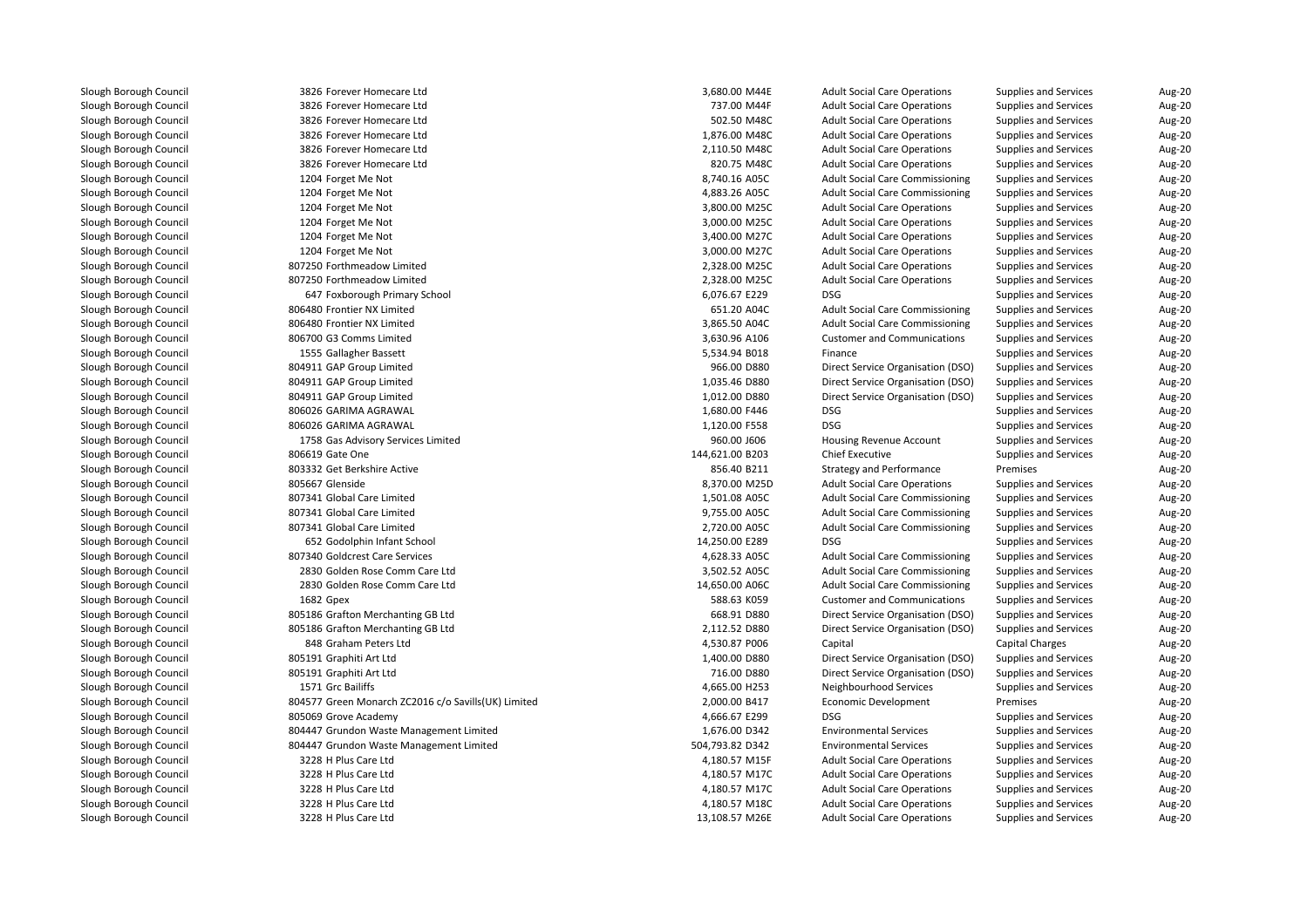| | | | | | | |
|---|---|---|---|---|---|---|
| Slough Borough Council | 3826 Forever Homecare Ltd | 3,680.00 M44E | Adult Social Care Operations | Supplies and Services | Aug-20 |
| Slough Borough Council | 3826 Forever Homecare Ltd | 737.00 M44F | Adult Social Care Operations | Supplies and Services | Aug-20 |
| Slough Borough Council | 3826 Forever Homecare Ltd | 502.50 M48C | Adult Social Care Operations | Supplies and Services | Aug-20 |
| Slough Borough Council | 3826 Forever Homecare Ltd | 1,876.00 M48C | Adult Social Care Operations | Supplies and Services | Aug-20 |
| Slough Borough Council | 3826 Forever Homecare Ltd | 2,110.50 M48C | Adult Social Care Operations | Supplies and Services | Aug-20 |
| Slough Borough Council | 3826 Forever Homecare Ltd | 820.75 M48C | Adult Social Care Operations | Supplies and Services | Aug-20 |
| Slough Borough Council | 1204 Forget Me Not | 8,740.16 A05C | Adult Social Care Commissioning | Supplies and Services | Aug-20 |
| Slough Borough Council | 1204 Forget Me Not | 4,883.26 A05C | Adult Social Care Commissioning | Supplies and Services | Aug-20 |
| Slough Borough Council | 1204 Forget Me Not | 3,800.00 M25C | Adult Social Care Operations | Supplies and Services | Aug-20 |
| Slough Borough Council | 1204 Forget Me Not | 3,000.00 M25C | Adult Social Care Operations | Supplies and Services | Aug-20 |
| Slough Borough Council | 1204 Forget Me Not | 3,400.00 M27C | Adult Social Care Operations | Supplies and Services | Aug-20 |
| Slough Borough Council | 1204 Forget Me Not | 3,000.00 M27C | Adult Social Care Operations | Supplies and Services | Aug-20 |
| Slough Borough Council | 807250 Forthmeadow Limited | 2,328.00 M25C | Adult Social Care Operations | Supplies and Services | Aug-20 |
| Slough Borough Council | 807250 Forthmeadow Limited | 2,328.00 M25C | Adult Social Care Operations | Supplies and Services | Aug-20 |
| Slough Borough Council | 647 Foxborough Primary School | 6,076.67 E229 | DSG | Supplies and Services | Aug-20 |
| Slough Borough Council | 806480 Frontier NX Limited | 651.20 A04C | Adult Social Care Commissioning | Supplies and Services | Aug-20 |
| Slough Borough Council | 806480 Frontier NX Limited | 3,865.50 A04C | Adult Social Care Commissioning | Supplies and Services | Aug-20 |
| Slough Borough Council | 806700 G3 Comms Limited | 3,630.96 A106 | Customer and Communications | Supplies and Services | Aug-20 |
| Slough Borough Council | 1555 Gallagher Bassett | 5,534.94 B018 | Finance | Supplies and Services | Aug-20 |
| Slough Borough Council | 804911 GAP Group Limited | 966.00 D880 | Direct Service Organisation (DSO) | Supplies and Services | Aug-20 |
| Slough Borough Council | 804911 GAP Group Limited | 1,035.46 D880 | Direct Service Organisation (DSO) | Supplies and Services | Aug-20 |
| Slough Borough Council | 804911 GAP Group Limited | 1,012.00 D880 | Direct Service Organisation (DSO) | Supplies and Services | Aug-20 |
| Slough Borough Council | 806026 GARIMA AGRAWAL | 1,680.00 F446 | DSG | Supplies and Services | Aug-20 |
| Slough Borough Council | 806026 GARIMA AGRAWAL | 1,120.00 F558 | DSG | Supplies and Services | Aug-20 |
| Slough Borough Council | 1758 Gas Advisory Services Limited | 960.00 J606 | Housing Revenue Account | Supplies and Services | Aug-20 |
| Slough Borough Council | 806619 Gate One | 144,621.00 B203 | Chief Executive | Supplies and Services | Aug-20 |
| Slough Borough Council | 803332 Get Berkshire Active | 856.40 B211 | Strategy and Performance | Premises | Aug-20 |
| Slough Borough Council | 805667 Glenside | 8,370.00 M25D | Adult Social Care Operations | Supplies and Services | Aug-20 |
| Slough Borough Council | 807341 Global Care Limited | 1,501.08 A05C | Adult Social Care Commissioning | Supplies and Services | Aug-20 |
| Slough Borough Council | 807341 Global Care Limited | 9,755.00 A05C | Adult Social Care Commissioning | Supplies and Services | Aug-20 |
| Slough Borough Council | 807341 Global Care Limited | 2,720.00 A05C | Adult Social Care Commissioning | Supplies and Services | Aug-20 |
| Slough Borough Council | 652 Godolphin Infant School | 14,250.00 E289 | DSG | Supplies and Services | Aug-20 |
| Slough Borough Council | 807340 Goldcrest Care Services | 4,628.33 A05C | Adult Social Care Commissioning | Supplies and Services | Aug-20 |
| Slough Borough Council | 2830 Golden Rose Comm Care Ltd | 3,502.52 A05C | Adult Social Care Commissioning | Supplies and Services | Aug-20 |
| Slough Borough Council | 2830 Golden Rose Comm Care Ltd | 14,650.00 A06C | Adult Social Care Commissioning | Supplies and Services | Aug-20 |
| Slough Borough Council | 1682 Gpex | 588.63 K059 | Customer and Communications | Supplies and Services | Aug-20 |
| Slough Borough Council | 805186 Grafton Merchanting GB Ltd | 668.91 D880 | Direct Service Organisation (DSO) | Supplies and Services | Aug-20 |
| Slough Borough Council | 805186 Grafton Merchanting GB Ltd | 2,112.52 D880 | Direct Service Organisation (DSO) | Supplies and Services | Aug-20 |
| Slough Borough Council | 848 Graham Peters Ltd | 4,530.87 P006 | Capital | Capital Charges | Aug-20 |
| Slough Borough Council | 805191 Graphiti Art Ltd | 1,400.00 D880 | Direct Service Organisation (DSO) | Supplies and Services | Aug-20 |
| Slough Borough Council | 805191 Graphiti Art Ltd | 716.00 D880 | Direct Service Organisation (DSO) | Supplies and Services | Aug-20 |
| Slough Borough Council | 1571 Grc Bailiffs | 4,665.00 H253 | Neighbourhood Services | Supplies and Services | Aug-20 |
| Slough Borough Council | 804577 Green Monarch ZC2016 c/o Savills(UK) Limited | 2,000.00 B417 | Economic Development | Premises | Aug-20 |
| Slough Borough Council | 805069 Grove Academy | 4,666.67 E299 | DSG | Supplies and Services | Aug-20 |
| Slough Borough Council | 804447 Grundon Waste Management Limited | 1,676.00 D342 | Environmental Services | Supplies and Services | Aug-20 |
| Slough Borough Council | 804447 Grundon Waste Management Limited | 504,793.82 D342 | Environmental Services | Supplies and Services | Aug-20 |
| Slough Borough Council | 3228 H Plus Care Ltd | 4,180.57 M15F | Adult Social Care Operations | Supplies and Services | Aug-20 |
| Slough Borough Council | 3228 H Plus Care Ltd | 4,180.57 M17C | Adult Social Care Operations | Supplies and Services | Aug-20 |
| Slough Borough Council | 3228 H Plus Care Ltd | 4,180.57 M17C | Adult Social Care Operations | Supplies and Services | Aug-20 |
| Slough Borough Council | 3228 H Plus Care Ltd | 4,180.57 M18C | Adult Social Care Operations | Supplies and Services | Aug-20 |
| Slough Borough Council | 3228 H Plus Care Ltd | 13,108.57 M26E | Adult Social Care Operations | Supplies and Services | Aug-20 |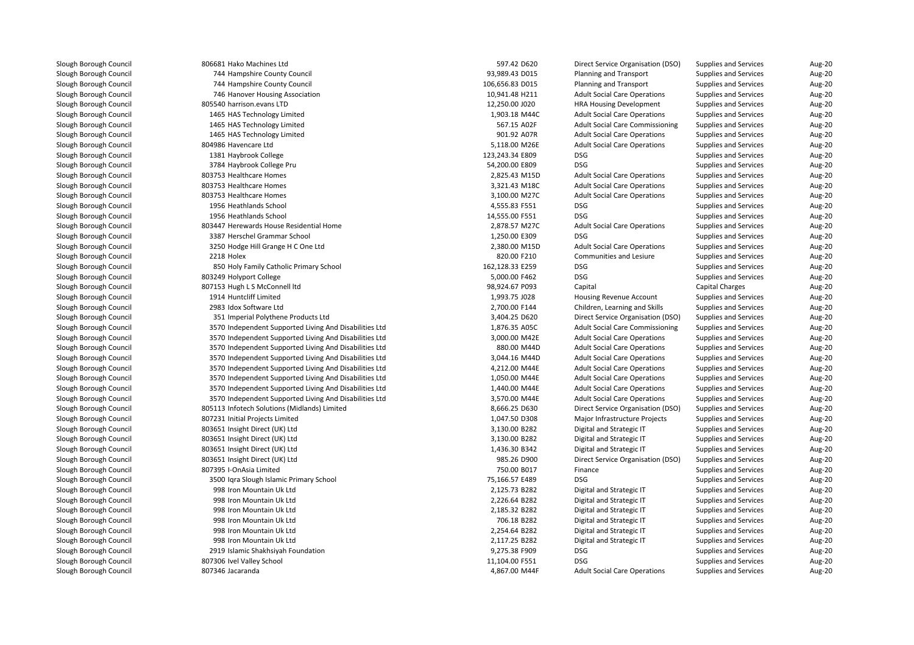| | | | | | | | |
|---|---|---|---|---|---|---|---|
| Slough Borough Council | 806681 | Hako Machines Ltd | 597.42 | D620 | Direct Service Organisation (DSO) | Supplies and Services | Aug-20 |
| Slough Borough Council | 744 | Hampshire County Council | 93,989.43 | D015 | Planning and Transport | Supplies and Services | Aug-20 |
| Slough Borough Council | 744 | Hampshire County Council | 106,656.83 | D015 | Planning and Transport | Supplies and Services | Aug-20 |
| Slough Borough Council | 746 | Hanover Housing Association | 10,941.48 | H211 | Adult Social Care Operations | Supplies and Services | Aug-20 |
| Slough Borough Council | 805540 | harrison.evans LTD | 12,250.00 | J020 | HRA Housing Development | Supplies and Services | Aug-20 |
| Slough Borough Council | 1465 | HAS Technology Limited | 1,903.18 | M44C | Adult Social Care Operations | Supplies and Services | Aug-20 |
| Slough Borough Council | 1465 | HAS Technology Limited | 567.15 | A02F | Adult Social Care Commissioning | Supplies and Services | Aug-20 |
| Slough Borough Council | 1465 | HAS Technology Limited | 901.92 | A07R | Adult Social Care Operations | Supplies and Services | Aug-20 |
| Slough Borough Council | 804986 | Havencare Ltd | 5,118.00 | M26E | Adult Social Care Operations | Supplies and Services | Aug-20 |
| Slough Borough Council | 1381 | Haybrook College | 123,243.34 | E809 | DSG | Supplies and Services | Aug-20 |
| Slough Borough Council | 3784 | Haybrook College Pru | 54,200.00 | E809 | DSG | Supplies and Services | Aug-20 |
| Slough Borough Council | 803753 | Healthcare Homes | 2,825.43 | M15D | Adult Social Care Operations | Supplies and Services | Aug-20 |
| Slough Borough Council | 803753 | Healthcare Homes | 3,321.43 | M18C | Adult Social Care Operations | Supplies and Services | Aug-20 |
| Slough Borough Council | 803753 | Healthcare Homes | 3,100.00 | M27C | Adult Social Care Operations | Supplies and Services | Aug-20 |
| Slough Borough Council | 1956 | Heathlands School | 4,555.83 | F551 | DSG | Supplies and Services | Aug-20 |
| Slough Borough Council | 1956 | Heathlands School | 14,555.00 | F551 | DSG | Supplies and Services | Aug-20 |
| Slough Borough Council | 803447 | Herewards House Residential Home | 2,878.57 | M27C | Adult Social Care Operations | Supplies and Services | Aug-20 |
| Slough Borough Council | 3387 | Herschel Grammar School | 1,250.00 | E309 | DSG | Supplies and Services | Aug-20 |
| Slough Borough Council | 3250 | Hodge Hill Grange H C One Ltd | 2,380.00 | M15D | Adult Social Care Operations | Supplies and Services | Aug-20 |
| Slough Borough Council | 2218 | Holex | 820.00 | F210 | Communities and Lesiure | Supplies and Services | Aug-20 |
| Slough Borough Council | 850 | Holy Family Catholic Primary School | 162,128.33 | E259 | DSG | Supplies and Services | Aug-20 |
| Slough Borough Council | 803249 | Holyport College | 5,000.00 | F462 | DSG | Supplies and Services | Aug-20 |
| Slough Borough Council | 807153 | Hugh L S McConnell ltd | 98,924.67 | P093 | Capital | Capital Charges | Aug-20 |
| Slough Borough Council | 1914 | Huntcliff Limited | 1,993.75 | J028 | Housing Revenue Account | Supplies and Services | Aug-20 |
| Slough Borough Council | 2983 | Idox Software Ltd | 2,700.00 | F144 | Children, Learning and Skills | Supplies and Services | Aug-20 |
| Slough Borough Council | 351 | Imperial Polythene Products Ltd | 3,404.25 | D620 | Direct Service Organisation (DSO) | Supplies and Services | Aug-20 |
| Slough Borough Council | 3570 | Independent Supported Living And Disabilities Ltd | 1,876.35 | A05C | Adult Social Care Commissioning | Supplies and Services | Aug-20 |
| Slough Borough Council | 3570 | Independent Supported Living And Disabilities Ltd | 3,000.00 | M42E | Adult Social Care Operations | Supplies and Services | Aug-20 |
| Slough Borough Council | 3570 | Independent Supported Living And Disabilities Ltd | 880.00 | M44D | Adult Social Care Operations | Supplies and Services | Aug-20 |
| Slough Borough Council | 3570 | Independent Supported Living And Disabilities Ltd | 3,044.16 | M44D | Adult Social Care Operations | Supplies and Services | Aug-20 |
| Slough Borough Council | 3570 | Independent Supported Living And Disabilities Ltd | 4,212.00 | M44E | Adult Social Care Operations | Supplies and Services | Aug-20 |
| Slough Borough Council | 3570 | Independent Supported Living And Disabilities Ltd | 1,050.00 | M44E | Adult Social Care Operations | Supplies and Services | Aug-20 |
| Slough Borough Council | 3570 | Independent Supported Living And Disabilities Ltd | 1,440.00 | M44E | Adult Social Care Operations | Supplies and Services | Aug-20 |
| Slough Borough Council | 3570 | Independent Supported Living And Disabilities Ltd | 3,570.00 | M44E | Adult Social Care Operations | Supplies and Services | Aug-20 |
| Slough Borough Council | 805113 | Infotech Solutions (Midlands) Limited | 8,666.25 | D630 | Direct Service Organisation (DSO) | Supplies and Services | Aug-20 |
| Slough Borough Council | 807231 | Initial Projects Limited | 1,047.50 | D308 | Major Infrastructure Projects | Supplies and Services | Aug-20 |
| Slough Borough Council | 803651 | Insight Direct (UK) Ltd | 3,130.00 | B282 | Digital and Strategic IT | Supplies and Services | Aug-20 |
| Slough Borough Council | 803651 | Insight Direct (UK) Ltd | 3,130.00 | B282 | Digital and Strategic IT | Supplies and Services | Aug-20 |
| Slough Borough Council | 803651 | Insight Direct (UK) Ltd | 1,436.30 | B342 | Digital and Strategic IT | Supplies and Services | Aug-20 |
| Slough Borough Council | 803651 | Insight Direct (UK) Ltd | 985.26 | D900 | Direct Service Organisation (DSO) | Supplies and Services | Aug-20 |
| Slough Borough Council | 807395 | I-OnAsia Limited | 750.00 | B017 | Finance | Supplies and Services | Aug-20 |
| Slough Borough Council | 3500 | Iqra Slough Islamic Primary School | 75,166.57 | E489 | DSG | Supplies and Services | Aug-20 |
| Slough Borough Council | 998 | Iron Mountain Uk Ltd | 2,125.73 | B282 | Digital and Strategic IT | Supplies and Services | Aug-20 |
| Slough Borough Council | 998 | Iron Mountain Uk Ltd | 2,226.64 | B282 | Digital and Strategic IT | Supplies and Services | Aug-20 |
| Slough Borough Council | 998 | Iron Mountain Uk Ltd | 2,185.32 | B282 | Digital and Strategic IT | Supplies and Services | Aug-20 |
| Slough Borough Council | 998 | Iron Mountain Uk Ltd | 706.18 | B282 | Digital and Strategic IT | Supplies and Services | Aug-20 |
| Slough Borough Council | 998 | Iron Mountain Uk Ltd | 2,254.64 | B282 | Digital and Strategic IT | Supplies and Services | Aug-20 |
| Slough Borough Council | 998 | Iron Mountain Uk Ltd | 2,117.25 | B282 | Digital and Strategic IT | Supplies and Services | Aug-20 |
| Slough Borough Council | 2919 | Islamic Shakhsiyah Foundation | 9,275.38 | F909 | DSG | Supplies and Services | Aug-20 |
| Slough Borough Council | 807306 | Ivel Valley School | 11,104.00 | F551 | DSG | Supplies and Services | Aug-20 |
| Slough Borough Council | 807346 | Jacaranda | 4,867.00 | M44F | Adult Social Care Operations | Supplies and Services | Aug-20 |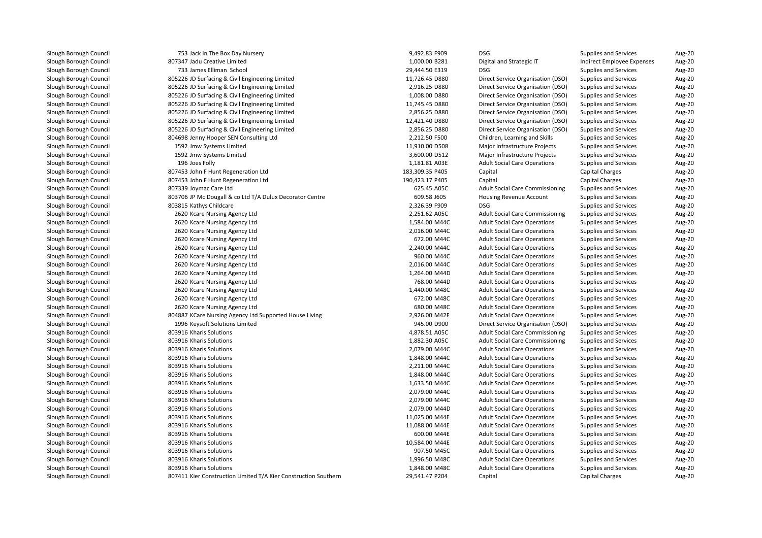| | | | | | | |
|---|---|---|---|---|---|---|
| Slough Borough Council | 753 Jack In The Box Day Nursery | 9,492.83 F909 | DSG | Supplies and Services | Aug-20 |
| Slough Borough Council | 807347 Jadu Creative Limited | 1,000.00 B281 | Digital and Strategic IT | Indirect Employee Expenses | Aug-20 |
| Slough Borough Council | 733 James Elliman School | 29,444.50 E319 | DSG | Supplies and Services | Aug-20 |
| Slough Borough Council | 805226 JD Surfacing & Civil Engineering Limited | 11,726.45 D880 | Direct Service Organisation (DSO) | Supplies and Services | Aug-20 |
| Slough Borough Council | 805226 JD Surfacing & Civil Engineering Limited | 2,916.25 D880 | Direct Service Organisation (DSO) | Supplies and Services | Aug-20 |
| Slough Borough Council | 805226 JD Surfacing & Civil Engineering Limited | 1,008.00 D880 | Direct Service Organisation (DSO) | Supplies and Services | Aug-20 |
| Slough Borough Council | 805226 JD Surfacing & Civil Engineering Limited | 11,745.45 D880 | Direct Service Organisation (DSO) | Supplies and Services | Aug-20 |
| Slough Borough Council | 805226 JD Surfacing & Civil Engineering Limited | 2,856.25 D880 | Direct Service Organisation (DSO) | Supplies and Services | Aug-20 |
| Slough Borough Council | 805226 JD Surfacing & Civil Engineering Limited | 12,421.40 D880 | Direct Service Organisation (DSO) | Supplies and Services | Aug-20 |
| Slough Borough Council | 805226 JD Surfacing & Civil Engineering Limited | 2,856.25 D880 | Direct Service Organisation (DSO) | Supplies and Services | Aug-20 |
| Slough Borough Council | 804698 Jenny Hooper SEN Consulting Ltd | 2,212.50 F500 | Children, Learning and Skills | Supplies and Services | Aug-20 |
| Slough Borough Council | 1592 Jmw Systems Limited | 11,910.00 D508 | Major Infrastructure Projects | Supplies and Services | Aug-20 |
| Slough Borough Council | 1592 Jmw Systems Limited | 3,600.00 D512 | Major Infrastructure Projects | Supplies and Services | Aug-20 |
| Slough Borough Council | 196 Joes Folly | 1,181.81 A03E | Adult Social Care Operations | Supplies and Services | Aug-20 |
| Slough Borough Council | 807453 John F Hunt Regeneration Ltd | 183,309.35 P405 | Capital | Capital Charges | Aug-20 |
| Slough Borough Council | 807453 John F Hunt Regeneration Ltd | 190,423.17 P405 | Capital | Capital Charges | Aug-20 |
| Slough Borough Council | 807339 Joymac Care Ltd | 625.45 A05C | Adult Social Care Commissioning | Supplies and Services | Aug-20 |
| Slough Borough Council | 803706 JP Mc Dougall & co Ltd T/A Dulux Decorator Centre | 609.58 J605 | Housing Revenue Account | Supplies and Services | Aug-20 |
| Slough Borough Council | 803815 Kathys Childcare | 2,326.39 F909 | DSG | Supplies and Services | Aug-20 |
| Slough Borough Council | 2620 Kcare Nursing Agency Ltd | 2,251.62 A05C | Adult Social Care Commissioning | Supplies and Services | Aug-20 |
| Slough Borough Council | 2620 Kcare Nursing Agency Ltd | 1,584.00 M44C | Adult Social Care Operations | Supplies and Services | Aug-20 |
| Slough Borough Council | 2620 Kcare Nursing Agency Ltd | 2,016.00 M44C | Adult Social Care Operations | Supplies and Services | Aug-20 |
| Slough Borough Council | 2620 Kcare Nursing Agency Ltd | 672.00 M44C | Adult Social Care Operations | Supplies and Services | Aug-20 |
| Slough Borough Council | 2620 Kcare Nursing Agency Ltd | 2,240.00 M44C | Adult Social Care Operations | Supplies and Services | Aug-20 |
| Slough Borough Council | 2620 Kcare Nursing Agency Ltd | 960.00 M44C | Adult Social Care Operations | Supplies and Services | Aug-20 |
| Slough Borough Council | 2620 Kcare Nursing Agency Ltd | 2,016.00 M44C | Adult Social Care Operations | Supplies and Services | Aug-20 |
| Slough Borough Council | 2620 Kcare Nursing Agency Ltd | 1,264.00 M44D | Adult Social Care Operations | Supplies and Services | Aug-20 |
| Slough Borough Council | 2620 Kcare Nursing Agency Ltd | 768.00 M44D | Adult Social Care Operations | Supplies and Services | Aug-20 |
| Slough Borough Council | 2620 Kcare Nursing Agency Ltd | 1,440.00 M48C | Adult Social Care Operations | Supplies and Services | Aug-20 |
| Slough Borough Council | 2620 Kcare Nursing Agency Ltd | 672.00 M48C | Adult Social Care Operations | Supplies and Services | Aug-20 |
| Slough Borough Council | 2620 Kcare Nursing Agency Ltd | 680.00 M48C | Adult Social Care Operations | Supplies and Services | Aug-20 |
| Slough Borough Council | 804887 KCare Nursing Agency Ltd Supported House Living | 2,926.00 M42F | Adult Social Care Operations | Supplies and Services | Aug-20 |
| Slough Borough Council | 1996 Keysoft Solutions Limited | 945.00 D900 | Direct Service Organisation (DSO) | Supplies and Services | Aug-20 |
| Slough Borough Council | 803916 Kharis Solutions | 4,878.51 A05C | Adult Social Care Commissioning | Supplies and Services | Aug-20 |
| Slough Borough Council | 803916 Kharis Solutions | 1,882.30 A05C | Adult Social Care Commissioning | Supplies and Services | Aug-20 |
| Slough Borough Council | 803916 Kharis Solutions | 2,079.00 M44C | Adult Social Care Operations | Supplies and Services | Aug-20 |
| Slough Borough Council | 803916 Kharis Solutions | 1,848.00 M44C | Adult Social Care Operations | Supplies and Services | Aug-20 |
| Slough Borough Council | 803916 Kharis Solutions | 2,211.00 M44C | Adult Social Care Operations | Supplies and Services | Aug-20 |
| Slough Borough Council | 803916 Kharis Solutions | 1,848.00 M44C | Adult Social Care Operations | Supplies and Services | Aug-20 |
| Slough Borough Council | 803916 Kharis Solutions | 1,633.50 M44C | Adult Social Care Operations | Supplies and Services | Aug-20 |
| Slough Borough Council | 803916 Kharis Solutions | 2,079.00 M44C | Adult Social Care Operations | Supplies and Services | Aug-20 |
| Slough Borough Council | 803916 Kharis Solutions | 2,079.00 M44C | Adult Social Care Operations | Supplies and Services | Aug-20 |
| Slough Borough Council | 803916 Kharis Solutions | 2,079.00 M44D | Adult Social Care Operations | Supplies and Services | Aug-20 |
| Slough Borough Council | 803916 Kharis Solutions | 11,025.00 M44E | Adult Social Care Operations | Supplies and Services | Aug-20 |
| Slough Borough Council | 803916 Kharis Solutions | 11,088.00 M44E | Adult Social Care Operations | Supplies and Services | Aug-20 |
| Slough Borough Council | 803916 Kharis Solutions | 600.00 M44E | Adult Social Care Operations | Supplies and Services | Aug-20 |
| Slough Borough Council | 803916 Kharis Solutions | 10,584.00 M44E | Adult Social Care Operations | Supplies and Services | Aug-20 |
| Slough Borough Council | 803916 Kharis Solutions | 907.50 M45C | Adult Social Care Operations | Supplies and Services | Aug-20 |
| Slough Borough Council | 803916 Kharis Solutions | 1,996.50 M48C | Adult Social Care Operations | Supplies and Services | Aug-20 |
| Slough Borough Council | 803916 Kharis Solutions | 1,848.00 M48C | Adult Social Care Operations | Supplies and Services | Aug-20 |
| Slough Borough Council | 807411 Kier Construction Limited T/A Kier Construction Southern | 29,541.47 P204 | Capital | Capital Charges | Aug-20 |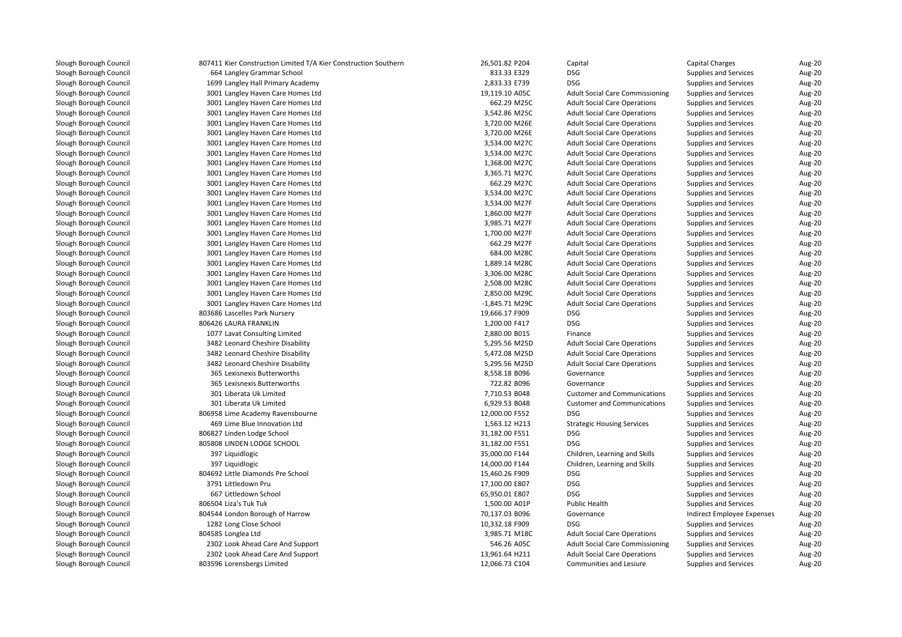| | | | | | | | |
|---|---|---|---|---|---|---|---|
| Slough Borough Council | 807411 | Kier Construction Limited T/A Kier Construction Southern | 26,501.82 | P204 | Capital | Capital Charges | Aug-20 |
| Slough Borough Council | 664 | Langley Grammar School | 833.33 | E329 | DSG | Supplies and Services | Aug-20 |
| Slough Borough Council | 1699 | Langley Hall Primary Academy | 2,833.33 | E739 | DSG | Supplies and Services | Aug-20 |
| Slough Borough Council | 3001 | Langley Haven Care Homes Ltd | 19,119.10 | A05C | Adult Social Care Commissioning | Supplies and Services | Aug-20 |
| Slough Borough Council | 3001 | Langley Haven Care Homes Ltd | 662.29 | M25C | Adult Social Care Operations | Supplies and Services | Aug-20 |
| Slough Borough Council | 3001 | Langley Haven Care Homes Ltd | 3,542.86 | M25C | Adult Social Care Operations | Supplies and Services | Aug-20 |
| Slough Borough Council | 3001 | Langley Haven Care Homes Ltd | 3,720.00 | M26E | Adult Social Care Operations | Supplies and Services | Aug-20 |
| Slough Borough Council | 3001 | Langley Haven Care Homes Ltd | 3,720.00 | M26E | Adult Social Care Operations | Supplies and Services | Aug-20 |
| Slough Borough Council | 3001 | Langley Haven Care Homes Ltd | 3,534.00 | M27C | Adult Social Care Operations | Supplies and Services | Aug-20 |
| Slough Borough Council | 3001 | Langley Haven Care Homes Ltd | 3,534.00 | M27C | Adult Social Care Operations | Supplies and Services | Aug-20 |
| Slough Borough Council | 3001 | Langley Haven Care Homes Ltd | 1,368.00 | M27C | Adult Social Care Operations | Supplies and Services | Aug-20 |
| Slough Borough Council | 3001 | Langley Haven Care Homes Ltd | 3,365.71 | M27C | Adult Social Care Operations | Supplies and Services | Aug-20 |
| Slough Borough Council | 3001 | Langley Haven Care Homes Ltd | 662.29 | M27C | Adult Social Care Operations | Supplies and Services | Aug-20 |
| Slough Borough Council | 3001 | Langley Haven Care Homes Ltd | 3,534.00 | M27C | Adult Social Care Operations | Supplies and Services | Aug-20 |
| Slough Borough Council | 3001 | Langley Haven Care Homes Ltd | 3,534.00 | M27F | Adult Social Care Operations | Supplies and Services | Aug-20 |
| Slough Borough Council | 3001 | Langley Haven Care Homes Ltd | 1,860.00 | M27F | Adult Social Care Operations | Supplies and Services | Aug-20 |
| Slough Borough Council | 3001 | Langley Haven Care Homes Ltd | 3,985.71 | M27F | Adult Social Care Operations | Supplies and Services | Aug-20 |
| Slough Borough Council | 3001 | Langley Haven Care Homes Ltd | 1,700.00 | M27F | Adult Social Care Operations | Supplies and Services | Aug-20 |
| Slough Borough Council | 3001 | Langley Haven Care Homes Ltd | 662.29 | M27F | Adult Social Care Operations | Supplies and Services | Aug-20 |
| Slough Borough Council | 3001 | Langley Haven Care Homes Ltd | 684.00 | M28C | Adult Social Care Operations | Supplies and Services | Aug-20 |
| Slough Borough Council | 3001 | Langley Haven Care Homes Ltd | 1,889.14 | M28C | Adult Social Care Operations | Supplies and Services | Aug-20 |
| Slough Borough Council | 3001 | Langley Haven Care Homes Ltd | 3,306.00 | M28C | Adult Social Care Operations | Supplies and Services | Aug-20 |
| Slough Borough Council | 3001 | Langley Haven Care Homes Ltd | 2,508.00 | M28C | Adult Social Care Operations | Supplies and Services | Aug-20 |
| Slough Borough Council | 3001 | Langley Haven Care Homes Ltd | 2,850.00 | M29C | Adult Social Care Operations | Supplies and Services | Aug-20 |
| Slough Borough Council | 3001 | Langley Haven Care Homes Ltd | -1,845.71 | M29C | Adult Social Care Operations | Supplies and Services | Aug-20 |
| Slough Borough Council | 803686 | Lascelles Park Nursery | 19,666.17 | F909 | DSG | Supplies and Services | Aug-20 |
| Slough Borough Council | 806426 | LAURA FRANKLIN | 1,200.00 | F417 | DSG | Supplies and Services | Aug-20 |
| Slough Borough Council | 1077 | Lavat Consulting Limited | 2,880.00 | B015 | Finance | Supplies and Services | Aug-20 |
| Slough Borough Council | 3482 | Leonard Cheshire Disability | 5,295.56 | M25D | Adult Social Care Operations | Supplies and Services | Aug-20 |
| Slough Borough Council | 3482 | Leonard Cheshire Disability | 5,472.08 | M25D | Adult Social Care Operations | Supplies and Services | Aug-20 |
| Slough Borough Council | 3482 | Leonard Cheshire Disability | 5,295.56 | M25D | Adult Social Care Operations | Supplies and Services | Aug-20 |
| Slough Borough Council | 365 | Lexisnexis Butterworths | 8,558.18 | B096 | Governance | Supplies and Services | Aug-20 |
| Slough Borough Council | 365 | Lexisnexis Butterworths | 722.82 | B096 | Governance | Supplies and Services | Aug-20 |
| Slough Borough Council | 301 | Liberata Uk Limited | 7,710.53 | B048 | Customer and Communications | Supplies and Services | Aug-20 |
| Slough Borough Council | 301 | Liberata Uk Limited | 6,929.53 | B048 | Customer and Communications | Supplies and Services | Aug-20 |
| Slough Borough Council | 806958 | Lime Academy Ravensbourne | 12,000.00 | F552 | DSG | Supplies and Services | Aug-20 |
| Slough Borough Council | 469 | Lime Blue Innovation Ltd | 1,563.12 | H213 | Strategic Housing Services | Supplies and Services | Aug-20 |
| Slough Borough Council | 806827 | Linden Lodge School | 31,182.00 | F551 | DSG | Supplies and Services | Aug-20 |
| Slough Borough Council | 805808 | LINDEN LODGE SCHOOL | 31,182.00 | F551 | DSG | Supplies and Services | Aug-20 |
| Slough Borough Council | 397 | Liquidlogic | 35,000.00 | F144 | Children, Learning and Skills | Supplies and Services | Aug-20 |
| Slough Borough Council | 397 | Liquidlogic | 14,000.00 | F144 | Children, Learning and Skills | Supplies and Services | Aug-20 |
| Slough Borough Council | 804692 | Little Diamonds Pre School | 15,460.26 | F909 | DSG | Supplies and Services | Aug-20 |
| Slough Borough Council | 3791 | Littledown Pru | 17,100.00 | E807 | DSG | Supplies and Services | Aug-20 |
| Slough Borough Council | 667 | Littledown School | 65,950.01 | E807 | DSG | Supplies and Services | Aug-20 |
| Slough Borough Council | 806504 | Liza's Tuk Tuk | 1,500.00 | A01P | Public Health | Supplies and Services | Aug-20 |
| Slough Borough Council | 804544 | London Borough of Harrow | 70,137.03 | B096 | Governance | Indirect Employee Expenses | Aug-20 |
| Slough Borough Council | 1282 | Long Close School | 10,332.18 | F909 | DSG | Supplies and Services | Aug-20 |
| Slough Borough Council | 804585 | Longlea Ltd | 3,985.71 | M18C | Adult Social Care Operations | Supplies and Services | Aug-20 |
| Slough Borough Council | 2302 | Look Ahead Care And Support | 546.26 | A05C | Adult Social Care Commissioning | Supplies and Services | Aug-20 |
| Slough Borough Council | 2302 | Look Ahead Care And Support | 13,961.64 | H211 | Adult Social Care Operations | Supplies and Services | Aug-20 |
| Slough Borough Council | 803596 | Lorensbergs Limited | 12,066.73 | C104 | Communities and Lesiure | Supplies and Services | Aug-20 |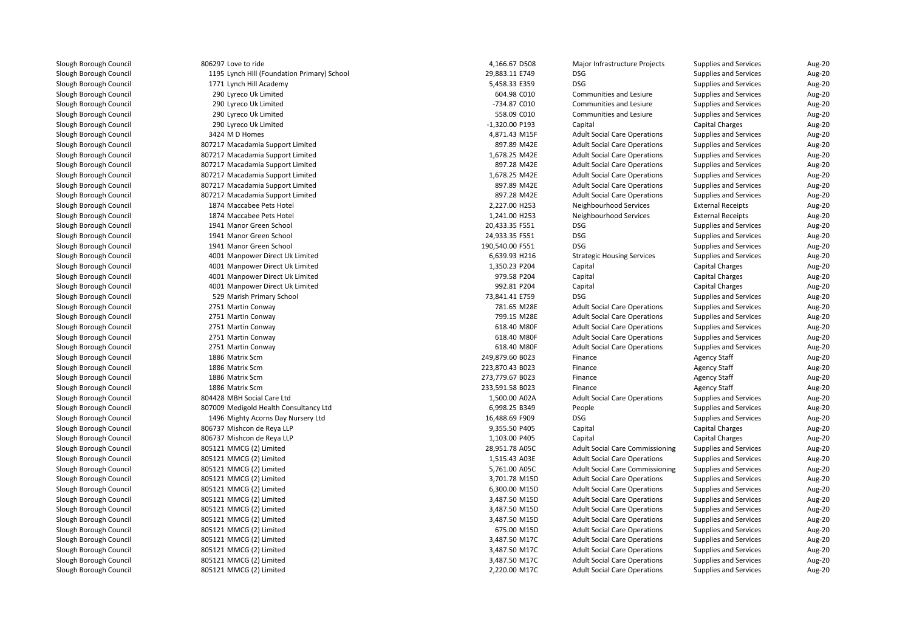| | | | | | | |
|---|---|---|---|---|---|---|
| Slough Borough Council | 806297 Love to ride | 4,166.67 D508 | Major Infrastructure Projects | Supplies and Services | Aug-20 |
| Slough Borough Council | 1195 Lynch Hill (Foundation Primary) School | 29,883.11 E749 | DSG | Supplies and Services | Aug-20 |
| Slough Borough Council | 1771 Lynch Hill Academy | 5,458.33 E359 | DSG | Supplies and Services | Aug-20 |
| Slough Borough Council | 290 Lyreco Uk Limited | 604.98 C010 | Communities and Lesiure | Supplies and Services | Aug-20 |
| Slough Borough Council | 290 Lyreco Uk Limited | -734.87 C010 | Communities and Lesiure | Supplies and Services | Aug-20 |
| Slough Borough Council | 290 Lyreco Uk Limited | 558.09 C010 | Communities and Lesiure | Supplies and Services | Aug-20 |
| Slough Borough Council | 290 Lyreco Uk Limited | -1,320.00 P193 | Capital | Capital Charges | Aug-20 |
| Slough Borough Council | 3424 M D Homes | 4,871.43 M15F | Adult Social Care Operations | Supplies and Services | Aug-20 |
| Slough Borough Council | 807217 Macadamia Support Limited | 897.89 M42E | Adult Social Care Operations | Supplies and Services | Aug-20 |
| Slough Borough Council | 807217 Macadamia Support Limited | 1,678.25 M42E | Adult Social Care Operations | Supplies and Services | Aug-20 |
| Slough Borough Council | 807217 Macadamia Support Limited | 897.28 M42E | Adult Social Care Operations | Supplies and Services | Aug-20 |
| Slough Borough Council | 807217 Macadamia Support Limited | 1,678.25 M42E | Adult Social Care Operations | Supplies and Services | Aug-20 |
| Slough Borough Council | 807217 Macadamia Support Limited | 897.89 M42E | Adult Social Care Operations | Supplies and Services | Aug-20 |
| Slough Borough Council | 807217 Macadamia Support Limited | 897.28 M42E | Adult Social Care Operations | Supplies and Services | Aug-20 |
| Slough Borough Council | 1874 Maccabee Pets Hotel | 2,227.00 H253 | Neighbourhood Services | External Receipts | Aug-20 |
| Slough Borough Council | 1874 Maccabee Pets Hotel | 1,241.00 H253 | Neighbourhood Services | External Receipts | Aug-20 |
| Slough Borough Council | 1941 Manor Green School | 20,433.35 F551 | DSG | Supplies and Services | Aug-20 |
| Slough Borough Council | 1941 Manor Green School | 24,933.35 F551 | DSG | Supplies and Services | Aug-20 |
| Slough Borough Council | 1941 Manor Green School | 190,540.00 F551 | DSG | Supplies and Services | Aug-20 |
| Slough Borough Council | 4001 Manpower Direct Uk Limited | 6,639.93 H216 | Strategic Housing Services | Supplies and Services | Aug-20 |
| Slough Borough Council | 4001 Manpower Direct Uk Limited | 1,350.23 P204 | Capital | Capital Charges | Aug-20 |
| Slough Borough Council | 4001 Manpower Direct Uk Limited | 979.58 P204 | Capital | Capital Charges | Aug-20 |
| Slough Borough Council | 4001 Manpower Direct Uk Limited | 992.81 P204 | Capital | Capital Charges | Aug-20 |
| Slough Borough Council | 529 Marish Primary School | 73,841.41 E759 | DSG | Supplies and Services | Aug-20 |
| Slough Borough Council | 2751 Martin Conway | 781.65 M28E | Adult Social Care Operations | Supplies and Services | Aug-20 |
| Slough Borough Council | 2751 Martin Conway | 799.15 M28E | Adult Social Care Operations | Supplies and Services | Aug-20 |
| Slough Borough Council | 2751 Martin Conway | 618.40 M80F | Adult Social Care Operations | Supplies and Services | Aug-20 |
| Slough Borough Council | 2751 Martin Conway | 618.40 M80F | Adult Social Care Operations | Supplies and Services | Aug-20 |
| Slough Borough Council | 2751 Martin Conway | 618.40 M80F | Adult Social Care Operations | Supplies and Services | Aug-20 |
| Slough Borough Council | 1886 Matrix Scm | 249,879.60 B023 | Finance | Agency Staff | Aug-20 |
| Slough Borough Council | 1886 Matrix Scm | 223,870.43 B023 | Finance | Agency Staff | Aug-20 |
| Slough Borough Council | 1886 Matrix Scm | 273,779.67 B023 | Finance | Agency Staff | Aug-20 |
| Slough Borough Council | 1886 Matrix Scm | 233,591.58 B023 | Finance | Agency Staff | Aug-20 |
| Slough Borough Council | 804428 MBH Social Care Ltd | 1,500.00 A02A | Adult Social Care Operations | Supplies and Services | Aug-20 |
| Slough Borough Council | 807009 Medigold Health Consultancy Ltd | 6,998.25 B349 | People | Supplies and Services | Aug-20 |
| Slough Borough Council | 1496 Mighty Acorns Day Nursery Ltd | 16,488.69 F909 | DSG | Supplies and Services | Aug-20 |
| Slough Borough Council | 806737 Mishcon de Reya LLP | 9,355.50 P405 | Capital | Capital Charges | Aug-20 |
| Slough Borough Council | 806737 Mishcon de Reya LLP | 1,103.00 P405 | Capital | Capital Charges | Aug-20 |
| Slough Borough Council | 805121 MMCG (2) Limited | 28,951.78 A05C | Adult Social Care Commissioning | Supplies and Services | Aug-20 |
| Slough Borough Council | 805121 MMCG (2) Limited | 1,515.43 A03E | Adult Social Care Operations | Supplies and Services | Aug-20 |
| Slough Borough Council | 805121 MMCG (2) Limited | 5,761.00 A05C | Adult Social Care Commissioning | Supplies and Services | Aug-20 |
| Slough Borough Council | 805121 MMCG (2) Limited | 3,701.78 M15D | Adult Social Care Operations | Supplies and Services | Aug-20 |
| Slough Borough Council | 805121 MMCG (2) Limited | 6,300.00 M15D | Adult Social Care Operations | Supplies and Services | Aug-20 |
| Slough Borough Council | 805121 MMCG (2) Limited | 3,487.50 M15D | Adult Social Care Operations | Supplies and Services | Aug-20 |
| Slough Borough Council | 805121 MMCG (2) Limited | 3,487.50 M15D | Adult Social Care Operations | Supplies and Services | Aug-20 |
| Slough Borough Council | 805121 MMCG (2) Limited | 3,487.50 M15D | Adult Social Care Operations | Supplies and Services | Aug-20 |
| Slough Borough Council | 805121 MMCG (2) Limited | 675.00 M15D | Adult Social Care Operations | Supplies and Services | Aug-20 |
| Slough Borough Council | 805121 MMCG (2) Limited | 3,487.50 M17C | Adult Social Care Operations | Supplies and Services | Aug-20 |
| Slough Borough Council | 805121 MMCG (2) Limited | 3,487.50 M17C | Adult Social Care Operations | Supplies and Services | Aug-20 |
| Slough Borough Council | 805121 MMCG (2) Limited | 3,487.50 M17C | Adult Social Care Operations | Supplies and Services | Aug-20 |
| Slough Borough Council | 805121 MMCG (2) Limited | 2,220.00 M17C | Adult Social Care Operations | Supplies and Services | Aug-20 |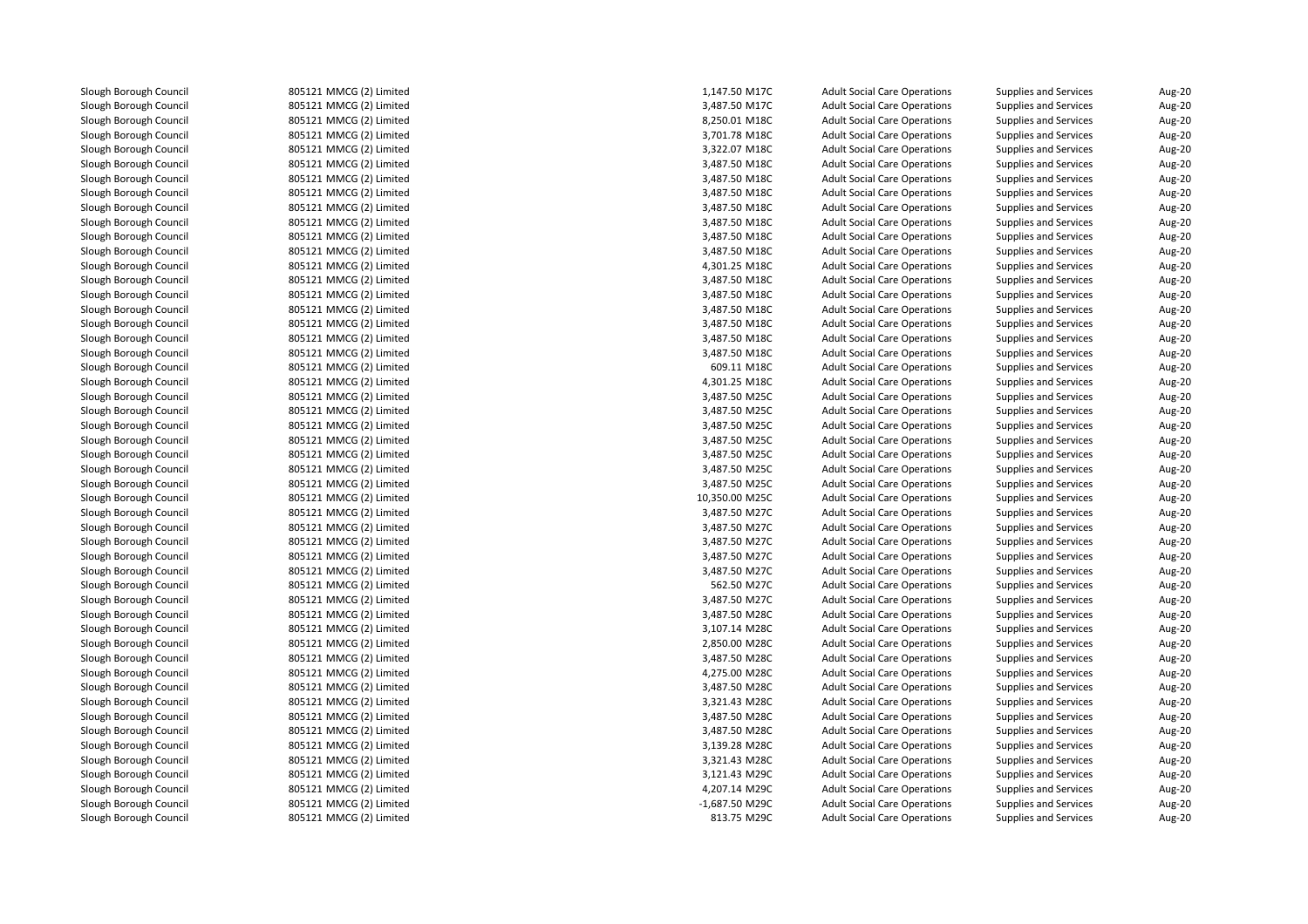| | | | | | | |
|---|---|---|---|---|---|---|
| Slough Borough Council | 805121 MMCG (2) Limited | 1,147.50 | M17C | Adult Social Care Operations | Supplies and Services | Aug-20 |
| Slough Borough Council | 805121 MMCG (2) Limited | 3,487.50 | M17C | Adult Social Care Operations | Supplies and Services | Aug-20 |
| Slough Borough Council | 805121 MMCG (2) Limited | 8,250.01 | M18C | Adult Social Care Operations | Supplies and Services | Aug-20 |
| Slough Borough Council | 805121 MMCG (2) Limited | 3,701.78 | M18C | Adult Social Care Operations | Supplies and Services | Aug-20 |
| Slough Borough Council | 805121 MMCG (2) Limited | 3,322.07 | M18C | Adult Social Care Operations | Supplies and Services | Aug-20 |
| Slough Borough Council | 805121 MMCG (2) Limited | 3,487.50 | M18C | Adult Social Care Operations | Supplies and Services | Aug-20 |
| Slough Borough Council | 805121 MMCG (2) Limited | 3,487.50 | M18C | Adult Social Care Operations | Supplies and Services | Aug-20 |
| Slough Borough Council | 805121 MMCG (2) Limited | 3,487.50 | M18C | Adult Social Care Operations | Supplies and Services | Aug-20 |
| Slough Borough Council | 805121 MMCG (2) Limited | 3,487.50 | M18C | Adult Social Care Operations | Supplies and Services | Aug-20 |
| Slough Borough Council | 805121 MMCG (2) Limited | 3,487.50 | M18C | Adult Social Care Operations | Supplies and Services | Aug-20 |
| Slough Borough Council | 805121 MMCG (2) Limited | 3,487.50 | M18C | Adult Social Care Operations | Supplies and Services | Aug-20 |
| Slough Borough Council | 805121 MMCG (2) Limited | 3,487.50 | M18C | Adult Social Care Operations | Supplies and Services | Aug-20 |
| Slough Borough Council | 805121 MMCG (2) Limited | 4,301.25 | M18C | Adult Social Care Operations | Supplies and Services | Aug-20 |
| Slough Borough Council | 805121 MMCG (2) Limited | 3,487.50 | M18C | Adult Social Care Operations | Supplies and Services | Aug-20 |
| Slough Borough Council | 805121 MMCG (2) Limited | 3,487.50 | M18C | Adult Social Care Operations | Supplies and Services | Aug-20 |
| Slough Borough Council | 805121 MMCG (2) Limited | 3,487.50 | M18C | Adult Social Care Operations | Supplies and Services | Aug-20 |
| Slough Borough Council | 805121 MMCG (2) Limited | 3,487.50 | M18C | Adult Social Care Operations | Supplies and Services | Aug-20 |
| Slough Borough Council | 805121 MMCG (2) Limited | 3,487.50 | M18C | Adult Social Care Operations | Supplies and Services | Aug-20 |
| Slough Borough Council | 805121 MMCG (2) Limited | 3,487.50 | M18C | Adult Social Care Operations | Supplies and Services | Aug-20 |
| Slough Borough Council | 805121 MMCG (2) Limited | 609.11 | M18C | Adult Social Care Operations | Supplies and Services | Aug-20 |
| Slough Borough Council | 805121 MMCG (2) Limited | 4,301.25 | M18C | Adult Social Care Operations | Supplies and Services | Aug-20 |
| Slough Borough Council | 805121 MMCG (2) Limited | 3,487.50 | M25C | Adult Social Care Operations | Supplies and Services | Aug-20 |
| Slough Borough Council | 805121 MMCG (2) Limited | 3,487.50 | M25C | Adult Social Care Operations | Supplies and Services | Aug-20 |
| Slough Borough Council | 805121 MMCG (2) Limited | 3,487.50 | M25C | Adult Social Care Operations | Supplies and Services | Aug-20 |
| Slough Borough Council | 805121 MMCG (2) Limited | 3,487.50 | M25C | Adult Social Care Operations | Supplies and Services | Aug-20 |
| Slough Borough Council | 805121 MMCG (2) Limited | 3,487.50 | M25C | Adult Social Care Operations | Supplies and Services | Aug-20 |
| Slough Borough Council | 805121 MMCG (2) Limited | 3,487.50 | M25C | Adult Social Care Operations | Supplies and Services | Aug-20 |
| Slough Borough Council | 805121 MMCG (2) Limited | 3,487.50 | M25C | Adult Social Care Operations | Supplies and Services | Aug-20 |
| Slough Borough Council | 805121 MMCG (2) Limited | 10,350.00 | M25C | Adult Social Care Operations | Supplies and Services | Aug-20 |
| Slough Borough Council | 805121 MMCG (2) Limited | 3,487.50 | M27C | Adult Social Care Operations | Supplies and Services | Aug-20 |
| Slough Borough Council | 805121 MMCG (2) Limited | 3,487.50 | M27C | Adult Social Care Operations | Supplies and Services | Aug-20 |
| Slough Borough Council | 805121 MMCG (2) Limited | 3,487.50 | M27C | Adult Social Care Operations | Supplies and Services | Aug-20 |
| Slough Borough Council | 805121 MMCG (2) Limited | 3,487.50 | M27C | Adult Social Care Operations | Supplies and Services | Aug-20 |
| Slough Borough Council | 805121 MMCG (2) Limited | 3,487.50 | M27C | Adult Social Care Operations | Supplies and Services | Aug-20 |
| Slough Borough Council | 805121 MMCG (2) Limited | 562.50 | M27C | Adult Social Care Operations | Supplies and Services | Aug-20 |
| Slough Borough Council | 805121 MMCG (2) Limited | 3,487.50 | M27C | Adult Social Care Operations | Supplies and Services | Aug-20 |
| Slough Borough Council | 805121 MMCG (2) Limited | 3,487.50 | M28C | Adult Social Care Operations | Supplies and Services | Aug-20 |
| Slough Borough Council | 805121 MMCG (2) Limited | 3,107.14 | M28C | Adult Social Care Operations | Supplies and Services | Aug-20 |
| Slough Borough Council | 805121 MMCG (2) Limited | 2,850.00 | M28C | Adult Social Care Operations | Supplies and Services | Aug-20 |
| Slough Borough Council | 805121 MMCG (2) Limited | 3,487.50 | M28C | Adult Social Care Operations | Supplies and Services | Aug-20 |
| Slough Borough Council | 805121 MMCG (2) Limited | 4,275.00 | M28C | Adult Social Care Operations | Supplies and Services | Aug-20 |
| Slough Borough Council | 805121 MMCG (2) Limited | 3,487.50 | M28C | Adult Social Care Operations | Supplies and Services | Aug-20 |
| Slough Borough Council | 805121 MMCG (2) Limited | 3,321.43 | M28C | Adult Social Care Operations | Supplies and Services | Aug-20 |
| Slough Borough Council | 805121 MMCG (2) Limited | 3,487.50 | M28C | Adult Social Care Operations | Supplies and Services | Aug-20 |
| Slough Borough Council | 805121 MMCG (2) Limited | 3,487.50 | M28C | Adult Social Care Operations | Supplies and Services | Aug-20 |
| Slough Borough Council | 805121 MMCG (2) Limited | 3,139.28 | M28C | Adult Social Care Operations | Supplies and Services | Aug-20 |
| Slough Borough Council | 805121 MMCG (2) Limited | 3,321.43 | M28C | Adult Social Care Operations | Supplies and Services | Aug-20 |
| Slough Borough Council | 805121 MMCG (2) Limited | 3,121.43 | M29C | Adult Social Care Operations | Supplies and Services | Aug-20 |
| Slough Borough Council | 805121 MMCG (2) Limited | 4,207.14 | M29C | Adult Social Care Operations | Supplies and Services | Aug-20 |
| Slough Borough Council | 805121 MMCG (2) Limited | -1,687.50 | M29C | Adult Social Care Operations | Supplies and Services | Aug-20 |
| Slough Borough Council | 805121 MMCG (2) Limited | 813.75 | M29C | Adult Social Care Operations | Supplies and Services | Aug-20 |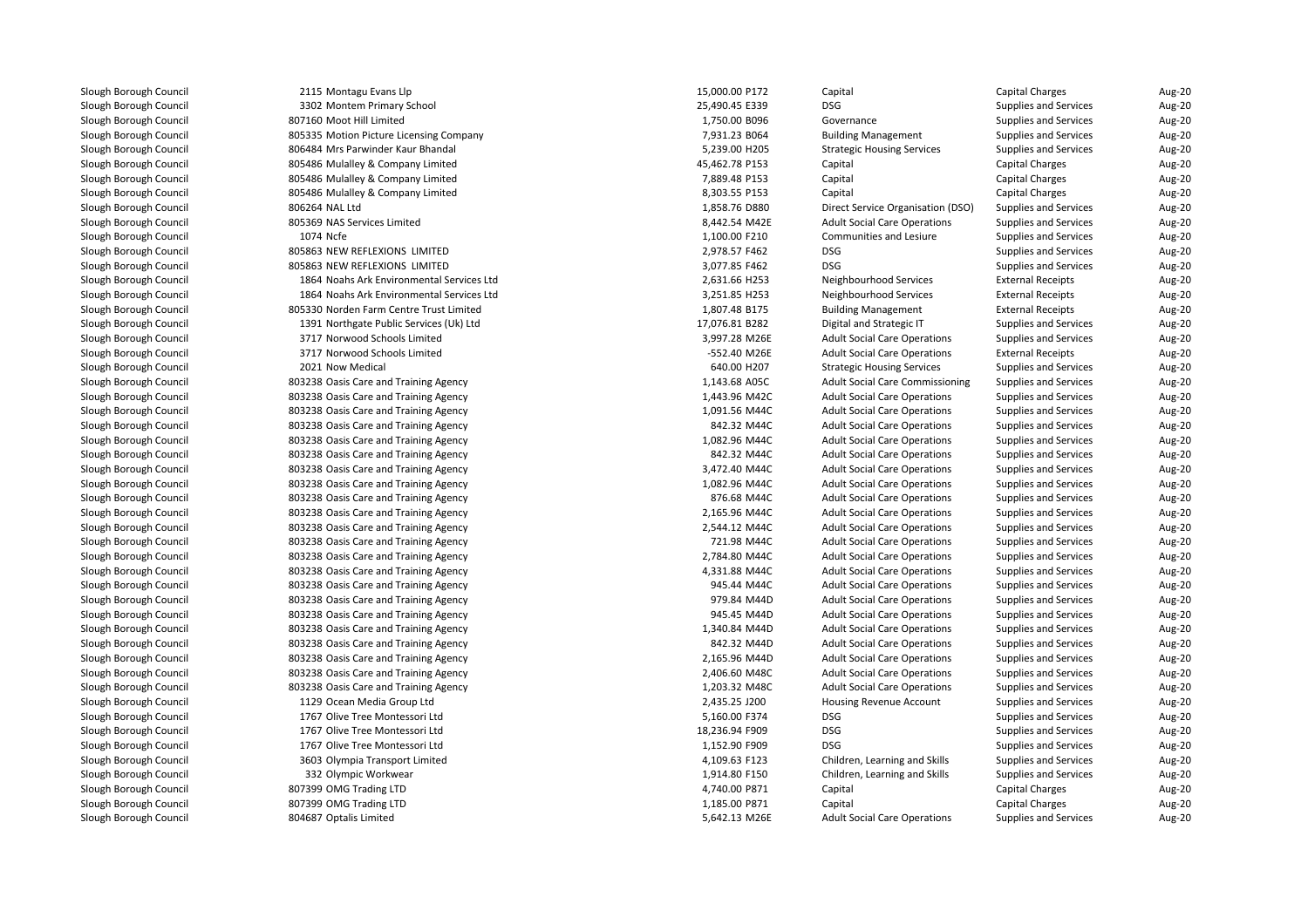| | | | | | | |
|---|---|---|---|---|---|---|
| Slough Borough Council | 2115 Montagu Evans Llp | 15,000.00 P172 | Capital | Capital Charges | Aug-20 |
| Slough Borough Council | 3302 Montem Primary School | 25,490.45 E339 | DSG | Supplies and Services | Aug-20 |
| Slough Borough Council | 807160 Moot Hill Limited | 1,750.00 B096 | Governance | Supplies and Services | Aug-20 |
| Slough Borough Council | 805335 Motion Picture Licensing Company | 7,931.23 B064 | Building Management | Supplies and Services | Aug-20 |
| Slough Borough Council | 806484 Mrs Parwinder Kaur Bhandal | 5,239.00 H205 | Strategic Housing Services | Supplies and Services | Aug-20 |
| Slough Borough Council | 805486 Mulalley & Company Limited | 45,462.78 P153 | Capital | Capital Charges | Aug-20 |
| Slough Borough Council | 805486 Mulalley & Company Limited | 7,889.48 P153 | Capital | Capital Charges | Aug-20 |
| Slough Borough Council | 805486 Mulalley & Company Limited | 8,303.55 P153 | Capital | Capital Charges | Aug-20 |
| Slough Borough Council | 806264 NAL Ltd | 1,858.76 D880 | Direct Service Organisation (DSO) | Supplies and Services | Aug-20 |
| Slough Borough Council | 805369 NAS Services Limited | 8,442.54 M42E | Adult Social Care Operations | Supplies and Services | Aug-20 |
| Slough Borough Council | 1074 Ncfe | 1,100.00 F210 | Communities and Lesiure | Supplies and Services | Aug-20 |
| Slough Borough Council | 805863 NEW REFLEXIONS LIMITED | 2,978.57 F462 | DSG | Supplies and Services | Aug-20 |
| Slough Borough Council | 805863 NEW REFLEXIONS LIMITED | 3,077.85 F462 | DSG | Supplies and Services | Aug-20 |
| Slough Borough Council | 1864 Noahs Ark Environmental Services Ltd | 2,631.66 H253 | Neighbourhood Services | External Receipts | Aug-20 |
| Slough Borough Council | 1864 Noahs Ark Environmental Services Ltd | 3,251.85 H253 | Neighbourhood Services | External Receipts | Aug-20 |
| Slough Borough Council | 805330 Norden Farm Centre Trust Limited | 1,807.48 B175 | Building Management | External Receipts | Aug-20 |
| Slough Borough Council | 1391 Northgate Public Services (Uk) Ltd | 17,076.81 B282 | Digital and Strategic IT | Supplies and Services | Aug-20 |
| Slough Borough Council | 3717 Norwood Schools Limited | 3,997.28 M26E | Adult Social Care Operations | Supplies and Services | Aug-20 |
| Slough Borough Council | 3717 Norwood Schools Limited | -552.40 M26E | Adult Social Care Operations | External Receipts | Aug-20 |
| Slough Borough Council | 2021 Now Medical | 640.00 H207 | Strategic Housing Services | Supplies and Services | Aug-20 |
| Slough Borough Council | 803238 Oasis Care and Training Agency | 1,143.68 A05C | Adult Social Care Commissioning | Supplies and Services | Aug-20 |
| Slough Borough Council | 803238 Oasis Care and Training Agency | 1,443.96 M42C | Adult Social Care Operations | Supplies and Services | Aug-20 |
| Slough Borough Council | 803238 Oasis Care and Training Agency | 1,091.56 M44C | Adult Social Care Operations | Supplies and Services | Aug-20 |
| Slough Borough Council | 803238 Oasis Care and Training Agency | 842.32 M44C | Adult Social Care Operations | Supplies and Services | Aug-20 |
| Slough Borough Council | 803238 Oasis Care and Training Agency | 1,082.96 M44C | Adult Social Care Operations | Supplies and Services | Aug-20 |
| Slough Borough Council | 803238 Oasis Care and Training Agency | 842.32 M44C | Adult Social Care Operations | Supplies and Services | Aug-20 |
| Slough Borough Council | 803238 Oasis Care and Training Agency | 3,472.40 M44C | Adult Social Care Operations | Supplies and Services | Aug-20 |
| Slough Borough Council | 803238 Oasis Care and Training Agency | 1,082.96 M44C | Adult Social Care Operations | Supplies and Services | Aug-20 |
| Slough Borough Council | 803238 Oasis Care and Training Agency | 876.68 M44C | Adult Social Care Operations | Supplies and Services | Aug-20 |
| Slough Borough Council | 803238 Oasis Care and Training Agency | 2,165.96 M44C | Adult Social Care Operations | Supplies and Services | Aug-20 |
| Slough Borough Council | 803238 Oasis Care and Training Agency | 2,544.12 M44C | Adult Social Care Operations | Supplies and Services | Aug-20 |
| Slough Borough Council | 803238 Oasis Care and Training Agency | 721.98 M44C | Adult Social Care Operations | Supplies and Services | Aug-20 |
| Slough Borough Council | 803238 Oasis Care and Training Agency | 2,784.80 M44C | Adult Social Care Operations | Supplies and Services | Aug-20 |
| Slough Borough Council | 803238 Oasis Care and Training Agency | 4,331.88 M44C | Adult Social Care Operations | Supplies and Services | Aug-20 |
| Slough Borough Council | 803238 Oasis Care and Training Agency | 945.44 M44C | Adult Social Care Operations | Supplies and Services | Aug-20 |
| Slough Borough Council | 803238 Oasis Care and Training Agency | 979.84 M44D | Adult Social Care Operations | Supplies and Services | Aug-20 |
| Slough Borough Council | 803238 Oasis Care and Training Agency | 945.45 M44D | Adult Social Care Operations | Supplies and Services | Aug-20 |
| Slough Borough Council | 803238 Oasis Care and Training Agency | 1,340.84 M44D | Adult Social Care Operations | Supplies and Services | Aug-20 |
| Slough Borough Council | 803238 Oasis Care and Training Agency | 842.32 M44D | Adult Social Care Operations | Supplies and Services | Aug-20 |
| Slough Borough Council | 803238 Oasis Care and Training Agency | 2,165.96 M44D | Adult Social Care Operations | Supplies and Services | Aug-20 |
| Slough Borough Council | 803238 Oasis Care and Training Agency | 2,406.60 M48C | Adult Social Care Operations | Supplies and Services | Aug-20 |
| Slough Borough Council | 803238 Oasis Care and Training Agency | 1,203.32 M48C | Adult Social Care Operations | Supplies and Services | Aug-20 |
| Slough Borough Council | 1129 Ocean Media Group Ltd | 2,435.25 J200 | Housing Revenue Account | Supplies and Services | Aug-20 |
| Slough Borough Council | 1767 Olive Tree Montessori Ltd | 5,160.00 F374 | DSG | Supplies and Services | Aug-20 |
| Slough Borough Council | 1767 Olive Tree Montessori Ltd | 18,236.94 F909 | DSG | Supplies and Services | Aug-20 |
| Slough Borough Council | 1767 Olive Tree Montessori Ltd | 1,152.90 F909 | DSG | Supplies and Services | Aug-20 |
| Slough Borough Council | 3603 Olympia Transport Limited | 4,109.63 F123 | Children, Learning and Skills | Supplies and Services | Aug-20 |
| Slough Borough Council | 332 Olympic Workwear | 1,914.80 F150 | Children, Learning and Skills | Supplies and Services | Aug-20 |
| Slough Borough Council | 807399 OMG Trading LTD | 4,740.00 P871 | Capital | Capital Charges | Aug-20 |
| Slough Borough Council | 807399 OMG Trading LTD | 1,185.00 P871 | Capital | Capital Charges | Aug-20 |
| Slough Borough Council | 804687 Optalis Limited | 5,642.13 M26E | Adult Social Care Operations | Supplies and Services | Aug-20 |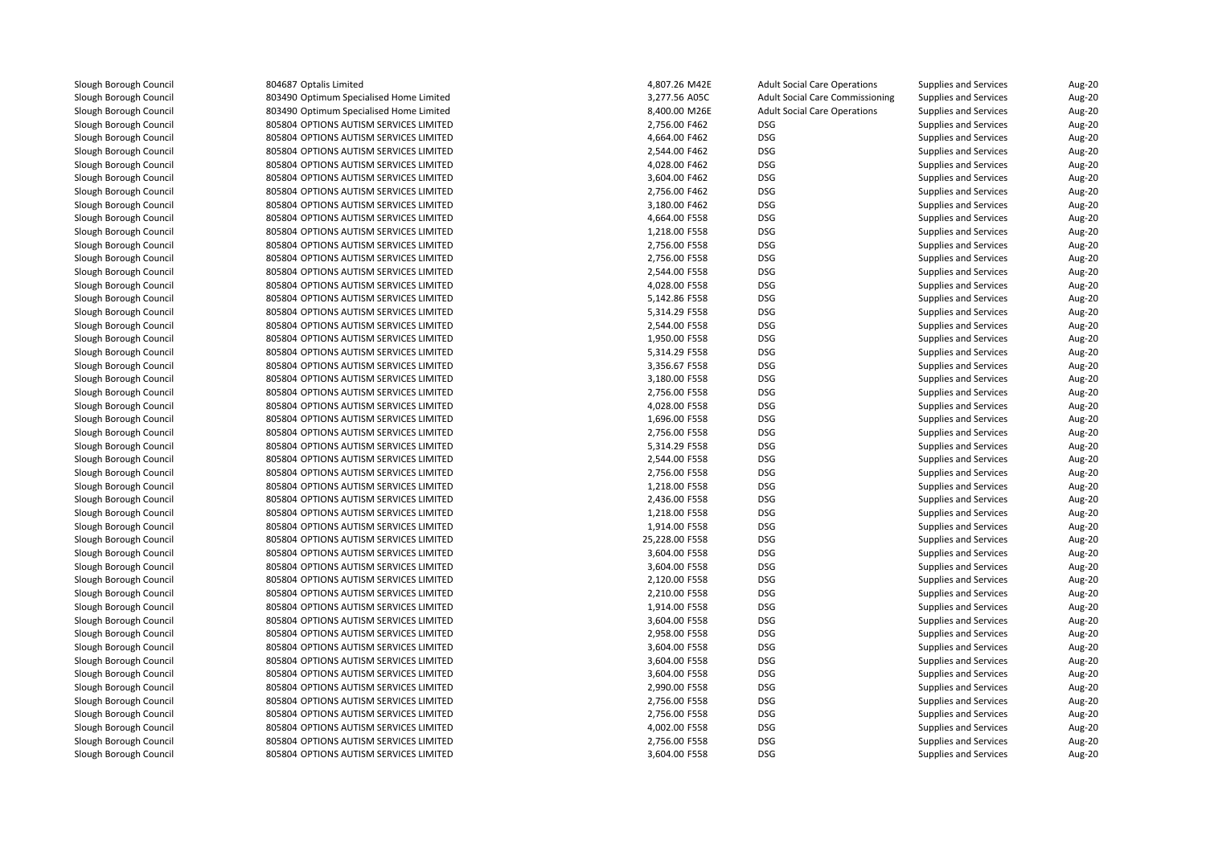| | | | | | | |
|---|---|---|---|---|---|---|
| Slough Borough Council | 804687 Optalis Limited | 4,807.26 M42E | Adult Social Care Operations | Supplies and Services | Aug-20 |
| Slough Borough Council | 803490 Optimum Specialised Home Limited | 3,277.56 A05C | Adult Social Care Commissioning | Supplies and Services | Aug-20 |
| Slough Borough Council | 803490 Optimum Specialised Home Limited | 8,400.00 M26E | Adult Social Care Operations | Supplies and Services | Aug-20 |
| Slough Borough Council | 805804 OPTIONS AUTISM SERVICES LIMITED | 2,756.00 F462 | DSG | Supplies and Services | Aug-20 |
| Slough Borough Council | 805804 OPTIONS AUTISM SERVICES LIMITED | 4,664.00 F462 | DSG | Supplies and Services | Aug-20 |
| Slough Borough Council | 805804 OPTIONS AUTISM SERVICES LIMITED | 2,544.00 F462 | DSG | Supplies and Services | Aug-20 |
| Slough Borough Council | 805804 OPTIONS AUTISM SERVICES LIMITED | 4,028.00 F462 | DSG | Supplies and Services | Aug-20 |
| Slough Borough Council | 805804 OPTIONS AUTISM SERVICES LIMITED | 3,604.00 F462 | DSG | Supplies and Services | Aug-20 |
| Slough Borough Council | 805804 OPTIONS AUTISM SERVICES LIMITED | 2,756.00 F462 | DSG | Supplies and Services | Aug-20 |
| Slough Borough Council | 805804 OPTIONS AUTISM SERVICES LIMITED | 3,180.00 F462 | DSG | Supplies and Services | Aug-20 |
| Slough Borough Council | 805804 OPTIONS AUTISM SERVICES LIMITED | 4,664.00 F558 | DSG | Supplies and Services | Aug-20 |
| Slough Borough Council | 805804 OPTIONS AUTISM SERVICES LIMITED | 1,218.00 F558 | DSG | Supplies and Services | Aug-20 |
| Slough Borough Council | 805804 OPTIONS AUTISM SERVICES LIMITED | 2,756.00 F558 | DSG | Supplies and Services | Aug-20 |
| Slough Borough Council | 805804 OPTIONS AUTISM SERVICES LIMITED | 2,756.00 F558 | DSG | Supplies and Services | Aug-20 |
| Slough Borough Council | 805804 OPTIONS AUTISM SERVICES LIMITED | 2,544.00 F558 | DSG | Supplies and Services | Aug-20 |
| Slough Borough Council | 805804 OPTIONS AUTISM SERVICES LIMITED | 4,028.00 F558 | DSG | Supplies and Services | Aug-20 |
| Slough Borough Council | 805804 OPTIONS AUTISM SERVICES LIMITED | 5,142.86 F558 | DSG | Supplies and Services | Aug-20 |
| Slough Borough Council | 805804 OPTIONS AUTISM SERVICES LIMITED | 5,314.29 F558 | DSG | Supplies and Services | Aug-20 |
| Slough Borough Council | 805804 OPTIONS AUTISM SERVICES LIMITED | 2,544.00 F558 | DSG | Supplies and Services | Aug-20 |
| Slough Borough Council | 805804 OPTIONS AUTISM SERVICES LIMITED | 1,950.00 F558 | DSG | Supplies and Services | Aug-20 |
| Slough Borough Council | 805804 OPTIONS AUTISM SERVICES LIMITED | 5,314.29 F558 | DSG | Supplies and Services | Aug-20 |
| Slough Borough Council | 805804 OPTIONS AUTISM SERVICES LIMITED | 3,356.67 F558 | DSG | Supplies and Services | Aug-20 |
| Slough Borough Council | 805804 OPTIONS AUTISM SERVICES LIMITED | 3,180.00 F558 | DSG | Supplies and Services | Aug-20 |
| Slough Borough Council | 805804 OPTIONS AUTISM SERVICES LIMITED | 2,756.00 F558 | DSG | Supplies and Services | Aug-20 |
| Slough Borough Council | 805804 OPTIONS AUTISM SERVICES LIMITED | 4,028.00 F558 | DSG | Supplies and Services | Aug-20 |
| Slough Borough Council | 805804 OPTIONS AUTISM SERVICES LIMITED | 1,696.00 F558 | DSG | Supplies and Services | Aug-20 |
| Slough Borough Council | 805804 OPTIONS AUTISM SERVICES LIMITED | 2,756.00 F558 | DSG | Supplies and Services | Aug-20 |
| Slough Borough Council | 805804 OPTIONS AUTISM SERVICES LIMITED | 5,314.29 F558 | DSG | Supplies and Services | Aug-20 |
| Slough Borough Council | 805804 OPTIONS AUTISM SERVICES LIMITED | 2,544.00 F558 | DSG | Supplies and Services | Aug-20 |
| Slough Borough Council | 805804 OPTIONS AUTISM SERVICES LIMITED | 2,756.00 F558 | DSG | Supplies and Services | Aug-20 |
| Slough Borough Council | 805804 OPTIONS AUTISM SERVICES LIMITED | 1,218.00 F558 | DSG | Supplies and Services | Aug-20 |
| Slough Borough Council | 805804 OPTIONS AUTISM SERVICES LIMITED | 2,436.00 F558 | DSG | Supplies and Services | Aug-20 |
| Slough Borough Council | 805804 OPTIONS AUTISM SERVICES LIMITED | 1,218.00 F558 | DSG | Supplies and Services | Aug-20 |
| Slough Borough Council | 805804 OPTIONS AUTISM SERVICES LIMITED | 1,914.00 F558 | DSG | Supplies and Services | Aug-20 |
| Slough Borough Council | 805804 OPTIONS AUTISM SERVICES LIMITED | 25,228.00 F558 | DSG | Supplies and Services | Aug-20 |
| Slough Borough Council | 805804 OPTIONS AUTISM SERVICES LIMITED | 3,604.00 F558 | DSG | Supplies and Services | Aug-20 |
| Slough Borough Council | 805804 OPTIONS AUTISM SERVICES LIMITED | 3,604.00 F558 | DSG | Supplies and Services | Aug-20 |
| Slough Borough Council | 805804 OPTIONS AUTISM SERVICES LIMITED | 2,120.00 F558 | DSG | Supplies and Services | Aug-20 |
| Slough Borough Council | 805804 OPTIONS AUTISM SERVICES LIMITED | 2,210.00 F558 | DSG | Supplies and Services | Aug-20 |
| Slough Borough Council | 805804 OPTIONS AUTISM SERVICES LIMITED | 1,914.00 F558 | DSG | Supplies and Services | Aug-20 |
| Slough Borough Council | 805804 OPTIONS AUTISM SERVICES LIMITED | 3,604.00 F558 | DSG | Supplies and Services | Aug-20 |
| Slough Borough Council | 805804 OPTIONS AUTISM SERVICES LIMITED | 2,958.00 F558 | DSG | Supplies and Services | Aug-20 |
| Slough Borough Council | 805804 OPTIONS AUTISM SERVICES LIMITED | 3,604.00 F558 | DSG | Supplies and Services | Aug-20 |
| Slough Borough Council | 805804 OPTIONS AUTISM SERVICES LIMITED | 3,604.00 F558 | DSG | Supplies and Services | Aug-20 |
| Slough Borough Council | 805804 OPTIONS AUTISM SERVICES LIMITED | 3,604.00 F558 | DSG | Supplies and Services | Aug-20 |
| Slough Borough Council | 805804 OPTIONS AUTISM SERVICES LIMITED | 2,990.00 F558 | DSG | Supplies and Services | Aug-20 |
| Slough Borough Council | 805804 OPTIONS AUTISM SERVICES LIMITED | 2,756.00 F558 | DSG | Supplies and Services | Aug-20 |
| Slough Borough Council | 805804 OPTIONS AUTISM SERVICES LIMITED | 2,756.00 F558 | DSG | Supplies and Services | Aug-20 |
| Slough Borough Council | 805804 OPTIONS AUTISM SERVICES LIMITED | 4,002.00 F558 | DSG | Supplies and Services | Aug-20 |
| Slough Borough Council | 805804 OPTIONS AUTISM SERVICES LIMITED | 2,756.00 F558 | DSG | Supplies and Services | Aug-20 |
| Slough Borough Council | 805804 OPTIONS AUTISM SERVICES LIMITED | 3,604.00 F558 | DSG | Supplies and Services | Aug-20 |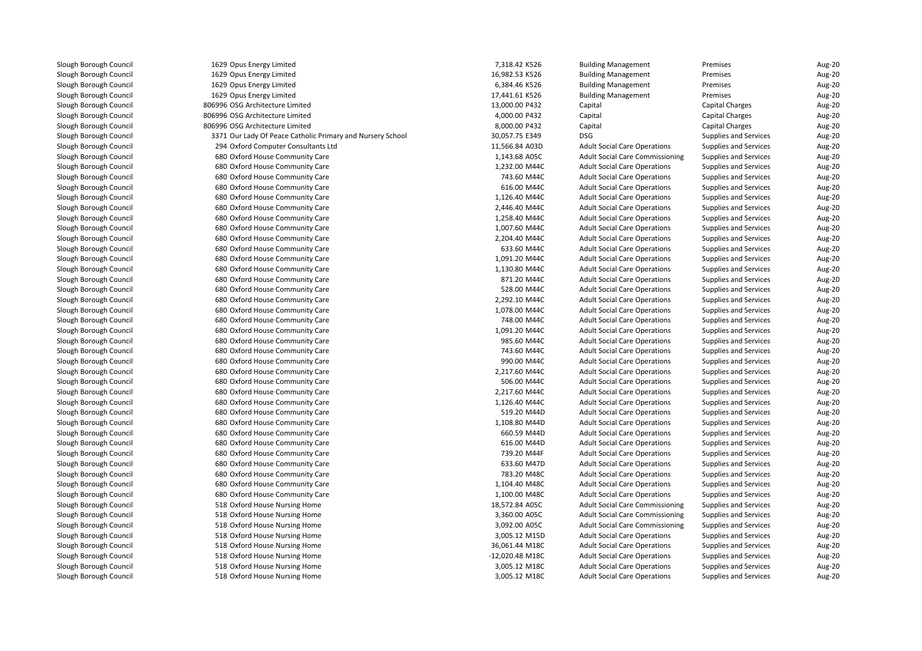| | | | | | | |
|---|---|---|---|---|---|---|
| Slough Borough Council | 1629 Opus Energy Limited | 7,318.42 | K526 | Building Management | Premises | Aug-20 |
| Slough Borough Council | 1629 Opus Energy Limited | 16,982.53 | K526 | Building Management | Premises | Aug-20 |
| Slough Borough Council | 1629 Opus Energy Limited | 6,384.46 | K526 | Building Management | Premises | Aug-20 |
| Slough Borough Council | 1629 Opus Energy Limited | 17,441.61 | K526 | Building Management | Premises | Aug-20 |
| Slough Borough Council | 806996 OSG Architecture Limited | 13,000.00 | P432 | Capital | Capital Charges | Aug-20 |
| Slough Borough Council | 806996 OSG Architecture Limited | 4,000.00 | P432 | Capital | Capital Charges | Aug-20 |
| Slough Borough Council | 806996 OSG Architecture Limited | 8,000.00 | P432 | Capital | Capital Charges | Aug-20 |
| Slough Borough Council | 3371 Our Lady Of Peace Catholic Primary and Nursery School | 30,057.75 | E349 | DSG | Supplies and Services | Aug-20 |
| Slough Borough Council | 294 Oxford Computer Consultants Ltd | 11,566.84 | A03D | Adult Social Care Operations | Supplies and Services | Aug-20 |
| Slough Borough Council | 680 Oxford House Community Care | 1,143.68 | A05C | Adult Social Care Commissioning | Supplies and Services | Aug-20 |
| Slough Borough Council | 680 Oxford House Community Care | 1,232.00 | M44C | Adult Social Care Operations | Supplies and Services | Aug-20 |
| Slough Borough Council | 680 Oxford House Community Care | 743.60 | M44C | Adult Social Care Operations | Supplies and Services | Aug-20 |
| Slough Borough Council | 680 Oxford House Community Care | 616.00 | M44C | Adult Social Care Operations | Supplies and Services | Aug-20 |
| Slough Borough Council | 680 Oxford House Community Care | 1,126.40 | M44C | Adult Social Care Operations | Supplies and Services | Aug-20 |
| Slough Borough Council | 680 Oxford House Community Care | 2,446.40 | M44C | Adult Social Care Operations | Supplies and Services | Aug-20 |
| Slough Borough Council | 680 Oxford House Community Care | 1,258.40 | M44C | Adult Social Care Operations | Supplies and Services | Aug-20 |
| Slough Borough Council | 680 Oxford House Community Care | 1,007.60 | M44C | Adult Social Care Operations | Supplies and Services | Aug-20 |
| Slough Borough Council | 680 Oxford House Community Care | 2,204.40 | M44C | Adult Social Care Operations | Supplies and Services | Aug-20 |
| Slough Borough Council | 680 Oxford House Community Care | 633.60 | M44C | Adult Social Care Operations | Supplies and Services | Aug-20 |
| Slough Borough Council | 680 Oxford House Community Care | 1,091.20 | M44C | Adult Social Care Operations | Supplies and Services | Aug-20 |
| Slough Borough Council | 680 Oxford House Community Care | 1,130.80 | M44C | Adult Social Care Operations | Supplies and Services | Aug-20 |
| Slough Borough Council | 680 Oxford House Community Care | 871.20 | M44C | Adult Social Care Operations | Supplies and Services | Aug-20 |
| Slough Borough Council | 680 Oxford House Community Care | 528.00 | M44C | Adult Social Care Operations | Supplies and Services | Aug-20 |
| Slough Borough Council | 680 Oxford House Community Care | 2,292.10 | M44C | Adult Social Care Operations | Supplies and Services | Aug-20 |
| Slough Borough Council | 680 Oxford House Community Care | 1,078.00 | M44C | Adult Social Care Operations | Supplies and Services | Aug-20 |
| Slough Borough Council | 680 Oxford House Community Care | 748.00 | M44C | Adult Social Care Operations | Supplies and Services | Aug-20 |
| Slough Borough Council | 680 Oxford House Community Care | 1,091.20 | M44C | Adult Social Care Operations | Supplies and Services | Aug-20 |
| Slough Borough Council | 680 Oxford House Community Care | 985.60 | M44C | Adult Social Care Operations | Supplies and Services | Aug-20 |
| Slough Borough Council | 680 Oxford House Community Care | 743.60 | M44C | Adult Social Care Operations | Supplies and Services | Aug-20 |
| Slough Borough Council | 680 Oxford House Community Care | 990.00 | M44C | Adult Social Care Operations | Supplies and Services | Aug-20 |
| Slough Borough Council | 680 Oxford House Community Care | 2,217.60 | M44C | Adult Social Care Operations | Supplies and Services | Aug-20 |
| Slough Borough Council | 680 Oxford House Community Care | 506.00 | M44C | Adult Social Care Operations | Supplies and Services | Aug-20 |
| Slough Borough Council | 680 Oxford House Community Care | 2,217.60 | M44C | Adult Social Care Operations | Supplies and Services | Aug-20 |
| Slough Borough Council | 680 Oxford House Community Care | 1,126.40 | M44C | Adult Social Care Operations | Supplies and Services | Aug-20 |
| Slough Borough Council | 680 Oxford House Community Care | 519.20 | M44D | Adult Social Care Operations | Supplies and Services | Aug-20 |
| Slough Borough Council | 680 Oxford House Community Care | 1,108.80 | M44D | Adult Social Care Operations | Supplies and Services | Aug-20 |
| Slough Borough Council | 680 Oxford House Community Care | 660.59 | M44D | Adult Social Care Operations | Supplies and Services | Aug-20 |
| Slough Borough Council | 680 Oxford House Community Care | 616.00 | M44D | Adult Social Care Operations | Supplies and Services | Aug-20 |
| Slough Borough Council | 680 Oxford House Community Care | 739.20 | M44F | Adult Social Care Operations | Supplies and Services | Aug-20 |
| Slough Borough Council | 680 Oxford House Community Care | 633.60 | M47D | Adult Social Care Operations | Supplies and Services | Aug-20 |
| Slough Borough Council | 680 Oxford House Community Care | 783.20 | M48C | Adult Social Care Operations | Supplies and Services | Aug-20 |
| Slough Borough Council | 680 Oxford House Community Care | 1,104.40 | M48C | Adult Social Care Operations | Supplies and Services | Aug-20 |
| Slough Borough Council | 680 Oxford House Community Care | 1,100.00 | M48C | Adult Social Care Operations | Supplies and Services | Aug-20 |
| Slough Borough Council | 518 Oxford House Nursing Home | 18,572.84 | A05C | Adult Social Care Commissioning | Supplies and Services | Aug-20 |
| Slough Borough Council | 518 Oxford House Nursing Home | 3,360.00 | A05C | Adult Social Care Commissioning | Supplies and Services | Aug-20 |
| Slough Borough Council | 518 Oxford House Nursing Home | 3,092.00 | A05C | Adult Social Care Commissioning | Supplies and Services | Aug-20 |
| Slough Borough Council | 518 Oxford House Nursing Home | 3,005.12 | M15D | Adult Social Care Operations | Supplies and Services | Aug-20 |
| Slough Borough Council | 518 Oxford House Nursing Home | 36,061.44 | M18C | Adult Social Care Operations | Supplies and Services | Aug-20 |
| Slough Borough Council | 518 Oxford House Nursing Home | -12,020.48 | M18C | Adult Social Care Operations | Supplies and Services | Aug-20 |
| Slough Borough Council | 518 Oxford House Nursing Home | 3,005.12 | M18C | Adult Social Care Operations | Supplies and Services | Aug-20 |
| Slough Borough Council | 518 Oxford House Nursing Home | 3,005.12 | M18C | Adult Social Care Operations | Supplies and Services | Aug-20 |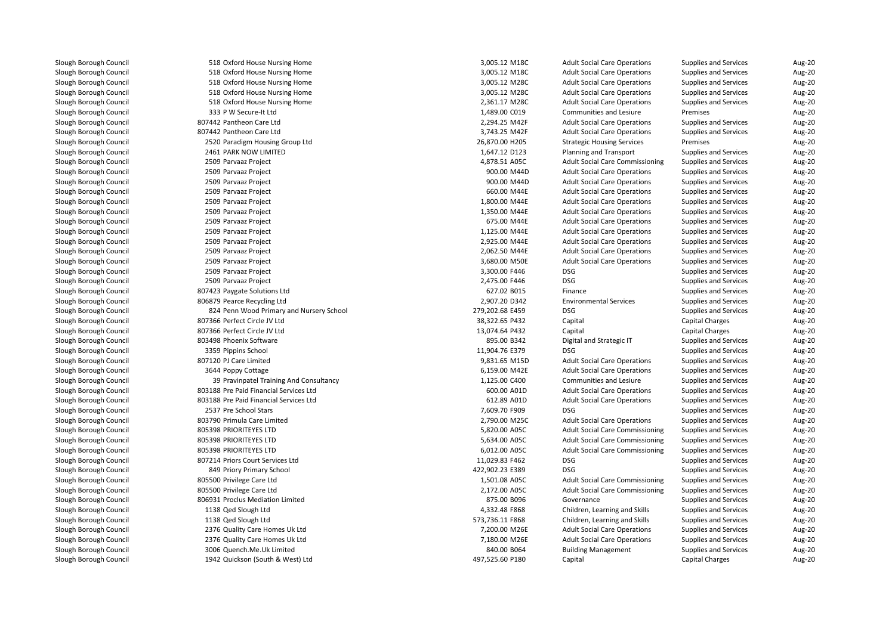| | | | | | | | |
|---|---|---|---|---|---|---|---|
| Slough Borough Council | 518 | Oxford House Nursing Home | 3,005.12 | M18C | Adult Social Care Operations | Supplies and Services | Aug-20 |
| Slough Borough Council | 518 | Oxford House Nursing Home | 3,005.12 | M18C | Adult Social Care Operations | Supplies and Services | Aug-20 |
| Slough Borough Council | 518 | Oxford House Nursing Home | 3,005.12 | M28C | Adult Social Care Operations | Supplies and Services | Aug-20 |
| Slough Borough Council | 518 | Oxford House Nursing Home | 3,005.12 | M28C | Adult Social Care Operations | Supplies and Services | Aug-20 |
| Slough Borough Council | 518 | Oxford House Nursing Home | 2,361.17 | M28C | Adult Social Care Operations | Supplies and Services | Aug-20 |
| Slough Borough Council | 333 | P W Secure-It Ltd | 1,489.00 | C019 | Communities and Lesiure | Premises | Aug-20 |
| Slough Borough Council | 807442 | Pantheon Care Ltd | 2,294.25 | M42F | Adult Social Care Operations | Supplies and Services | Aug-20 |
| Slough Borough Council | 807442 | Pantheon Care Ltd | 3,743.25 | M42F | Adult Social Care Operations | Supplies and Services | Aug-20 |
| Slough Borough Council | 2520 | Paradigm Housing Group Ltd | 26,870.00 | H205 | Strategic Housing Services | Premises | Aug-20 |
| Slough Borough Council | 2461 | PARK NOW LIMITED | 1,647.12 | D123 | Planning and Transport | Supplies and Services | Aug-20 |
| Slough Borough Council | 2509 | Parvaaz Project | 4,878.51 | A05C | Adult Social Care Commissioning | Supplies and Services | Aug-20 |
| Slough Borough Council | 2509 | Parvaaz Project | 900.00 | M44D | Adult Social Care Operations | Supplies and Services | Aug-20 |
| Slough Borough Council | 2509 | Parvaaz Project | 900.00 | M44D | Adult Social Care Operations | Supplies and Services | Aug-20 |
| Slough Borough Council | 2509 | Parvaaz Project | 660.00 | M44E | Adult Social Care Operations | Supplies and Services | Aug-20 |
| Slough Borough Council | 2509 | Parvaaz Project | 1,800.00 | M44E | Adult Social Care Operations | Supplies and Services | Aug-20 |
| Slough Borough Council | 2509 | Parvaaz Project | 1,350.00 | M44E | Adult Social Care Operations | Supplies and Services | Aug-20 |
| Slough Borough Council | 2509 | Parvaaz Project | 675.00 | M44E | Adult Social Care Operations | Supplies and Services | Aug-20 |
| Slough Borough Council | 2509 | Parvaaz Project | 1,125.00 | M44E | Adult Social Care Operations | Supplies and Services | Aug-20 |
| Slough Borough Council | 2509 | Parvaaz Project | 2,925.00 | M44E | Adult Social Care Operations | Supplies and Services | Aug-20 |
| Slough Borough Council | 2509 | Parvaaz Project | 2,062.50 | M44E | Adult Social Care Operations | Supplies and Services | Aug-20 |
| Slough Borough Council | 2509 | Parvaaz Project | 3,680.00 | M50E | Adult Social Care Operations | Supplies and Services | Aug-20 |
| Slough Borough Council | 2509 | Parvaaz Project | 3,300.00 | F446 | DSG | Supplies and Services | Aug-20 |
| Slough Borough Council | 2509 | Parvaaz Project | 2,475.00 | F446 | DSG | Supplies and Services | Aug-20 |
| Slough Borough Council | 807423 | Paygate Solutions Ltd | 627.02 | B015 | Finance | Supplies and Services | Aug-20 |
| Slough Borough Council | 806879 | Pearce Recycling Ltd | 2,907.20 | D342 | Environmental Services | Supplies and Services | Aug-20 |
| Slough Borough Council | 824 | Penn Wood Primary and Nursery School | 279,202.68 | E459 | DSG | Supplies and Services | Aug-20 |
| Slough Borough Council | 807366 | Perfect Circle JV Ltd | 38,322.65 | P432 | Capital | Capital Charges | Aug-20 |
| Slough Borough Council | 807366 | Perfect Circle JV Ltd | 13,074.64 | P432 | Capital | Capital Charges | Aug-20 |
| Slough Borough Council | 803498 | Phoenix Software | 895.00 | B342 | Digital and Strategic IT | Supplies and Services | Aug-20 |
| Slough Borough Council | 3359 | Pippins School | 11,904.76 | E379 | DSG | Supplies and Services | Aug-20 |
| Slough Borough Council | 807120 | PJ Care Limited | 9,831.65 | M15D | Adult Social Care Operations | Supplies and Services | Aug-20 |
| Slough Borough Council | 3644 | Poppy Cottage | 6,159.00 | M42E | Adult Social Care Operations | Supplies and Services | Aug-20 |
| Slough Borough Council | 39 | Pravinpatel Training And Consultancy | 1,125.00 | C400 | Communities and Lesiure | Supplies and Services | Aug-20 |
| Slough Borough Council | 803188 | Pre Paid Financial Services Ltd | 600.00 | A01D | Adult Social Care Operations | Supplies and Services | Aug-20 |
| Slough Borough Council | 803188 | Pre Paid Financial Services Ltd | 612.89 | A01D | Adult Social Care Operations | Supplies and Services | Aug-20 |
| Slough Borough Council | 2537 | Pre School Stars | 7,609.70 | F909 | DSG | Supplies and Services | Aug-20 |
| Slough Borough Council | 803790 | Primula Care Limited | 2,790.00 | M25C | Adult Social Care Operations | Supplies and Services | Aug-20 |
| Slough Borough Council | 805398 | PRIORITEYES LTD | 5,820.00 | A05C | Adult Social Care Commissioning | Supplies and Services | Aug-20 |
| Slough Borough Council | 805398 | PRIORITEYES LTD | 5,634.00 | A05C | Adult Social Care Commissioning | Supplies and Services | Aug-20 |
| Slough Borough Council | 805398 | PRIORITEYES LTD | 6,012.00 | A05C | Adult Social Care Commissioning | Supplies and Services | Aug-20 |
| Slough Borough Council | 807214 | Priors Court Services Ltd | 11,029.83 | F462 | DSG | Supplies and Services | Aug-20 |
| Slough Borough Council | 849 | Priory Primary School | 422,902.23 | E389 | DSG | Supplies and Services | Aug-20 |
| Slough Borough Council | 805500 | Privilege Care Ltd | 1,501.08 | A05C | Adult Social Care Commissioning | Supplies and Services | Aug-20 |
| Slough Borough Council | 805500 | Privilege Care Ltd | 2,172.00 | A05C | Adult Social Care Commissioning | Supplies and Services | Aug-20 |
| Slough Borough Council | 806931 | Proclus Mediation Limited | 875.00 | B096 | Governance | Supplies and Services | Aug-20 |
| Slough Borough Council | 1138 | Qed Slough Ltd | 4,332.48 | F868 | Children, Learning and Skills | Supplies and Services | Aug-20 |
| Slough Borough Council | 1138 | Qed Slough Ltd | 573,736.11 | F868 | Children, Learning and Skills | Supplies and Services | Aug-20 |
| Slough Borough Council | 2376 | Quality Care Homes Uk Ltd | 7,200.00 | M26E | Adult Social Care Operations | Supplies and Services | Aug-20 |
| Slough Borough Council | 2376 | Quality Care Homes Uk Ltd | 7,180.00 | M26E | Adult Social Care Operations | Supplies and Services | Aug-20 |
| Slough Borough Council | 3006 | Quench.Me.Uk Limited | 840.00 | B064 | Building Management | Supplies and Services | Aug-20 |
| Slough Borough Council | 1942 | Quickson (South & West) Ltd | 497,525.60 | P180 | Capital | Capital Charges | Aug-20 |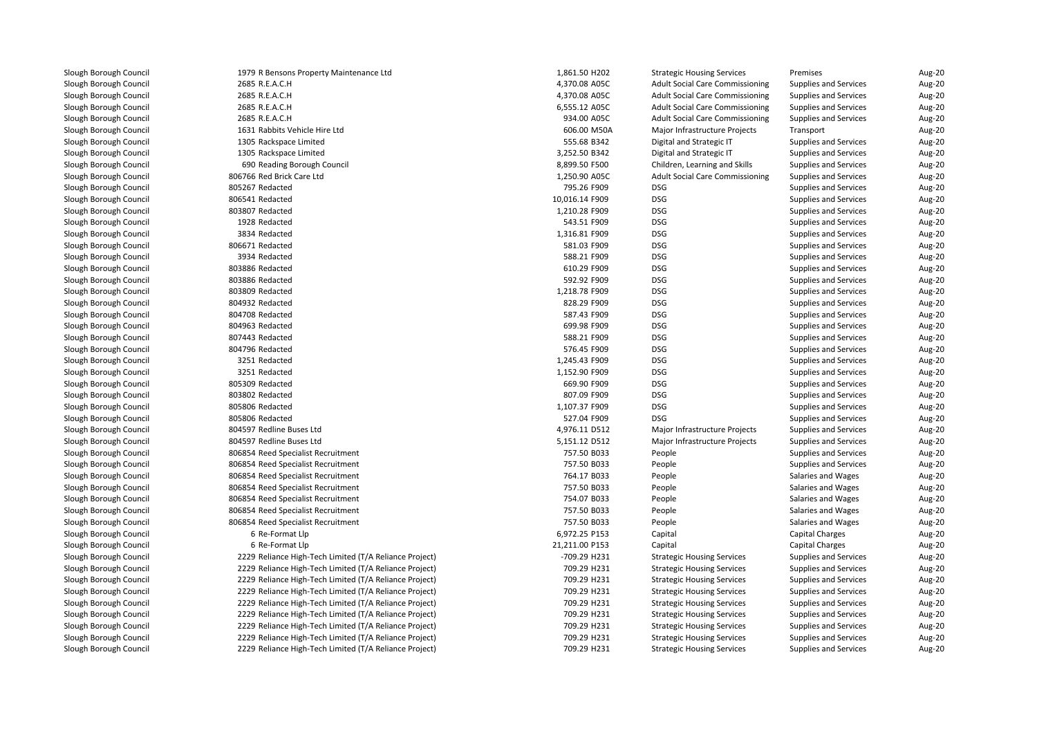| | | | | | | |
|---|---|---|---|---|---|---|
| Slough Borough Council | 1979 R Bensons Property Maintenance Ltd | 1,861.50 H202 | Strategic Housing Services | Premises | Aug-20 |
| Slough Borough Council | 2685 R.E.A.C.H | 4,370.08 A05C | Adult Social Care Commissioning | Supplies and Services | Aug-20 |
| Slough Borough Council | 2685 R.E.A.C.H | 4,370.08 A05C | Adult Social Care Commissioning | Supplies and Services | Aug-20 |
| Slough Borough Council | 2685 R.E.A.C.H | 6,555.12 A05C | Adult Social Care Commissioning | Supplies and Services | Aug-20 |
| Slough Borough Council | 2685 R.E.A.C.H | 934.00 A05C | Adult Social Care Commissioning | Supplies and Services | Aug-20 |
| Slough Borough Council | 1631 Rabbits Vehicle Hire Ltd | 606.00 M50A | Major Infrastructure Projects | Transport | Aug-20 |
| Slough Borough Council | 1305 Rackspace Limited | 555.68 B342 | Digital and Strategic IT | Supplies and Services | Aug-20 |
| Slough Borough Council | 1305 Rackspace Limited | 3,252.50 B342 | Digital and Strategic IT | Supplies and Services | Aug-20 |
| Slough Borough Council | 690 Reading Borough Council | 8,899.50 F500 | Children, Learning and Skills | Supplies and Services | Aug-20 |
| Slough Borough Council | 806766 Red Brick Care Ltd | 1,250.90 A05C | Adult Social Care Commissioning | Supplies and Services | Aug-20 |
| Slough Borough Council | 805267 Redacted | 795.26 F909 | DSG | Supplies and Services | Aug-20 |
| Slough Borough Council | 806541 Redacted | 10,016.14 F909 | DSG | Supplies and Services | Aug-20 |
| Slough Borough Council | 803807 Redacted | 1,210.28 F909 | DSG | Supplies and Services | Aug-20 |
| Slough Borough Council | 1928 Redacted | 543.51 F909 | DSG | Supplies and Services | Aug-20 |
| Slough Borough Council | 3834 Redacted | 1,316.81 F909 | DSG | Supplies and Services | Aug-20 |
| Slough Borough Council | 806671 Redacted | 581.03 F909 | DSG | Supplies and Services | Aug-20 |
| Slough Borough Council | 3934 Redacted | 588.21 F909 | DSG | Supplies and Services | Aug-20 |
| Slough Borough Council | 803886 Redacted | 610.29 F909 | DSG | Supplies and Services | Aug-20 |
| Slough Borough Council | 803886 Redacted | 592.92 F909 | DSG | Supplies and Services | Aug-20 |
| Slough Borough Council | 803809 Redacted | 1,218.78 F909 | DSG | Supplies and Services | Aug-20 |
| Slough Borough Council | 804932 Redacted | 828.29 F909 | DSG | Supplies and Services | Aug-20 |
| Slough Borough Council | 804708 Redacted | 587.43 F909 | DSG | Supplies and Services | Aug-20 |
| Slough Borough Council | 804963 Redacted | 699.98 F909 | DSG | Supplies and Services | Aug-20 |
| Slough Borough Council | 807443 Redacted | 588.21 F909 | DSG | Supplies and Services | Aug-20 |
| Slough Borough Council | 804796 Redacted | 576.45 F909 | DSG | Supplies and Services | Aug-20 |
| Slough Borough Council | 3251 Redacted | 1,245.43 F909 | DSG | Supplies and Services | Aug-20 |
| Slough Borough Council | 3251 Redacted | 1,152.90 F909 | DSG | Supplies and Services | Aug-20 |
| Slough Borough Council | 805309 Redacted | 669.90 F909 | DSG | Supplies and Services | Aug-20 |
| Slough Borough Council | 803802 Redacted | 807.09 F909 | DSG | Supplies and Services | Aug-20 |
| Slough Borough Council | 805806 Redacted | 1,107.37 F909 | DSG | Supplies and Services | Aug-20 |
| Slough Borough Council | 805806 Redacted | 527.04 F909 | DSG | Supplies and Services | Aug-20 |
| Slough Borough Council | 804597 Redline Buses Ltd | 4,976.11 D512 | Major Infrastructure Projects | Supplies and Services | Aug-20 |
| Slough Borough Council | 804597 Redline Buses Ltd | 5,151.12 D512 | Major Infrastructure Projects | Supplies and Services | Aug-20 |
| Slough Borough Council | 806854 Reed Specialist Recruitment | 757.50 B033 | People | Supplies and Services | Aug-20 |
| Slough Borough Council | 806854 Reed Specialist Recruitment | 757.50 B033 | People | Supplies and Services | Aug-20 |
| Slough Borough Council | 806854 Reed Specialist Recruitment | 764.17 B033 | People | Salaries and Wages | Aug-20 |
| Slough Borough Council | 806854 Reed Specialist Recruitment | 757.50 B033 | People | Salaries and Wages | Aug-20 |
| Slough Borough Council | 806854 Reed Specialist Recruitment | 754.07 B033 | People | Salaries and Wages | Aug-20 |
| Slough Borough Council | 806854 Reed Specialist Recruitment | 757.50 B033 | People | Salaries and Wages | Aug-20 |
| Slough Borough Council | 806854 Reed Specialist Recruitment | 757.50 B033 | People | Salaries and Wages | Aug-20 |
| Slough Borough Council | 6 Re-Format Llp | 6,972.25 P153 | Capital | Capital Charges | Aug-20 |
| Slough Borough Council | 6 Re-Format Llp | 21,211.00 P153 | Capital | Capital Charges | Aug-20 |
| Slough Borough Council | 2229 Reliance High-Tech Limited (T/A Reliance Project) | -709.29 H231 | Strategic Housing Services | Supplies and Services | Aug-20 |
| Slough Borough Council | 2229 Reliance High-Tech Limited (T/A Reliance Project) | 709.29 H231 | Strategic Housing Services | Supplies and Services | Aug-20 |
| Slough Borough Council | 2229 Reliance High-Tech Limited (T/A Reliance Project) | 709.29 H231 | Strategic Housing Services | Supplies and Services | Aug-20 |
| Slough Borough Council | 2229 Reliance High-Tech Limited (T/A Reliance Project) | 709.29 H231 | Strategic Housing Services | Supplies and Services | Aug-20 |
| Slough Borough Council | 2229 Reliance High-Tech Limited (T/A Reliance Project) | 709.29 H231 | Strategic Housing Services | Supplies and Services | Aug-20 |
| Slough Borough Council | 2229 Reliance High-Tech Limited (T/A Reliance Project) | 709.29 H231 | Strategic Housing Services | Supplies and Services | Aug-20 |
| Slough Borough Council | 2229 Reliance High-Tech Limited (T/A Reliance Project) | 709.29 H231 | Strategic Housing Services | Supplies and Services | Aug-20 |
| Slough Borough Council | 2229 Reliance High-Tech Limited (T/A Reliance Project) | 709.29 H231 | Strategic Housing Services | Supplies and Services | Aug-20 |
| Slough Borough Council | 2229 Reliance High-Tech Limited (T/A Reliance Project) | 709.29 H231 | Strategic Housing Services | Supplies and Services | Aug-20 |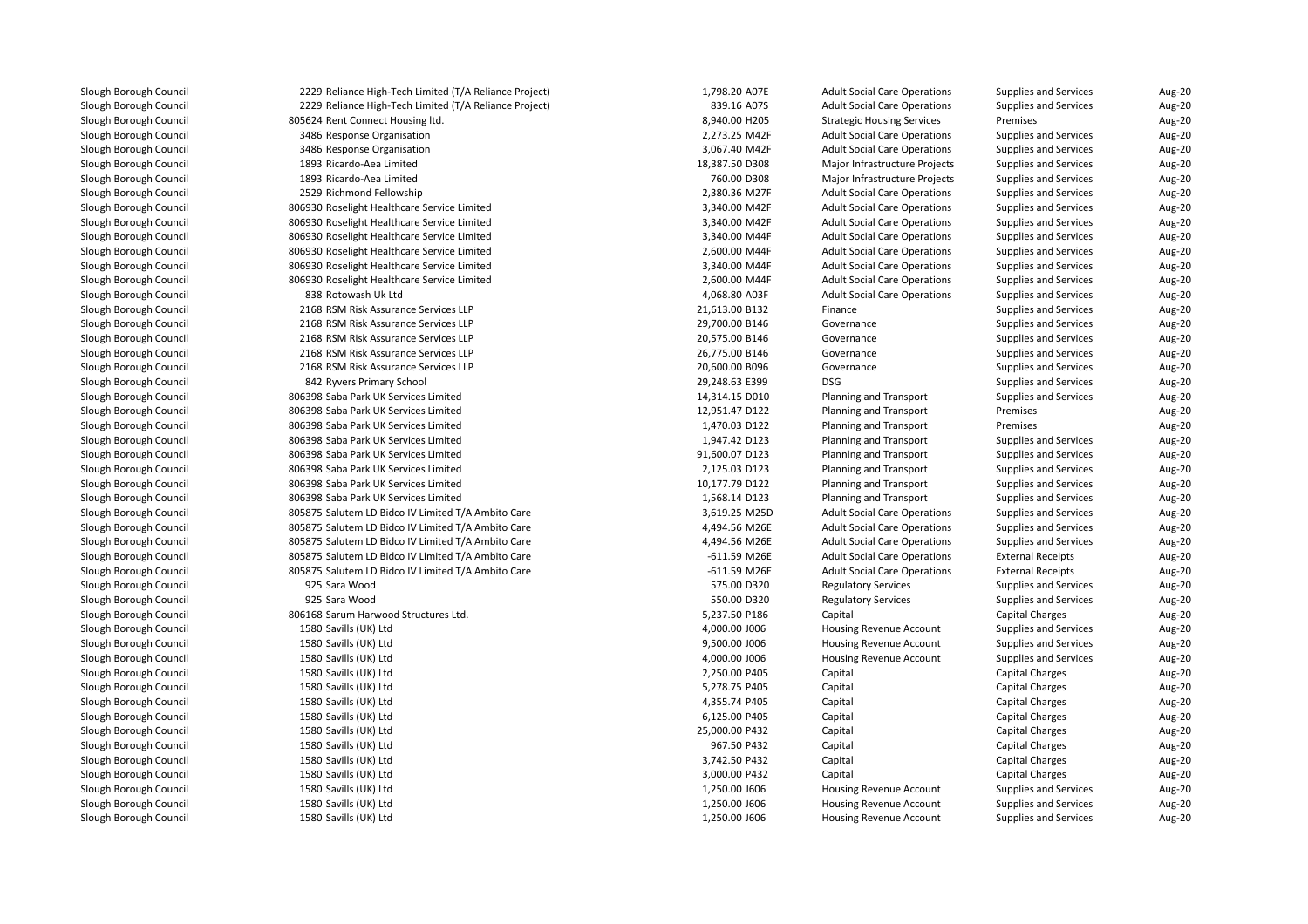| | | | | | | | |
|---|---|---|---|---|---|---|---|
| Slough Borough Council | 2229 | Reliance High-Tech Limited (T/A Reliance Project) | 1,798.20 | A07E | Adult Social Care Operations | Supplies and Services | Aug-20 |
| Slough Borough Council | 2229 | Reliance High-Tech Limited (T/A Reliance Project) | 839.16 | A07S | Adult Social Care Operations | Supplies and Services | Aug-20 |
| Slough Borough Council | 805624 | Rent Connect Housing ltd. | 8,940.00 | H205 | Strategic Housing Services | Premises | Aug-20 |
| Slough Borough Council | 3486 | Response Organisation | 2,273.25 | M42F | Adult Social Care Operations | Supplies and Services | Aug-20 |
| Slough Borough Council | 3486 | Response Organisation | 3,067.40 | M42F | Adult Social Care Operations | Supplies and Services | Aug-20 |
| Slough Borough Council | 1893 | Ricardo-Aea Limited | 18,387.50 | D308 | Major Infrastructure Projects | Supplies and Services | Aug-20 |
| Slough Borough Council | 1893 | Ricardo-Aea Limited | 760.00 | D308 | Major Infrastructure Projects | Supplies and Services | Aug-20 |
| Slough Borough Council | 2529 | Richmond Fellowship | 2,380.36 | M27F | Adult Social Care Operations | Supplies and Services | Aug-20 |
| Slough Borough Council | 806930 | Roselight Healthcare Service Limited | 3,340.00 | M42F | Adult Social Care Operations | Supplies and Services | Aug-20 |
| Slough Borough Council | 806930 | Roselight Healthcare Service Limited | 3,340.00 | M42F | Adult Social Care Operations | Supplies and Services | Aug-20 |
| Slough Borough Council | 806930 | Roselight Healthcare Service Limited | 3,340.00 | M44F | Adult Social Care Operations | Supplies and Services | Aug-20 |
| Slough Borough Council | 806930 | Roselight Healthcare Service Limited | 2,600.00 | M44F | Adult Social Care Operations | Supplies and Services | Aug-20 |
| Slough Borough Council | 806930 | Roselight Healthcare Service Limited | 3,340.00 | M44F | Adult Social Care Operations | Supplies and Services | Aug-20 |
| Slough Borough Council | 806930 | Roselight Healthcare Service Limited | 2,600.00 | M44F | Adult Social Care Operations | Supplies and Services | Aug-20 |
| Slough Borough Council | 838 | Rotowash Uk Ltd | 4,068.80 | A03F | Adult Social Care Operations | Supplies and Services | Aug-20 |
| Slough Borough Council | 2168 | RSM Risk Assurance Services LLP | 21,613.00 | B132 | Finance | Supplies and Services | Aug-20 |
| Slough Borough Council | 2168 | RSM Risk Assurance Services LLP | 29,700.00 | B146 | Governance | Supplies and Services | Aug-20 |
| Slough Borough Council | 2168 | RSM Risk Assurance Services LLP | 20,575.00 | B146 | Governance | Supplies and Services | Aug-20 |
| Slough Borough Council | 2168 | RSM Risk Assurance Services LLP | 26,775.00 | B146 | Governance | Supplies and Services | Aug-20 |
| Slough Borough Council | 2168 | RSM Risk Assurance Services LLP | 20,600.00 | B096 | Governance | Supplies and Services | Aug-20 |
| Slough Borough Council | 842 | Ryvers Primary School | 29,248.63 | E399 | DSG | Supplies and Services | Aug-20 |
| Slough Borough Council | 806398 | Saba Park UK Services Limited | 14,314.15 | D010 | Planning and Transport | Supplies and Services | Aug-20 |
| Slough Borough Council | 806398 | Saba Park UK Services Limited | 12,951.47 | D122 | Planning and Transport | Premises | Aug-20 |
| Slough Borough Council | 806398 | Saba Park UK Services Limited | 1,470.03 | D122 | Planning and Transport | Premises | Aug-20 |
| Slough Borough Council | 806398 | Saba Park UK Services Limited | 1,947.42 | D123 | Planning and Transport | Supplies and Services | Aug-20 |
| Slough Borough Council | 806398 | Saba Park UK Services Limited | 91,600.07 | D123 | Planning and Transport | Supplies and Services | Aug-20 |
| Slough Borough Council | 806398 | Saba Park UK Services Limited | 2,125.03 | D123 | Planning and Transport | Supplies and Services | Aug-20 |
| Slough Borough Council | 806398 | Saba Park UK Services Limited | 10,177.79 | D122 | Planning and Transport | Supplies and Services | Aug-20 |
| Slough Borough Council | 806398 | Saba Park UK Services Limited | 1,568.14 | D123 | Planning and Transport | Supplies and Services | Aug-20 |
| Slough Borough Council | 805875 | Salutem LD Bidco IV Limited T/A Ambito Care | 3,619.25 | M25D | Adult Social Care Operations | Supplies and Services | Aug-20 |
| Slough Borough Council | 805875 | Salutem LD Bidco IV Limited T/A Ambito Care | 4,494.56 | M26E | Adult Social Care Operations | Supplies and Services | Aug-20 |
| Slough Borough Council | 805875 | Salutem LD Bidco IV Limited T/A Ambito Care | 4,494.56 | M26E | Adult Social Care Operations | Supplies and Services | Aug-20 |
| Slough Borough Council | 805875 | Salutem LD Bidco IV Limited T/A Ambito Care | -611.59 | M26E | Adult Social Care Operations | External Receipts | Aug-20 |
| Slough Borough Council | 805875 | Salutem LD Bidco IV Limited T/A Ambito Care | -611.59 | M26E | Adult Social Care Operations | External Receipts | Aug-20 |
| Slough Borough Council | 925 | Sara Wood | 575.00 | D320 | Regulatory Services | Supplies and Services | Aug-20 |
| Slough Borough Council | 925 | Sara Wood | 550.00 | D320 | Regulatory Services | Supplies and Services | Aug-20 |
| Slough Borough Council | 806168 | Sarum Harwood Structures Ltd. | 5,237.50 | P186 | Capital | Capital Charges | Aug-20 |
| Slough Borough Council | 1580 | Savills (UK) Ltd | 4,000.00 | J006 | Housing Revenue Account | Supplies and Services | Aug-20 |
| Slough Borough Council | 1580 | Savills (UK) Ltd | 9,500.00 | J006 | Housing Revenue Account | Supplies and Services | Aug-20 |
| Slough Borough Council | 1580 | Savills (UK) Ltd | 4,000.00 | J006 | Housing Revenue Account | Supplies and Services | Aug-20 |
| Slough Borough Council | 1580 | Savills (UK) Ltd | 2,250.00 | P405 | Capital | Capital Charges | Aug-20 |
| Slough Borough Council | 1580 | Savills (UK) Ltd | 5,278.75 | P405 | Capital | Capital Charges | Aug-20 |
| Slough Borough Council | 1580 | Savills (UK) Ltd | 4,355.74 | P405 | Capital | Capital Charges | Aug-20 |
| Slough Borough Council | 1580 | Savills (UK) Ltd | 6,125.00 | P405 | Capital | Capital Charges | Aug-20 |
| Slough Borough Council | 1580 | Savills (UK) Ltd | 25,000.00 | P432 | Capital | Capital Charges | Aug-20 |
| Slough Borough Council | 1580 | Savills (UK) Ltd | 967.50 | P432 | Capital | Capital Charges | Aug-20 |
| Slough Borough Council | 1580 | Savills (UK) Ltd | 3,742.50 | P432 | Capital | Capital Charges | Aug-20 |
| Slough Borough Council | 1580 | Savills (UK) Ltd | 3,000.00 | P432 | Capital | Capital Charges | Aug-20 |
| Slough Borough Council | 1580 | Savills (UK) Ltd | 1,250.00 | J606 | Housing Revenue Account | Supplies and Services | Aug-20 |
| Slough Borough Council | 1580 | Savills (UK) Ltd | 1,250.00 | J606 | Housing Revenue Account | Supplies and Services | Aug-20 |
| Slough Borough Council | 1580 | Savills (UK) Ltd | 1,250.00 | J606 | Housing Revenue Account | Supplies and Services | Aug-20 |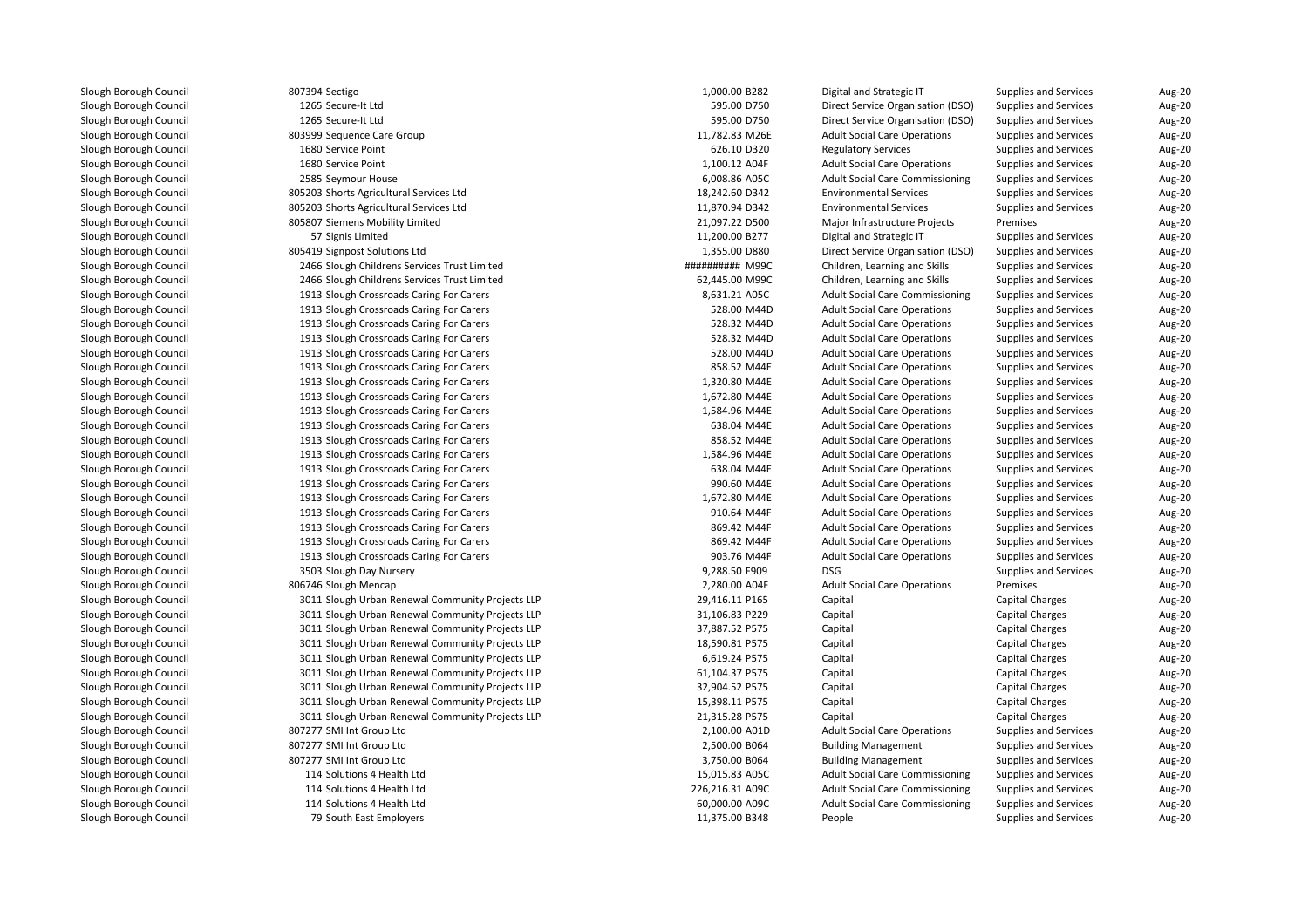| | | | | | | | |
|---|---|---|---|---|---|---|---|
| Slough Borough Council | 807394 Sectigo | 1,000.00 | B282 | Digital and Strategic IT | Supplies and Services | Aug-20 |
| Slough Borough Council | 1265 Secure-It Ltd | 595.00 | D750 | Direct Service Organisation (DSO) | Supplies and Services | Aug-20 |
| Slough Borough Council | 1265 Secure-It Ltd | 595.00 | D750 | Direct Service Organisation (DSO) | Supplies and Services | Aug-20 |
| Slough Borough Council | 803999 Sequence Care Group | 11,782.83 | M26E | Adult Social Care Operations | Supplies and Services | Aug-20 |
| Slough Borough Council | 1680 Service Point | 626.10 | D320 | Regulatory Services | Supplies and Services | Aug-20 |
| Slough Borough Council | 1680 Service Point | 1,100.12 | A04F | Adult Social Care Operations | Supplies and Services | Aug-20 |
| Slough Borough Council | 2585 Seymour House | 6,008.86 | A05C | Adult Social Care Commissioning | Supplies and Services | Aug-20 |
| Slough Borough Council | 805203 Shorts Agricultural Services Ltd | 18,242.60 | D342 | Environmental Services | Supplies and Services | Aug-20 |
| Slough Borough Council | 805203 Shorts Agricultural Services Ltd | 11,870.94 | D342 | Environmental Services | Supplies and Services | Aug-20 |
| Slough Borough Council | 805807 Siemens Mobility Limited | 21,097.22 | D500 | Major Infrastructure Projects | Premises | Aug-20 |
| Slough Borough Council | 57 Signis Limited | 11,200.00 | B277 | Digital and Strategic IT | Supplies and Services | Aug-20 |
| Slough Borough Council | 805419 Signpost Solutions Ltd | 1,355.00 | D880 | Direct Service Organisation (DSO) | Supplies and Services | Aug-20 |
| Slough Borough Council | 2466 Slough Childrens Services Trust Limited | ########## | M99C | Children, Learning and Skills | Supplies and Services | Aug-20 |
| Slough Borough Council | 2466 Slough Childrens Services Trust Limited | 62,445.00 | M99C | Children, Learning and Skills | Supplies and Services | Aug-20 |
| Slough Borough Council | 1913 Slough Crossroads Caring For Carers | 8,631.21 | A05C | Adult Social Care Commissioning | Supplies and Services | Aug-20 |
| Slough Borough Council | 1913 Slough Crossroads Caring For Carers | 528.00 | M44D | Adult Social Care Operations | Supplies and Services | Aug-20 |
| Slough Borough Council | 1913 Slough Crossroads Caring For Carers | 528.32 | M44D | Adult Social Care Operations | Supplies and Services | Aug-20 |
| Slough Borough Council | 1913 Slough Crossroads Caring For Carers | 528.32 | M44D | Adult Social Care Operations | Supplies and Services | Aug-20 |
| Slough Borough Council | 1913 Slough Crossroads Caring For Carers | 528.00 | M44D | Adult Social Care Operations | Supplies and Services | Aug-20 |
| Slough Borough Council | 1913 Slough Crossroads Caring For Carers | 858.52 | M44E | Adult Social Care Operations | Supplies and Services | Aug-20 |
| Slough Borough Council | 1913 Slough Crossroads Caring For Carers | 1,320.80 | M44E | Adult Social Care Operations | Supplies and Services | Aug-20 |
| Slough Borough Council | 1913 Slough Crossroads Caring For Carers | 1,672.80 | M44E | Adult Social Care Operations | Supplies and Services | Aug-20 |
| Slough Borough Council | 1913 Slough Crossroads Caring For Carers | 1,584.96 | M44E | Adult Social Care Operations | Supplies and Services | Aug-20 |
| Slough Borough Council | 1913 Slough Crossroads Caring For Carers | 638.04 | M44E | Adult Social Care Operations | Supplies and Services | Aug-20 |
| Slough Borough Council | 1913 Slough Crossroads Caring For Carers | 858.52 | M44E | Adult Social Care Operations | Supplies and Services | Aug-20 |
| Slough Borough Council | 1913 Slough Crossroads Caring For Carers | 1,584.96 | M44E | Adult Social Care Operations | Supplies and Services | Aug-20 |
| Slough Borough Council | 1913 Slough Crossroads Caring For Carers | 638.04 | M44E | Adult Social Care Operations | Supplies and Services | Aug-20 |
| Slough Borough Council | 1913 Slough Crossroads Caring For Carers | 990.60 | M44E | Adult Social Care Operations | Supplies and Services | Aug-20 |
| Slough Borough Council | 1913 Slough Crossroads Caring For Carers | 1,672.80 | M44E | Adult Social Care Operations | Supplies and Services | Aug-20 |
| Slough Borough Council | 1913 Slough Crossroads Caring For Carers | 910.64 | M44F | Adult Social Care Operations | Supplies and Services | Aug-20 |
| Slough Borough Council | 1913 Slough Crossroads Caring For Carers | 869.42 | M44F | Adult Social Care Operations | Supplies and Services | Aug-20 |
| Slough Borough Council | 1913 Slough Crossroads Caring For Carers | 869.42 | M44F | Adult Social Care Operations | Supplies and Services | Aug-20 |
| Slough Borough Council | 1913 Slough Crossroads Caring For Carers | 903.76 | M44F | Adult Social Care Operations | Supplies and Services | Aug-20 |
| Slough Borough Council | 3503 Slough Day Nursery | 9,288.50 | F909 | DSG | Supplies and Services | Aug-20 |
| Slough Borough Council | 806746 Slough Mencap | 2,280.00 | A04F | Adult Social Care Operations | Premises | Aug-20 |
| Slough Borough Council | 3011 Slough Urban Renewal Community Projects LLP | 29,416.11 | P165 | Capital | Capital Charges | Aug-20 |
| Slough Borough Council | 3011 Slough Urban Renewal Community Projects LLP | 31,106.83 | P229 | Capital | Capital Charges | Aug-20 |
| Slough Borough Council | 3011 Slough Urban Renewal Community Projects LLP | 37,887.52 | P575 | Capital | Capital Charges | Aug-20 |
| Slough Borough Council | 3011 Slough Urban Renewal Community Projects LLP | 18,590.81 | P575 | Capital | Capital Charges | Aug-20 |
| Slough Borough Council | 3011 Slough Urban Renewal Community Projects LLP | 6,619.24 | P575 | Capital | Capital Charges | Aug-20 |
| Slough Borough Council | 3011 Slough Urban Renewal Community Projects LLP | 61,104.37 | P575 | Capital | Capital Charges | Aug-20 |
| Slough Borough Council | 3011 Slough Urban Renewal Community Projects LLP | 32,904.52 | P575 | Capital | Capital Charges | Aug-20 |
| Slough Borough Council | 3011 Slough Urban Renewal Community Projects LLP | 15,398.11 | P575 | Capital | Capital Charges | Aug-20 |
| Slough Borough Council | 3011 Slough Urban Renewal Community Projects LLP | 21,315.28 | P575 | Capital | Capital Charges | Aug-20 |
| Slough Borough Council | 807277 SMI Int Group Ltd | 2,100.00 | A01D | Adult Social Care Operations | Supplies and Services | Aug-20 |
| Slough Borough Council | 807277 SMI Int Group Ltd | 2,500.00 | B064 | Building Management | Supplies and Services | Aug-20 |
| Slough Borough Council | 807277 SMI Int Group Ltd | 3,750.00 | B064 | Building Management | Supplies and Services | Aug-20 |
| Slough Borough Council | 114 Solutions 4 Health Ltd | 15,015.83 | A05C | Adult Social Care Commissioning | Supplies and Services | Aug-20 |
| Slough Borough Council | 114 Solutions 4 Health Ltd | 226,216.31 | A09C | Adult Social Care Commissioning | Supplies and Services | Aug-20 |
| Slough Borough Council | 114 Solutions 4 Health Ltd | 60,000.00 | A09C | Adult Social Care Commissioning | Supplies and Services | Aug-20 |
| Slough Borough Council | 79 South East Employers | 11,375.00 | B348 | People | Supplies and Services | Aug-20 |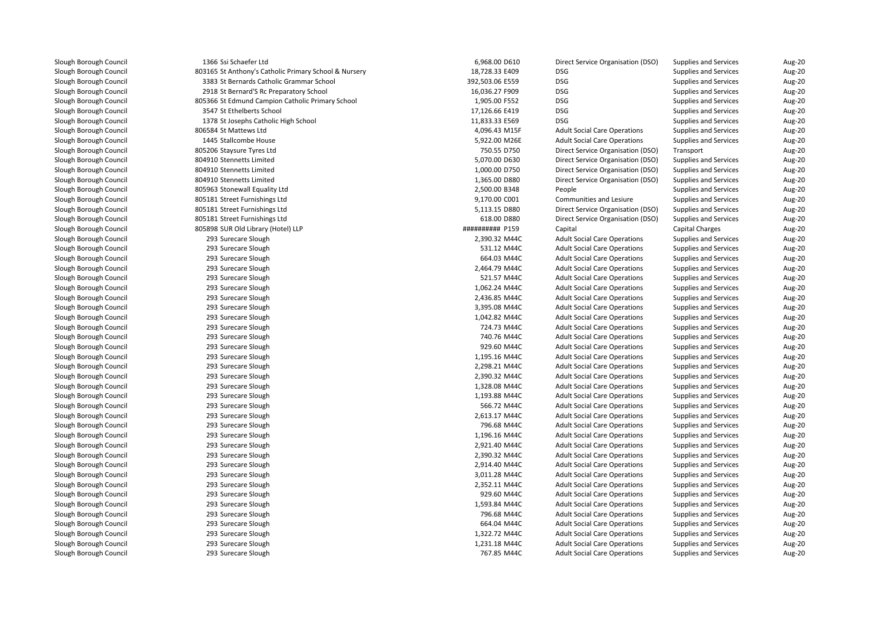| | | | | | | |
|---|---|---|---|---|---|---|
| Slough Borough Council | 1366 Ssi Schaefer Ltd | 6,968.00 D610 | Direct Service Organisation (DSO) | Supplies and Services | Aug-20 |
| Slough Borough Council | 803165 St Anthony's Catholic Primary School & Nursery | 18,728.33 E409 | DSG | Supplies and Services | Aug-20 |
| Slough Borough Council | 3383 St Bernards Catholic Grammar School | 392,503.06 E559 | DSG | Supplies and Services | Aug-20 |
| Slough Borough Council | 2918 St Bernard'S Rc Preparatory School | 16,036.27 F909 | DSG | Supplies and Services | Aug-20 |
| Slough Borough Council | 805366 St Edmund Campion Catholic Primary School | 1,905.00 F552 | DSG | Supplies and Services | Aug-20 |
| Slough Borough Council | 3547 St Ethelberts School | 17,126.66 E419 | DSG | Supplies and Services | Aug-20 |
| Slough Borough Council | 1378 St Josephs Catholic High School | 11,833.33 E569 | DSG | Supplies and Services | Aug-20 |
| Slough Borough Council | 806584 St Mattews Ltd | 4,096.43 M15F | Adult Social Care Operations | Supplies and Services | Aug-20 |
| Slough Borough Council | 1445 Stallcombe House | 5,922.00 M26E | Adult Social Care Operations | Supplies and Services | Aug-20 |
| Slough Borough Council | 805206 Staysure Tyres Ltd | 750.55 D750 | Direct Service Organisation (DSO) | Transport | Aug-20 |
| Slough Borough Council | 804910 Stennetts Limited | 5,070.00 D630 | Direct Service Organisation (DSO) | Supplies and Services | Aug-20 |
| Slough Borough Council | 804910 Stennetts Limited | 1,000.00 D750 | Direct Service Organisation (DSO) | Supplies and Services | Aug-20 |
| Slough Borough Council | 804910 Stennetts Limited | 1,365.00 D880 | Direct Service Organisation (DSO) | Supplies and Services | Aug-20 |
| Slough Borough Council | 805963 Stonewall Equality Ltd | 2,500.00 B348 | People | Supplies and Services | Aug-20 |
| Slough Borough Council | 805181 Street Furnishings Ltd | 9,170.00 C001 | Communities and Lesiure | Supplies and Services | Aug-20 |
| Slough Borough Council | 805181 Street Furnishings Ltd | 5,113.15 D880 | Direct Service Organisation (DSO) | Supplies and Services | Aug-20 |
| Slough Borough Council | 805181 Street Furnishings Ltd | 618.00 D880 | Direct Service Organisation (DSO) | Supplies and Services | Aug-20 |
| Slough Borough Council | 805898 SUR Old Library (Hotel) LLP | ########## P159 | Capital | Capital Charges | Aug-20 |
| Slough Borough Council | 293 Surecare Slough | 2,390.32 M44C | Adult Social Care Operations | Supplies and Services | Aug-20 |
| Slough Borough Council | 293 Surecare Slough | 531.12 M44C | Adult Social Care Operations | Supplies and Services | Aug-20 |
| Slough Borough Council | 293 Surecare Slough | 664.03 M44C | Adult Social Care Operations | Supplies and Services | Aug-20 |
| Slough Borough Council | 293 Surecare Slough | 2,464.79 M44C | Adult Social Care Operations | Supplies and Services | Aug-20 |
| Slough Borough Council | 293 Surecare Slough | 521.57 M44C | Adult Social Care Operations | Supplies and Services | Aug-20 |
| Slough Borough Council | 293 Surecare Slough | 1,062.24 M44C | Adult Social Care Operations | Supplies and Services | Aug-20 |
| Slough Borough Council | 293 Surecare Slough | 2,436.85 M44C | Adult Social Care Operations | Supplies and Services | Aug-20 |
| Slough Borough Council | 293 Surecare Slough | 3,395.08 M44C | Adult Social Care Operations | Supplies and Services | Aug-20 |
| Slough Borough Council | 293 Surecare Slough | 1,042.82 M44C | Adult Social Care Operations | Supplies and Services | Aug-20 |
| Slough Borough Council | 293 Surecare Slough | 724.73 M44C | Adult Social Care Operations | Supplies and Services | Aug-20 |
| Slough Borough Council | 293 Surecare Slough | 740.76 M44C | Adult Social Care Operations | Supplies and Services | Aug-20 |
| Slough Borough Council | 293 Surecare Slough | 929.60 M44C | Adult Social Care Operations | Supplies and Services | Aug-20 |
| Slough Borough Council | 293 Surecare Slough | 1,195.16 M44C | Adult Social Care Operations | Supplies and Services | Aug-20 |
| Slough Borough Council | 293 Surecare Slough | 2,298.21 M44C | Adult Social Care Operations | Supplies and Services | Aug-20 |
| Slough Borough Council | 293 Surecare Slough | 2,390.32 M44C | Adult Social Care Operations | Supplies and Services | Aug-20 |
| Slough Borough Council | 293 Surecare Slough | 1,328.08 M44C | Adult Social Care Operations | Supplies and Services | Aug-20 |
| Slough Borough Council | 293 Surecare Slough | 1,193.88 M44C | Adult Social Care Operations | Supplies and Services | Aug-20 |
| Slough Borough Council | 293 Surecare Slough | 566.72 M44C | Adult Social Care Operations | Supplies and Services | Aug-20 |
| Slough Borough Council | 293 Surecare Slough | 2,613.17 M44C | Adult Social Care Operations | Supplies and Services | Aug-20 |
| Slough Borough Council | 293 Surecare Slough | 796.68 M44C | Adult Social Care Operations | Supplies and Services | Aug-20 |
| Slough Borough Council | 293 Surecare Slough | 1,196.16 M44C | Adult Social Care Operations | Supplies and Services | Aug-20 |
| Slough Borough Council | 293 Surecare Slough | 2,921.40 M44C | Adult Social Care Operations | Supplies and Services | Aug-20 |
| Slough Borough Council | 293 Surecare Slough | 2,390.32 M44C | Adult Social Care Operations | Supplies and Services | Aug-20 |
| Slough Borough Council | 293 Surecare Slough | 2,914.40 M44C | Adult Social Care Operations | Supplies and Services | Aug-20 |
| Slough Borough Council | 293 Surecare Slough | 3,011.28 M44C | Adult Social Care Operations | Supplies and Services | Aug-20 |
| Slough Borough Council | 293 Surecare Slough | 2,352.11 M44C | Adult Social Care Operations | Supplies and Services | Aug-20 |
| Slough Borough Council | 293 Surecare Slough | 929.60 M44C | Adult Social Care Operations | Supplies and Services | Aug-20 |
| Slough Borough Council | 293 Surecare Slough | 1,593.84 M44C | Adult Social Care Operations | Supplies and Services | Aug-20 |
| Slough Borough Council | 293 Surecare Slough | 796.68 M44C | Adult Social Care Operations | Supplies and Services | Aug-20 |
| Slough Borough Council | 293 Surecare Slough | 664.04 M44C | Adult Social Care Operations | Supplies and Services | Aug-20 |
| Slough Borough Council | 293 Surecare Slough | 1,322.72 M44C | Adult Social Care Operations | Supplies and Services | Aug-20 |
| Slough Borough Council | 293 Surecare Slough | 1,231.18 M44C | Adult Social Care Operations | Supplies and Services | Aug-20 |
| Slough Borough Council | 293 Surecare Slough | 767.85 M44C | Adult Social Care Operations | Supplies and Services | Aug-20 |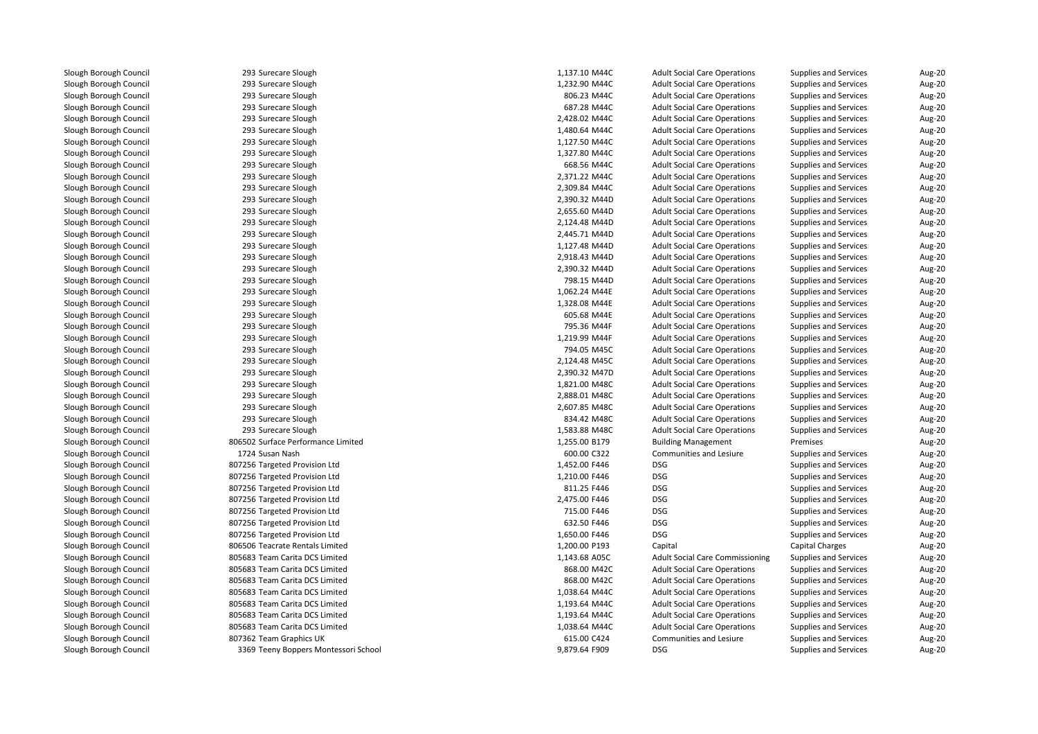| | | | | | | |
|---|---|---|---|---|---|---|
| Slough Borough Council | 293 Surecare Slough | 1,137.10 M44C | Adult Social Care Operations | Supplies and Services | Aug-20 |
| Slough Borough Council | 293 Surecare Slough | 1,232.90 M44C | Adult Social Care Operations | Supplies and Services | Aug-20 |
| Slough Borough Council | 293 Surecare Slough | 806.23 M44C | Adult Social Care Operations | Supplies and Services | Aug-20 |
| Slough Borough Council | 293 Surecare Slough | 687.28 M44C | Adult Social Care Operations | Supplies and Services | Aug-20 |
| Slough Borough Council | 293 Surecare Slough | 2,428.02 M44C | Adult Social Care Operations | Supplies and Services | Aug-20 |
| Slough Borough Council | 293 Surecare Slough | 1,480.64 M44C | Adult Social Care Operations | Supplies and Services | Aug-20 |
| Slough Borough Council | 293 Surecare Slough | 1,127.50 M44C | Adult Social Care Operations | Supplies and Services | Aug-20 |
| Slough Borough Council | 293 Surecare Slough | 1,327.80 M44C | Adult Social Care Operations | Supplies and Services | Aug-20 |
| Slough Borough Council | 293 Surecare Slough | 668.56 M44C | Adult Social Care Operations | Supplies and Services | Aug-20 |
| Slough Borough Council | 293 Surecare Slough | 2,371.22 M44C | Adult Social Care Operations | Supplies and Services | Aug-20 |
| Slough Borough Council | 293 Surecare Slough | 2,309.84 M44C | Adult Social Care Operations | Supplies and Services | Aug-20 |
| Slough Borough Council | 293 Surecare Slough | 2,390.32 M44D | Adult Social Care Operations | Supplies and Services | Aug-20 |
| Slough Borough Council | 293 Surecare Slough | 2,655.60 M44D | Adult Social Care Operations | Supplies and Services | Aug-20 |
| Slough Borough Council | 293 Surecare Slough | 2,124.48 M44D | Adult Social Care Operations | Supplies and Services | Aug-20 |
| Slough Borough Council | 293 Surecare Slough | 2,445.71 M44D | Adult Social Care Operations | Supplies and Services | Aug-20 |
| Slough Borough Council | 293 Surecare Slough | 1,127.48 M44D | Adult Social Care Operations | Supplies and Services | Aug-20 |
| Slough Borough Council | 293 Surecare Slough | 2,918.43 M44D | Adult Social Care Operations | Supplies and Services | Aug-20 |
| Slough Borough Council | 293 Surecare Slough | 2,390.32 M44D | Adult Social Care Operations | Supplies and Services | Aug-20 |
| Slough Borough Council | 293 Surecare Slough | 798.15 M44D | Adult Social Care Operations | Supplies and Services | Aug-20 |
| Slough Borough Council | 293 Surecare Slough | 1,062.24 M44E | Adult Social Care Operations | Supplies and Services | Aug-20 |
| Slough Borough Council | 293 Surecare Slough | 1,328.08 M44E | Adult Social Care Operations | Supplies and Services | Aug-20 |
| Slough Borough Council | 293 Surecare Slough | 605.68 M44E | Adult Social Care Operations | Supplies and Services | Aug-20 |
| Slough Borough Council | 293 Surecare Slough | 795.36 M44F | Adult Social Care Operations | Supplies and Services | Aug-20 |
| Slough Borough Council | 293 Surecare Slough | 1,219.99 M44F | Adult Social Care Operations | Supplies and Services | Aug-20 |
| Slough Borough Council | 293 Surecare Slough | 794.05 M45C | Adult Social Care Operations | Supplies and Services | Aug-20 |
| Slough Borough Council | 293 Surecare Slough | 2,124.48 M45C | Adult Social Care Operations | Supplies and Services | Aug-20 |
| Slough Borough Council | 293 Surecare Slough | 2,390.32 M47D | Adult Social Care Operations | Supplies and Services | Aug-20 |
| Slough Borough Council | 293 Surecare Slough | 1,821.00 M48C | Adult Social Care Operations | Supplies and Services | Aug-20 |
| Slough Borough Council | 293 Surecare Slough | 2,888.01 M48C | Adult Social Care Operations | Supplies and Services | Aug-20 |
| Slough Borough Council | 293 Surecare Slough | 2,607.85 M48C | Adult Social Care Operations | Supplies and Services | Aug-20 |
| Slough Borough Council | 293 Surecare Slough | 834.42 M48C | Adult Social Care Operations | Supplies and Services | Aug-20 |
| Slough Borough Council | 293 Surecare Slough | 1,583.88 M48C | Adult Social Care Operations | Supplies and Services | Aug-20 |
| Slough Borough Council | 806502 Surface Performance Limited | 1,255.00 B179 | Building Management | Premises | Aug-20 |
| Slough Borough Council | 1724 Susan Nash | 600.00 C322 | Communities and Lesiure | Supplies and Services | Aug-20 |
| Slough Borough Council | 807256 Targeted Provision Ltd | 1,452.00 F446 | DSG | Supplies and Services | Aug-20 |
| Slough Borough Council | 807256 Targeted Provision Ltd | 1,210.00 F446 | DSG | Supplies and Services | Aug-20 |
| Slough Borough Council | 807256 Targeted Provision Ltd | 811.25 F446 | DSG | Supplies and Services | Aug-20 |
| Slough Borough Council | 807256 Targeted Provision Ltd | 2,475.00 F446 | DSG | Supplies and Services | Aug-20 |
| Slough Borough Council | 807256 Targeted Provision Ltd | 715.00 F446 | DSG | Supplies and Services | Aug-20 |
| Slough Borough Council | 807256 Targeted Provision Ltd | 632.50 F446 | DSG | Supplies and Services | Aug-20 |
| Slough Borough Council | 807256 Targeted Provision Ltd | 1,650.00 F446 | DSG | Supplies and Services | Aug-20 |
| Slough Borough Council | 806506 Teacrate Rentals Limited | 1,200.00 P193 | Capital | Capital Charges | Aug-20 |
| Slough Borough Council | 805683 Team Carita DCS Limited | 1,143.68 A05C | Adult Social Care Commissioning | Supplies and Services | Aug-20 |
| Slough Borough Council | 805683 Team Carita DCS Limited | 868.00 M42C | Adult Social Care Operations | Supplies and Services | Aug-20 |
| Slough Borough Council | 805683 Team Carita DCS Limited | 868.00 M42C | Adult Social Care Operations | Supplies and Services | Aug-20 |
| Slough Borough Council | 805683 Team Carita DCS Limited | 1,038.64 M44C | Adult Social Care Operations | Supplies and Services | Aug-20 |
| Slough Borough Council | 805683 Team Carita DCS Limited | 1,193.64 M44C | Adult Social Care Operations | Supplies and Services | Aug-20 |
| Slough Borough Council | 805683 Team Carita DCS Limited | 1,193.64 M44C | Adult Social Care Operations | Supplies and Services | Aug-20 |
| Slough Borough Council | 805683 Team Carita DCS Limited | 1,038.64 M44C | Adult Social Care Operations | Supplies and Services | Aug-20 |
| Slough Borough Council | 807362 Team Graphics UK | 615.00 C424 | Communities and Lesiure | Supplies and Services | Aug-20 |
| Slough Borough Council | 3369 Teeny Boppers Montessori School | 9,879.64 F909 | DSG | Supplies and Services | Aug-20 |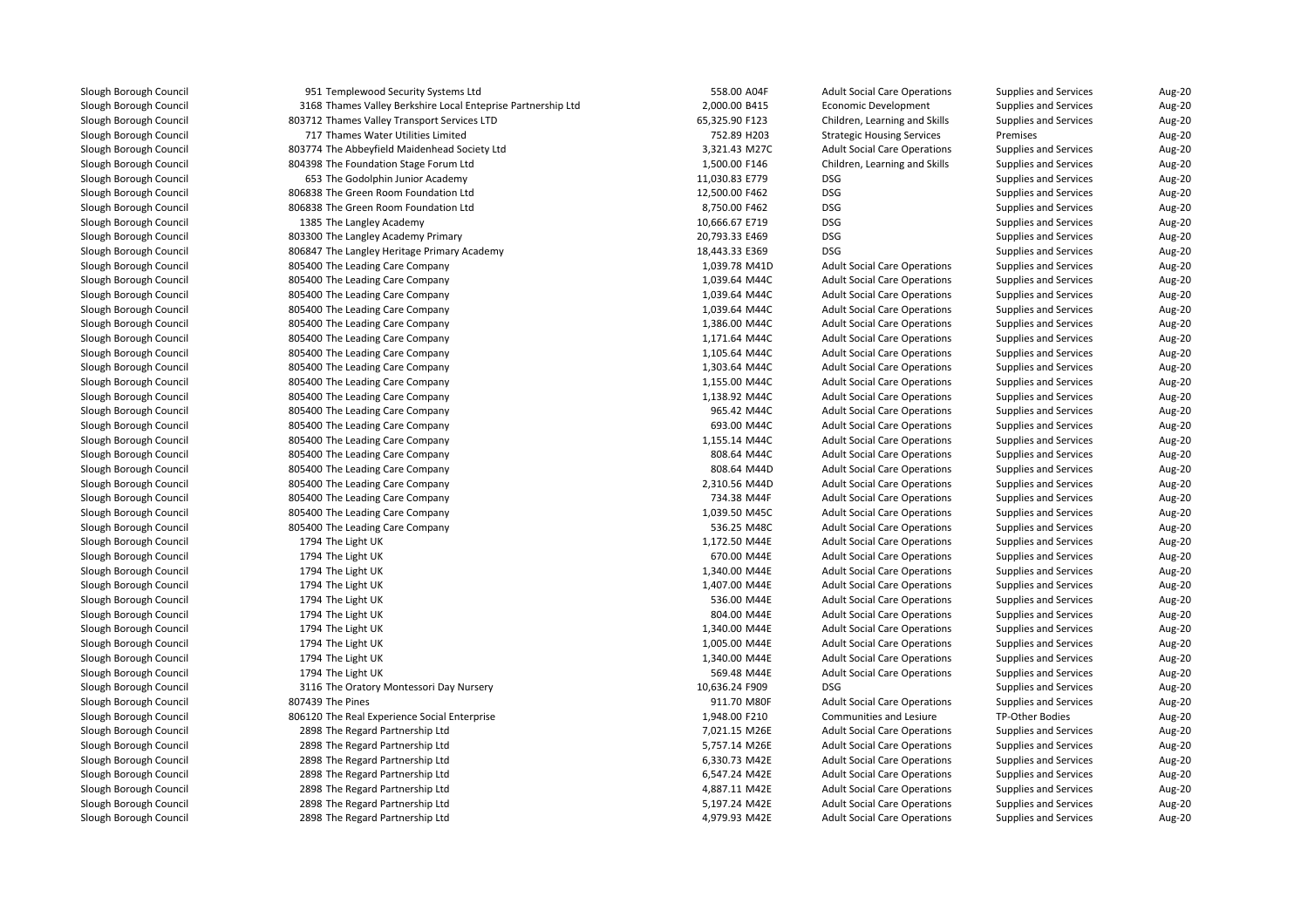| | | | | | | | |
|---|---|---|---|---|---|---|---|
| Slough Borough Council | 951 Templewood Security Systems Ltd | 558.00 | A04F | Adult Social Care Operations | Supplies and Services | Aug-20 |
| Slough Borough Council | 3168 Thames Valley Berkshire Local Enteprise Partnership Ltd | 2,000.00 | B415 | Economic Development | Supplies and Services | Aug-20 |
| Slough Borough Council | 803712 Thames Valley Transport Services LTD | 65,325.90 | F123 | Children, Learning and Skills | Supplies and Services | Aug-20 |
| Slough Borough Council | 717 Thames Water Utilities Limited | 752.89 | H203 | Strategic Housing Services | Premises | Aug-20 |
| Slough Borough Council | 803774 The Abbeyfield Maidenhead Society Ltd | 3,321.43 | M27C | Adult Social Care Operations | Supplies and Services | Aug-20 |
| Slough Borough Council | 804398 The Foundation Stage Forum Ltd | 1,500.00 | F146 | Children, Learning and Skills | Supplies and Services | Aug-20 |
| Slough Borough Council | 653 The Godolphin Junior Academy | 11,030.83 | E779 | DSG | Supplies and Services | Aug-20 |
| Slough Borough Council | 806838 The Green Room Foundation Ltd | 12,500.00 | F462 | DSG | Supplies and Services | Aug-20 |
| Slough Borough Council | 806838 The Green Room Foundation Ltd | 8,750.00 | F462 | DSG | Supplies and Services | Aug-20 |
| Slough Borough Council | 1385 The Langley Academy | 10,666.67 | E719 | DSG | Supplies and Services | Aug-20 |
| Slough Borough Council | 803300 The Langley Academy Primary | 20,793.33 | E469 | DSG | Supplies and Services | Aug-20 |
| Slough Borough Council | 806847 The Langley Heritage Primary Academy | 18,443.33 | E369 | DSG | Supplies and Services | Aug-20 |
| Slough Borough Council | 805400 The Leading Care Company | 1,039.78 | M41D | Adult Social Care Operations | Supplies and Services | Aug-20 |
| Slough Borough Council | 805400 The Leading Care Company | 1,039.64 | M44C | Adult Social Care Operations | Supplies and Services | Aug-20 |
| Slough Borough Council | 805400 The Leading Care Company | 1,039.64 | M44C | Adult Social Care Operations | Supplies and Services | Aug-20 |
| Slough Borough Council | 805400 The Leading Care Company | 1,039.64 | M44C | Adult Social Care Operations | Supplies and Services | Aug-20 |
| Slough Borough Council | 805400 The Leading Care Company | 1,386.00 | M44C | Adult Social Care Operations | Supplies and Services | Aug-20 |
| Slough Borough Council | 805400 The Leading Care Company | 1,171.64 | M44C | Adult Social Care Operations | Supplies and Services | Aug-20 |
| Slough Borough Council | 805400 The Leading Care Company | 1,105.64 | M44C | Adult Social Care Operations | Supplies and Services | Aug-20 |
| Slough Borough Council | 805400 The Leading Care Company | 1,303.64 | M44C | Adult Social Care Operations | Supplies and Services | Aug-20 |
| Slough Borough Council | 805400 The Leading Care Company | 1,155.00 | M44C | Adult Social Care Operations | Supplies and Services | Aug-20 |
| Slough Borough Council | 805400 The Leading Care Company | 1,138.92 | M44C | Adult Social Care Operations | Supplies and Services | Aug-20 |
| Slough Borough Council | 805400 The Leading Care Company | 965.42 | M44C | Adult Social Care Operations | Supplies and Services | Aug-20 |
| Slough Borough Council | 805400 The Leading Care Company | 693.00 | M44C | Adult Social Care Operations | Supplies and Services | Aug-20 |
| Slough Borough Council | 805400 The Leading Care Company | 1,155.14 | M44C | Adult Social Care Operations | Supplies and Services | Aug-20 |
| Slough Borough Council | 805400 The Leading Care Company | 808.64 | M44C | Adult Social Care Operations | Supplies and Services | Aug-20 |
| Slough Borough Council | 805400 The Leading Care Company | 808.64 | M44D | Adult Social Care Operations | Supplies and Services | Aug-20 |
| Slough Borough Council | 805400 The Leading Care Company | 2,310.56 | M44D | Adult Social Care Operations | Supplies and Services | Aug-20 |
| Slough Borough Council | 805400 The Leading Care Company | 734.38 | M44F | Adult Social Care Operations | Supplies and Services | Aug-20 |
| Slough Borough Council | 805400 The Leading Care Company | 1,039.50 | M45C | Adult Social Care Operations | Supplies and Services | Aug-20 |
| Slough Borough Council | 805400 The Leading Care Company | 536.25 | M48C | Adult Social Care Operations | Supplies and Services | Aug-20 |
| Slough Borough Council | 1794 The Light UK | 1,172.50 | M44E | Adult Social Care Operations | Supplies and Services | Aug-20 |
| Slough Borough Council | 1794 The Light UK | 670.00 | M44E | Adult Social Care Operations | Supplies and Services | Aug-20 |
| Slough Borough Council | 1794 The Light UK | 1,340.00 | M44E | Adult Social Care Operations | Supplies and Services | Aug-20 |
| Slough Borough Council | 1794 The Light UK | 1,407.00 | M44E | Adult Social Care Operations | Supplies and Services | Aug-20 |
| Slough Borough Council | 1794 The Light UK | 536.00 | M44E | Adult Social Care Operations | Supplies and Services | Aug-20 |
| Slough Borough Council | 1794 The Light UK | 804.00 | M44E | Adult Social Care Operations | Supplies and Services | Aug-20 |
| Slough Borough Council | 1794 The Light UK | 1,340.00 | M44E | Adult Social Care Operations | Supplies and Services | Aug-20 |
| Slough Borough Council | 1794 The Light UK | 1,005.00 | M44E | Adult Social Care Operations | Supplies and Services | Aug-20 |
| Slough Borough Council | 1794 The Light UK | 1,340.00 | M44E | Adult Social Care Operations | Supplies and Services | Aug-20 |
| Slough Borough Council | 1794 The Light UK | 569.48 | M44E | Adult Social Care Operations | Supplies and Services | Aug-20 |
| Slough Borough Council | 3116 The Oratory Montessori Day Nursery | 10,636.24 | F909 | DSG | Supplies and Services | Aug-20 |
| Slough Borough Council | 807439 The Pines | 911.70 | M80F | Adult Social Care Operations | Supplies and Services | Aug-20 |
| Slough Borough Council | 806120 The Real Experience Social Enterprise | 1,948.00 | F210 | Communities and Lesiure | TP-Other Bodies | Aug-20 |
| Slough Borough Council | 2898 The Regard Partnership Ltd | 7,021.15 | M26E | Adult Social Care Operations | Supplies and Services | Aug-20 |
| Slough Borough Council | 2898 The Regard Partnership Ltd | 5,757.14 | M26E | Adult Social Care Operations | Supplies and Services | Aug-20 |
| Slough Borough Council | 2898 The Regard Partnership Ltd | 6,330.73 | M42E | Adult Social Care Operations | Supplies and Services | Aug-20 |
| Slough Borough Council | 2898 The Regard Partnership Ltd | 6,547.24 | M42E | Adult Social Care Operations | Supplies and Services | Aug-20 |
| Slough Borough Council | 2898 The Regard Partnership Ltd | 4,887.11 | M42E | Adult Social Care Operations | Supplies and Services | Aug-20 |
| Slough Borough Council | 2898 The Regard Partnership Ltd | 5,197.24 | M42E | Adult Social Care Operations | Supplies and Services | Aug-20 |
| Slough Borough Council | 2898 The Regard Partnership Ltd | 4,979.93 | M42E | Adult Social Care Operations | Supplies and Services | Aug-20 |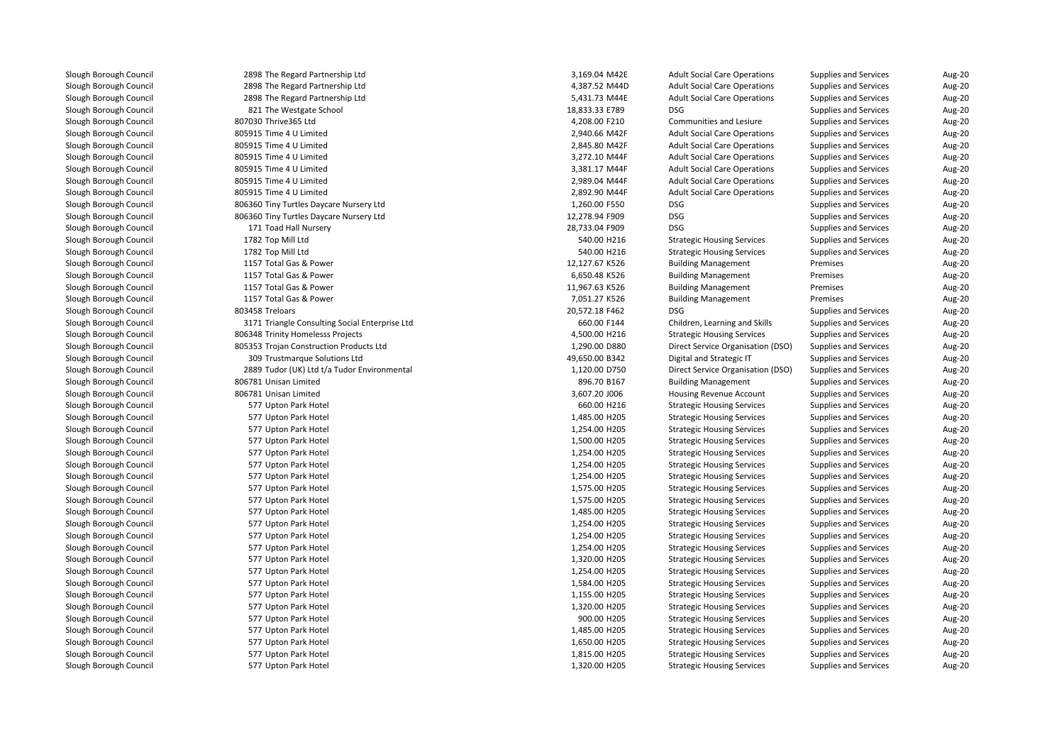| | | | | | | |
|---|---|---|---|---|---|---|
| Slough Borough Council | 2898 The Regard Partnership Ltd | 3,169.04 M42E | Adult Social Care Operations | Supplies and Services | Aug-20 |
| Slough Borough Council | 2898 The Regard Partnership Ltd | 4,387.52 M44D | Adult Social Care Operations | Supplies and Services | Aug-20 |
| Slough Borough Council | 2898 The Regard Partnership Ltd | 5,431.73 M44E | Adult Social Care Operations | Supplies and Services | Aug-20 |
| Slough Borough Council | 821 The Westgate School | 18,833.33 E789 | DSG | Supplies and Services | Aug-20 |
| Slough Borough Council | 807030 Thrive365 Ltd | 4,208.00 F210 | Communities and Lesiure | Supplies and Services | Aug-20 |
| Slough Borough Council | 805915 Time 4 U Limited | 2,940.66 M42F | Adult Social Care Operations | Supplies and Services | Aug-20 |
| Slough Borough Council | 805915 Time 4 U Limited | 2,845.80 M42F | Adult Social Care Operations | Supplies and Services | Aug-20 |
| Slough Borough Council | 805915 Time 4 U Limited | 3,272.10 M44F | Adult Social Care Operations | Supplies and Services | Aug-20 |
| Slough Borough Council | 805915 Time 4 U Limited | 3,381.17 M44F | Adult Social Care Operations | Supplies and Services | Aug-20 |
| Slough Borough Council | 805915 Time 4 U Limited | 2,989.04 M44F | Adult Social Care Operations | Supplies and Services | Aug-20 |
| Slough Borough Council | 805915 Time 4 U Limited | 2,892.90 M44F | Adult Social Care Operations | Supplies and Services | Aug-20 |
| Slough Borough Council | 806360 Tiny Turtles Daycare Nursery Ltd | 1,260.00 F550 | DSG | Supplies and Services | Aug-20 |
| Slough Borough Council | 806360 Tiny Turtles Daycare Nursery Ltd | 12,278.94 F909 | DSG | Supplies and Services | Aug-20 |
| Slough Borough Council | 171 Toad Hall Nursery | 28,733.04 F909 | DSG | Supplies and Services | Aug-20 |
| Slough Borough Council | 1782 Top Mill Ltd | 540.00 H216 | Strategic Housing Services | Supplies and Services | Aug-20 |
| Slough Borough Council | 1782 Top Mill Ltd | 540.00 H216 | Strategic Housing Services | Supplies and Services | Aug-20 |
| Slough Borough Council | 1157 Total Gas & Power | 12,127.67 K526 | Building Management | Premises | Aug-20 |
| Slough Borough Council | 1157 Total Gas & Power | 6,650.48 K526 | Building Management | Premises | Aug-20 |
| Slough Borough Council | 1157 Total Gas & Power | 11,967.63 K526 | Building Management | Premises | Aug-20 |
| Slough Borough Council | 1157 Total Gas & Power | 7,051.27 K526 | Building Management | Premises | Aug-20 |
| Slough Borough Council | 803458 Treloars | 20,572.18 F462 | DSG | Supplies and Services | Aug-20 |
| Slough Borough Council | 3171 Triangle Consulting Social Enterprise Ltd | 660.00 F144 | Children, Learning and Skills | Supplies and Services | Aug-20 |
| Slough Borough Council | 806348 Trinity Homelesss Projects | 4,500.00 H216 | Strategic Housing Services | Supplies and Services | Aug-20 |
| Slough Borough Council | 805353 Trojan Construction Products Ltd | 1,290.00 D880 | Direct Service Organisation (DSO) | Supplies and Services | Aug-20 |
| Slough Borough Council | 309 Trustmarque Solutions Ltd | 49,650.00 B342 | Digital and Strategic IT | Supplies and Services | Aug-20 |
| Slough Borough Council | 2889 Tudor (UK) Ltd t/a Tudor Environmental | 1,120.00 D750 | Direct Service Organisation (DSO) | Supplies and Services | Aug-20 |
| Slough Borough Council | 806781 Unisan Limited | 896.70 B167 | Building Management | Supplies and Services | Aug-20 |
| Slough Borough Council | 806781 Unisan Limited | 3,607.20 J006 | Housing Revenue Account | Supplies and Services | Aug-20 |
| Slough Borough Council | 577 Upton Park Hotel | 660.00 H216 | Strategic Housing Services | Supplies and Services | Aug-20 |
| Slough Borough Council | 577 Upton Park Hotel | 1,485.00 H205 | Strategic Housing Services | Supplies and Services | Aug-20 |
| Slough Borough Council | 577 Upton Park Hotel | 1,254.00 H205 | Strategic Housing Services | Supplies and Services | Aug-20 |
| Slough Borough Council | 577 Upton Park Hotel | 1,500.00 H205 | Strategic Housing Services | Supplies and Services | Aug-20 |
| Slough Borough Council | 577 Upton Park Hotel | 1,254.00 H205 | Strategic Housing Services | Supplies and Services | Aug-20 |
| Slough Borough Council | 577 Upton Park Hotel | 1,254.00 H205 | Strategic Housing Services | Supplies and Services | Aug-20 |
| Slough Borough Council | 577 Upton Park Hotel | 1,254.00 H205 | Strategic Housing Services | Supplies and Services | Aug-20 |
| Slough Borough Council | 577 Upton Park Hotel | 1,575.00 H205 | Strategic Housing Services | Supplies and Services | Aug-20 |
| Slough Borough Council | 577 Upton Park Hotel | 1,575.00 H205 | Strategic Housing Services | Supplies and Services | Aug-20 |
| Slough Borough Council | 577 Upton Park Hotel | 1,485.00 H205 | Strategic Housing Services | Supplies and Services | Aug-20 |
| Slough Borough Council | 577 Upton Park Hotel | 1,254.00 H205 | Strategic Housing Services | Supplies and Services | Aug-20 |
| Slough Borough Council | 577 Upton Park Hotel | 1,254.00 H205 | Strategic Housing Services | Supplies and Services | Aug-20 |
| Slough Borough Council | 577 Upton Park Hotel | 1,254.00 H205 | Strategic Housing Services | Supplies and Services | Aug-20 |
| Slough Borough Council | 577 Upton Park Hotel | 1,320.00 H205 | Strategic Housing Services | Supplies and Services | Aug-20 |
| Slough Borough Council | 577 Upton Park Hotel | 1,254.00 H205 | Strategic Housing Services | Supplies and Services | Aug-20 |
| Slough Borough Council | 577 Upton Park Hotel | 1,584.00 H205 | Strategic Housing Services | Supplies and Services | Aug-20 |
| Slough Borough Council | 577 Upton Park Hotel | 1,155.00 H205 | Strategic Housing Services | Supplies and Services | Aug-20 |
| Slough Borough Council | 577 Upton Park Hotel | 1,320.00 H205 | Strategic Housing Services | Supplies and Services | Aug-20 |
| Slough Borough Council | 577 Upton Park Hotel | 900.00 H205 | Strategic Housing Services | Supplies and Services | Aug-20 |
| Slough Borough Council | 577 Upton Park Hotel | 1,485.00 H205 | Strategic Housing Services | Supplies and Services | Aug-20 |
| Slough Borough Council | 577 Upton Park Hotel | 1,650.00 H205 | Strategic Housing Services | Supplies and Services | Aug-20 |
| Slough Borough Council | 577 Upton Park Hotel | 1,815.00 H205 | Strategic Housing Services | Supplies and Services | Aug-20 |
| Slough Borough Council | 577 Upton Park Hotel | 1,320.00 H205 | Strategic Housing Services | Supplies and Services | Aug-20 |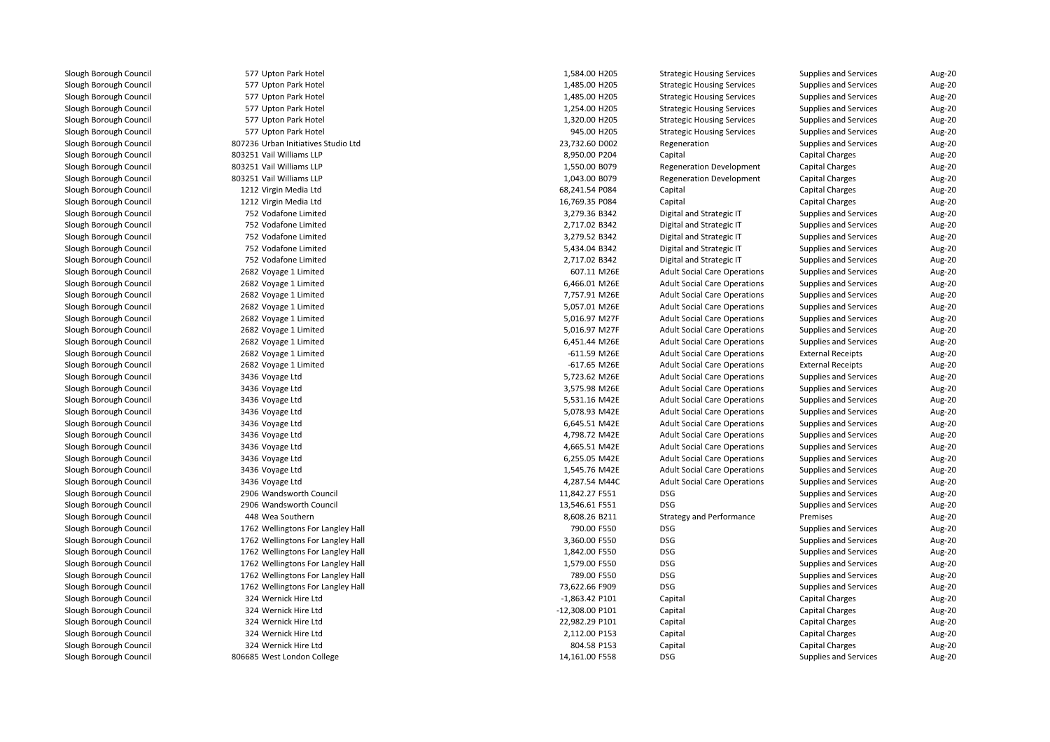| | | | | | | | |
|---|---|---|---|---|---|---|---|
| Slough Borough Council | 577 | Upton Park Hotel | 1,584.00 | H205 | Strategic Housing Services | Supplies and Services | Aug-20 |
| Slough Borough Council | 577 | Upton Park Hotel | 1,485.00 | H205 | Strategic Housing Services | Supplies and Services | Aug-20 |
| Slough Borough Council | 577 | Upton Park Hotel | 1,485.00 | H205 | Strategic Housing Services | Supplies and Services | Aug-20 |
| Slough Borough Council | 577 | Upton Park Hotel | 1,254.00 | H205 | Strategic Housing Services | Supplies and Services | Aug-20 |
| Slough Borough Council | 577 | Upton Park Hotel | 1,320.00 | H205 | Strategic Housing Services | Supplies and Services | Aug-20 |
| Slough Borough Council | 577 | Upton Park Hotel | 945.00 | H205 | Strategic Housing Services | Supplies and Services | Aug-20 |
| Slough Borough Council | 807236 | Urban Initiatives Studio Ltd | 23,732.60 | D002 | Regeneration | Supplies and Services | Aug-20 |
| Slough Borough Council | 803251 | Vail Williams LLP | 8,950.00 | P204 | Capital | Capital Charges | Aug-20 |
| Slough Borough Council | 803251 | Vail Williams LLP | 1,550.00 | B079 | Regeneration Development | Capital Charges | Aug-20 |
| Slough Borough Council | 803251 | Vail Williams LLP | 1,043.00 | B079 | Regeneration Development | Capital Charges | Aug-20 |
| Slough Borough Council | 1212 | Virgin Media Ltd | 68,241.54 | P084 | Capital | Capital Charges | Aug-20 |
| Slough Borough Council | 1212 | Virgin Media Ltd | 16,769.35 | P084 | Capital | Capital Charges | Aug-20 |
| Slough Borough Council | 752 | Vodafone Limited | 3,279.36 | B342 | Digital and Strategic IT | Supplies and Services | Aug-20 |
| Slough Borough Council | 752 | Vodafone Limited | 2,717.02 | B342 | Digital and Strategic IT | Supplies and Services | Aug-20 |
| Slough Borough Council | 752 | Vodafone Limited | 3,279.52 | B342 | Digital and Strategic IT | Supplies and Services | Aug-20 |
| Slough Borough Council | 752 | Vodafone Limited | 5,434.04 | B342 | Digital and Strategic IT | Supplies and Services | Aug-20 |
| Slough Borough Council | 752 | Vodafone Limited | 2,717.02 | B342 | Digital and Strategic IT | Supplies and Services | Aug-20 |
| Slough Borough Council | 2682 | Voyage 1 Limited | 607.11 | M26E | Adult Social Care Operations | Supplies and Services | Aug-20 |
| Slough Borough Council | 2682 | Voyage 1 Limited | 6,466.01 | M26E | Adult Social Care Operations | Supplies and Services | Aug-20 |
| Slough Borough Council | 2682 | Voyage 1 Limited | 7,757.91 | M26E | Adult Social Care Operations | Supplies and Services | Aug-20 |
| Slough Borough Council | 2682 | Voyage 1 Limited | 5,057.01 | M26E | Adult Social Care Operations | Supplies and Services | Aug-20 |
| Slough Borough Council | 2682 | Voyage 1 Limited | 5,016.97 | M27F | Adult Social Care Operations | Supplies and Services | Aug-20 |
| Slough Borough Council | 2682 | Voyage 1 Limited | 5,016.97 | M27F | Adult Social Care Operations | Supplies and Services | Aug-20 |
| Slough Borough Council | 2682 | Voyage 1 Limited | 6,451.44 | M26E | Adult Social Care Operations | Supplies and Services | Aug-20 |
| Slough Borough Council | 2682 | Voyage 1 Limited | -611.59 | M26E | Adult Social Care Operations | External Receipts | Aug-20 |
| Slough Borough Council | 2682 | Voyage 1 Limited | -617.65 | M26E | Adult Social Care Operations | External Receipts | Aug-20 |
| Slough Borough Council | 3436 | Voyage Ltd | 5,723.62 | M26E | Adult Social Care Operations | Supplies and Services | Aug-20 |
| Slough Borough Council | 3436 | Voyage Ltd | 3,575.98 | M26E | Adult Social Care Operations | Supplies and Services | Aug-20 |
| Slough Borough Council | 3436 | Voyage Ltd | 5,531.16 | M42E | Adult Social Care Operations | Supplies and Services | Aug-20 |
| Slough Borough Council | 3436 | Voyage Ltd | 5,078.93 | M42E | Adult Social Care Operations | Supplies and Services | Aug-20 |
| Slough Borough Council | 3436 | Voyage Ltd | 6,645.51 | M42E | Adult Social Care Operations | Supplies and Services | Aug-20 |
| Slough Borough Council | 3436 | Voyage Ltd | 4,798.72 | M42E | Adult Social Care Operations | Supplies and Services | Aug-20 |
| Slough Borough Council | 3436 | Voyage Ltd | 4,665.51 | M42E | Adult Social Care Operations | Supplies and Services | Aug-20 |
| Slough Borough Council | 3436 | Voyage Ltd | 6,255.05 | M42E | Adult Social Care Operations | Supplies and Services | Aug-20 |
| Slough Borough Council | 3436 | Voyage Ltd | 1,545.76 | M42E | Adult Social Care Operations | Supplies and Services | Aug-20 |
| Slough Borough Council | 3436 | Voyage Ltd | 4,287.54 | M44C | Adult Social Care Operations | Supplies and Services | Aug-20 |
| Slough Borough Council | 2906 | Wandsworth Council | 11,842.27 | F551 | DSG | Supplies and Services | Aug-20 |
| Slough Borough Council | 2906 | Wandsworth Council | 13,546.61 | F551 | DSG | Supplies and Services | Aug-20 |
| Slough Borough Council | 448 | Wea Southern | 8,608.26 | B211 | Strategy and Performance | Premises | Aug-20 |
| Slough Borough Council | 1762 | Wellingtons For Langley Hall | 790.00 | F550 | DSG | Supplies and Services | Aug-20 |
| Slough Borough Council | 1762 | Wellingtons For Langley Hall | 3,360.00 | F550 | DSG | Supplies and Services | Aug-20 |
| Slough Borough Council | 1762 | Wellingtons For Langley Hall | 1,842.00 | F550 | DSG | Supplies and Services | Aug-20 |
| Slough Borough Council | 1762 | Wellingtons For Langley Hall | 1,579.00 | F550 | DSG | Supplies and Services | Aug-20 |
| Slough Borough Council | 1762 | Wellingtons For Langley Hall | 789.00 | F550 | DSG | Supplies and Services | Aug-20 |
| Slough Borough Council | 1762 | Wellingtons For Langley Hall | 73,622.66 | F909 | DSG | Supplies and Services | Aug-20 |
| Slough Borough Council | 324 | Wernick Hire Ltd | -1,863.42 | P101 | Capital | Capital Charges | Aug-20 |
| Slough Borough Council | 324 | Wernick Hire Ltd | -12,308.00 | P101 | Capital | Capital Charges | Aug-20 |
| Slough Borough Council | 324 | Wernick Hire Ltd | 22,982.29 | P101 | Capital | Capital Charges | Aug-20 |
| Slough Borough Council | 324 | Wernick Hire Ltd | 2,112.00 | P153 | Capital | Capital Charges | Aug-20 |
| Slough Borough Council | 324 | Wernick Hire Ltd | 804.58 | P153 | Capital | Capital Charges | Aug-20 |
| Slough Borough Council | 806685 | West London College | 14,161.00 | F558 | DSG | Supplies and Services | Aug-20 |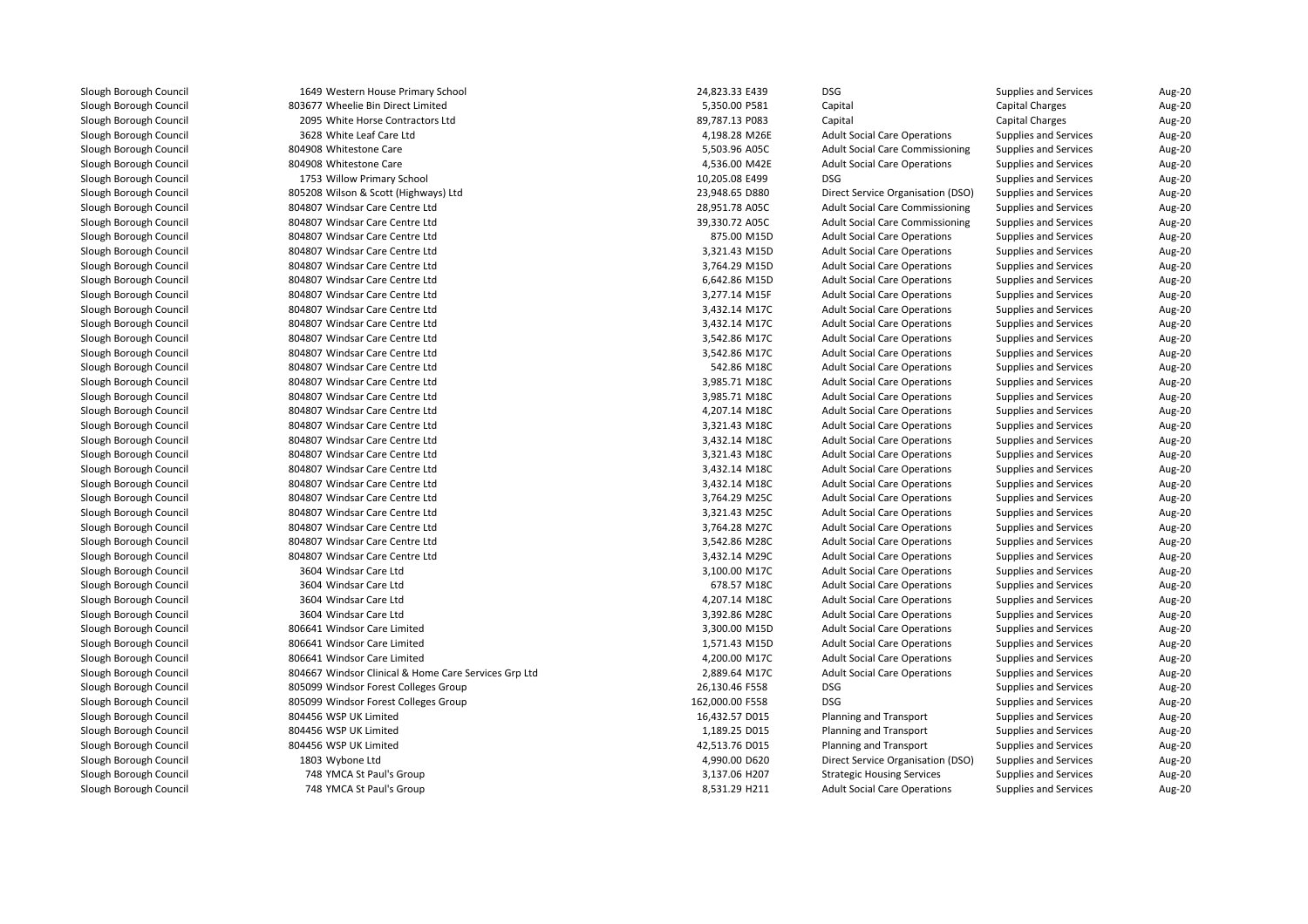| | | | | | | | |
|---|---|---|---|---|---|---|---|
| Slough Borough Council | 1649 | Western House Primary School | 24,823.33 | E439 | DSG | Supplies and Services | Aug-20 |
| Slough Borough Council | 803677 | Wheelie Bin Direct Limited | 5,350.00 | P581 | Capital | Capital Charges | Aug-20 |
| Slough Borough Council | 2095 | White Horse Contractors Ltd | 89,787.13 | P083 | Capital | Capital Charges | Aug-20 |
| Slough Borough Council | 3628 | White Leaf Care Ltd | 4,198.28 | M26E | Adult Social Care Operations | Supplies and Services | Aug-20 |
| Slough Borough Council | 804908 | Whitestone Care | 5,503.96 | A05C | Adult Social Care Commissioning | Supplies and Services | Aug-20 |
| Slough Borough Council | 804908 | Whitestone Care | 4,536.00 | M42E | Adult Social Care Operations | Supplies and Services | Aug-20 |
| Slough Borough Council | 1753 | Willow Primary School | 10,205.08 | E499 | DSG | Supplies and Services | Aug-20 |
| Slough Borough Council | 805208 | Wilson & Scott (Highways) Ltd | 23,948.65 | D880 | Direct Service Organisation (DSO) | Supplies and Services | Aug-20 |
| Slough Borough Council | 804807 | Windsar Care Centre Ltd | 28,951.78 | A05C | Adult Social Care Commissioning | Supplies and Services | Aug-20 |
| Slough Borough Council | 804807 | Windsar Care Centre Ltd | 39,330.72 | A05C | Adult Social Care Commissioning | Supplies and Services | Aug-20 |
| Slough Borough Council | 804807 | Windsar Care Centre Ltd | 875.00 | M15D | Adult Social Care Operations | Supplies and Services | Aug-20 |
| Slough Borough Council | 804807 | Windsar Care Centre Ltd | 3,321.43 | M15D | Adult Social Care Operations | Supplies and Services | Aug-20 |
| Slough Borough Council | 804807 | Windsar Care Centre Ltd | 3,764.29 | M15D | Adult Social Care Operations | Supplies and Services | Aug-20 |
| Slough Borough Council | 804807 | Windsar Care Centre Ltd | 6,642.86 | M15D | Adult Social Care Operations | Supplies and Services | Aug-20 |
| Slough Borough Council | 804807 | Windsar Care Centre Ltd | 3,277.14 | M15F | Adult Social Care Operations | Supplies and Services | Aug-20 |
| Slough Borough Council | 804807 | Windsar Care Centre Ltd | 3,432.14 | M17C | Adult Social Care Operations | Supplies and Services | Aug-20 |
| Slough Borough Council | 804807 | Windsar Care Centre Ltd | 3,432.14 | M17C | Adult Social Care Operations | Supplies and Services | Aug-20 |
| Slough Borough Council | 804807 | Windsar Care Centre Ltd | 3,542.86 | M17C | Adult Social Care Operations | Supplies and Services | Aug-20 |
| Slough Borough Council | 804807 | Windsar Care Centre Ltd | 3,542.86 | M17C | Adult Social Care Operations | Supplies and Services | Aug-20 |
| Slough Borough Council | 804807 | Windsar Care Centre Ltd | 542.86 | M18C | Adult Social Care Operations | Supplies and Services | Aug-20 |
| Slough Borough Council | 804807 | Windsar Care Centre Ltd | 3,985.71 | M18C | Adult Social Care Operations | Supplies and Services | Aug-20 |
| Slough Borough Council | 804807 | Windsar Care Centre Ltd | 3,985.71 | M18C | Adult Social Care Operations | Supplies and Services | Aug-20 |
| Slough Borough Council | 804807 | Windsar Care Centre Ltd | 4,207.14 | M18C | Adult Social Care Operations | Supplies and Services | Aug-20 |
| Slough Borough Council | 804807 | Windsar Care Centre Ltd | 3,321.43 | M18C | Adult Social Care Operations | Supplies and Services | Aug-20 |
| Slough Borough Council | 804807 | Windsar Care Centre Ltd | 3,432.14 | M18C | Adult Social Care Operations | Supplies and Services | Aug-20 |
| Slough Borough Council | 804807 | Windsar Care Centre Ltd | 3,321.43 | M18C | Adult Social Care Operations | Supplies and Services | Aug-20 |
| Slough Borough Council | 804807 | Windsar Care Centre Ltd | 3,432.14 | M18C | Adult Social Care Operations | Supplies and Services | Aug-20 |
| Slough Borough Council | 804807 | Windsar Care Centre Ltd | 3,432.14 | M18C | Adult Social Care Operations | Supplies and Services | Aug-20 |
| Slough Borough Council | 804807 | Windsar Care Centre Ltd | 3,764.29 | M25C | Adult Social Care Operations | Supplies and Services | Aug-20 |
| Slough Borough Council | 804807 | Windsar Care Centre Ltd | 3,321.43 | M25C | Adult Social Care Operations | Supplies and Services | Aug-20 |
| Slough Borough Council | 804807 | Windsar Care Centre Ltd | 3,764.28 | M27C | Adult Social Care Operations | Supplies and Services | Aug-20 |
| Slough Borough Council | 804807 | Windsar Care Centre Ltd | 3,542.86 | M28C | Adult Social Care Operations | Supplies and Services | Aug-20 |
| Slough Borough Council | 804807 | Windsar Care Centre Ltd | 3,432.14 | M29C | Adult Social Care Operations | Supplies and Services | Aug-20 |
| Slough Borough Council | 3604 | Windsar Care Ltd | 3,100.00 | M17C | Adult Social Care Operations | Supplies and Services | Aug-20 |
| Slough Borough Council | 3604 | Windsar Care Ltd | 678.57 | M18C | Adult Social Care Operations | Supplies and Services | Aug-20 |
| Slough Borough Council | 3604 | Windsar Care Ltd | 4,207.14 | M18C | Adult Social Care Operations | Supplies and Services | Aug-20 |
| Slough Borough Council | 3604 | Windsar Care Ltd | 3,392.86 | M28C | Adult Social Care Operations | Supplies and Services | Aug-20 |
| Slough Borough Council | 806641 | Windsor Care Limited | 3,300.00 | M15D | Adult Social Care Operations | Supplies and Services | Aug-20 |
| Slough Borough Council | 806641 | Windsor Care Limited | 1,571.43 | M15D | Adult Social Care Operations | Supplies and Services | Aug-20 |
| Slough Borough Council | 806641 | Windsor Care Limited | 4,200.00 | M17C | Adult Social Care Operations | Supplies and Services | Aug-20 |
| Slough Borough Council | 804667 | Windsor Clinical & Home Care Services Grp Ltd | 2,889.64 | M17C | Adult Social Care Operations | Supplies and Services | Aug-20 |
| Slough Borough Council | 805099 | Windsor Forest Colleges Group | 26,130.46 | F558 | DSG | Supplies and Services | Aug-20 |
| Slough Borough Council | 805099 | Windsor Forest Colleges Group | 162,000.00 | F558 | DSG | Supplies and Services | Aug-20 |
| Slough Borough Council | 804456 | WSP UK Limited | 16,432.57 | D015 | Planning and Transport | Supplies and Services | Aug-20 |
| Slough Borough Council | 804456 | WSP UK Limited | 1,189.25 | D015 | Planning and Transport | Supplies and Services | Aug-20 |
| Slough Borough Council | 804456 | WSP UK Limited | 42,513.76 | D015 | Planning and Transport | Supplies and Services | Aug-20 |
| Slough Borough Council | 1803 | Wybone Ltd | 4,990.00 | D620 | Direct Service Organisation (DSO) | Supplies and Services | Aug-20 |
| Slough Borough Council | 748 | YMCA St Paul's Group | 3,137.06 | H207 | Strategic Housing Services | Supplies and Services | Aug-20 |
| Slough Borough Council | 748 | YMCA St Paul's Group | 8,531.29 | H211 | Adult Social Care Operations | Supplies and Services | Aug-20 |